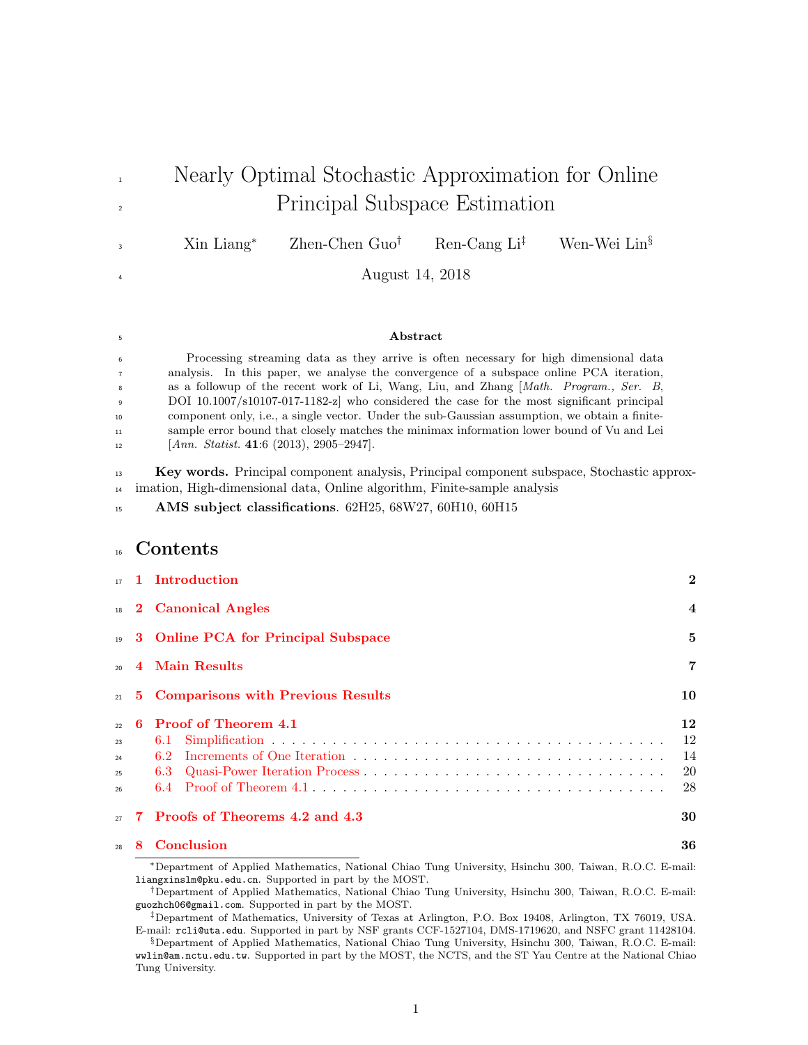# Nearly Optimal Stochastic Approximation for Online Principal Subspace Estimation

Xin Liang[*] Zhen-Chen Guo[†] Ren-Cang Li[‡] Wen-Wei Lin[§]

August 14, 2018

### Abstract

Processing streaming data as they arrive is often necessary for high dimensional data analysis. In this paper, we analyse the convergence of a subspace online PCA iteration, as a followup of the recent work of Li, Wang, Liu, and Zhang [*Math. Program., Ser. B*, DOI 10.1007/s10107-017-1182-z] who considered the case for the most significant principal component only, i.e., a single vector. Under the sub-Gaussian assumption, we obtain a finite-sample error bound that closely matches the minimax information lower bound of Vu and Lei [*Ann. Statist.* **41**:6 (2013), 2905–2947].

**Key words.** Principal component analysis, Principal component subspace, Stochastic approximation, High-dimensional data, Online algorithm, Finite-sample analysis

**AMS subject classifications**. 62H25, 68W27, 60H10, 60H15

## Contents

1 Introduction — 2

2 Canonical Angles — 4

3 Online PCA for Principal Subspace — 5

4 Main Results — 7

5 Comparisons with Previous Results — 10

6 Proof of Theorem 4.1 — 12
- 6.1 Simplification — 12
- 6.2 Increments of One Iteration — 14
- 6.3 Quasi-Power Iteration Process — 20
- 6.4 Proof of Theorem 4.1 — 28

7 Proofs of Theorems 4.2 and 4.3 — 30

8 Conclusion — 36

---

[*] Department of Applied Mathematics, National Chiao Tung University, Hsinchu 300, Taiwan, R.O.C. E-mail: liangxinslm@pku.edu.cn. Supported in part by the MOST.

[†] Department of Applied Mathematics, National Chiao Tung University, Hsinchu 300, Taiwan, R.O.C. E-mail: guozhch06@gmail.com. Supported in part by the MOST.

[‡] Department of Mathematics, University of Texas at Arlington, P.O. Box 19408, Arlington, TX 76019, USA. E-mail: rcli@uta.edu. Supported in part by NSF grants CCF-1527104, DMS-1719620, and NSFC grant 11428104.

[§] Department of Applied Mathematics, National Chiao Tung University, Hsinchu 300, Taiwan, R.O.C. E-mail: wwlin@am.nctu.edu.tw. Supported in part by the MOST, the NCTS, and the ST Yau Centre at the National Chiao Tung University.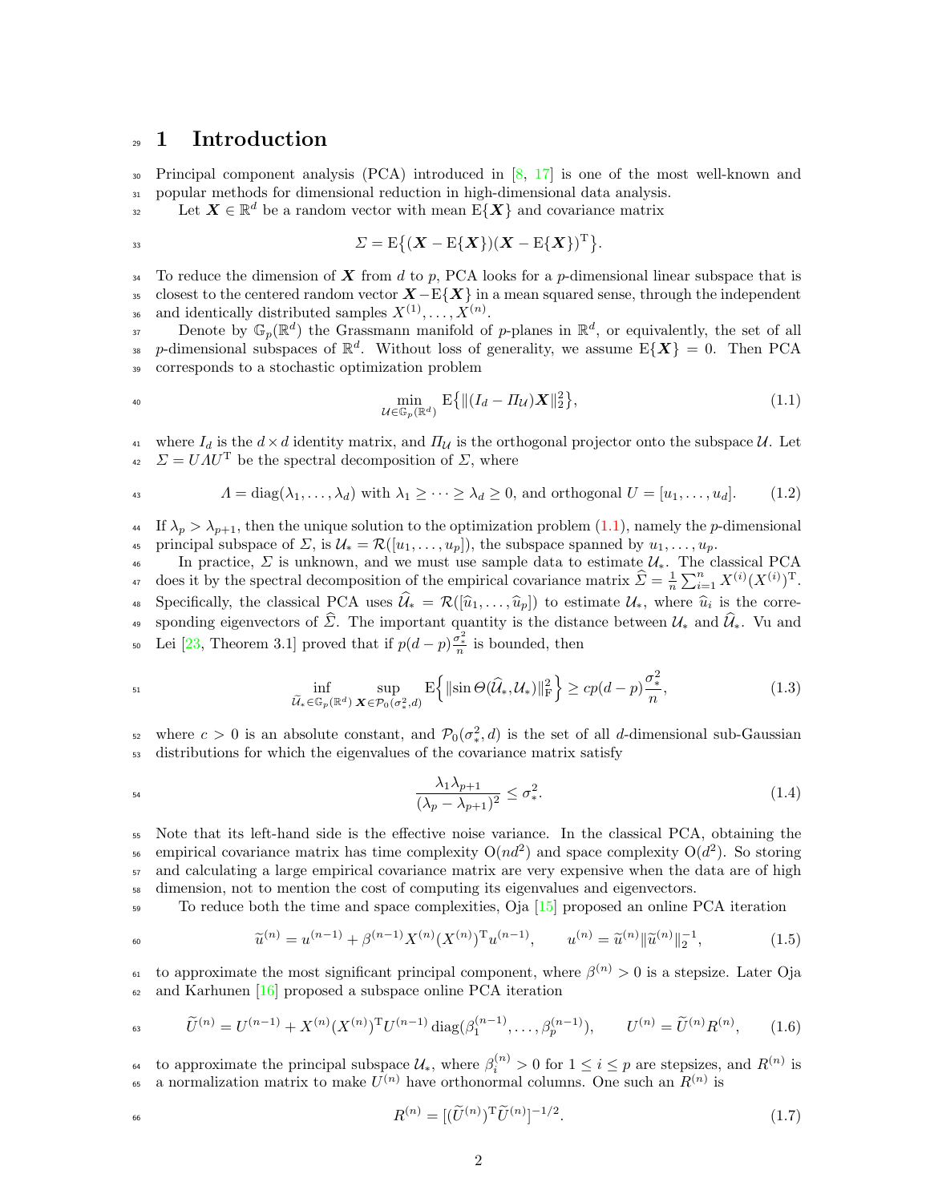# 1 Introduction

Principal component analysis (PCA) introduced in [8, 17] is one of the most well-known and popular methods for dimensional reduction in high-dimensional data analysis.

Let $\boldsymbol{X} \in \mathbb{R}^d$ be a random vector with mean $\mathrm{E}\{\boldsymbol{X}\}$ and covariance matrix

$$\Sigma = \mathrm{E}\big\{(\boldsymbol{X} - \mathrm{E}\{\boldsymbol{X}\})(\boldsymbol{X} - \mathrm{E}\{\boldsymbol{X}\})^{\mathrm{T}}\big\}.$$

To reduce the dimension of $\boldsymbol{X}$ from $d$ to $p$, PCA looks for a $p$-dimensional linear subspace that is closest to the centered random vector $\boldsymbol{X} - \mathrm{E}\{\boldsymbol{X}\}$ in a mean squared sense, through the independent and identically distributed samples $X^{(1)}, \ldots, X^{(n)}$.

Denote by $\mathbb{G}_p(\mathbb{R}^d)$ the Grassmann manifold of $p$-planes in $\mathbb{R}^d$, or equivalently, the set of all $p$-dimensional subspaces of $\mathbb{R}^d$. Without loss of generality, we assume $\mathrm{E}\{\boldsymbol{X}\} = 0$. Then PCA corresponds to a stochastic optimization problem

$$\min_{\mathcal{U} \in \mathbb{G}_p(\mathbb{R}^d)} \mathrm{E}\big\{\|(I_d - \Pi_{\mathcal{U}})\boldsymbol{X}\|_2^2\big\}, \tag{1.1}$$

where $I_d$ is the $d \times d$ identity matrix, and $\Pi_{\mathcal{U}}$ is the orthogonal projector onto the subspace $\mathcal{U}$. Let $\Sigma = U \Lambda U^{\mathrm{T}}$ be the spectral decomposition of $\Sigma$, where

$$\Lambda = \mathrm{diag}(\lambda_1, \ldots, \lambda_d) \text{ with } \lambda_1 \geq \cdots \geq \lambda_d \geq 0, \text{ and orthogonal } U = [u_1, \ldots, u_d]. \tag{1.2}$$

If $\lambda_p > \lambda_{p+1}$, then the unique solution to the optimization problem (1.1), namely the $p$-dimensional principal subspace of $\Sigma$, is $\mathcal{U}_* = \mathcal{R}([u_1, \ldots, u_p])$, the subspace spanned by $u_1, \ldots, u_p$.

In practice, $\Sigma$ is unknown, and we must use sample data to estimate $\mathcal{U}_*$. The classical PCA does it by the spectral decomposition of the empirical covariance matrix $\widehat{\Sigma} = \frac{1}{n}\sum_{i=1}^n X^{(i)}(X^{(i)})^{\mathrm{T}}$. Specifically, the classical PCA uses $\widehat{\mathcal{U}}_* = \mathcal{R}([\widehat{u}_1, \ldots, \widehat{u}_p])$ to estimate $\mathcal{U}_*$, where $\widehat{u}_i$ is the corresponding eigenvectors of $\widehat{\Sigma}$. The important quantity is the distance between $\mathcal{U}_*$ and $\widehat{\mathcal{U}}_*$. Vu and Lei [23, Theorem 3.1] proved that if $p(d-p)\frac{\sigma_*^2}{n}$ is bounded, then

$$\inf_{\widetilde{\mathcal{U}}_* \in \mathbb{G}_p(\mathbb{R}^d)} \sup_{\boldsymbol{X} \in \mathcal{P}_0(\sigma_*^2, d)} \mathrm{E}\Big\{\|\sin\Theta(\widehat{\mathcal{U}}_*, \mathcal{U}_*)\|_{\mathrm{F}}^2\Big\} \geq cp(d-p)\frac{\sigma_*^2}{n}, \tag{1.3}$$

where $c > 0$ is an absolute constant, and $\mathcal{P}_0(\sigma_*^2, d)$ is the set of all $d$-dimensional sub-Gaussian distributions for which the eigenvalues of the covariance matrix satisfy

$$\frac{\lambda_1 \lambda_{p+1}}{(\lambda_p - \lambda_{p+1})^2} \leq \sigma_*^2. \tag{1.4}$$

Note that its left-hand side is the effective noise variance. In the classical PCA, obtaining the empirical covariance matrix has time complexity $\mathrm{O}(nd^2)$ and space complexity $\mathrm{O}(d^2)$. So storing and calculating a large empirical covariance matrix are very expensive when the data are of high dimension, not to mention the cost of computing its eigenvalues and eigenvectors.

To reduce both the time and space complexities, Oja [15] proposed an online PCA iteration

$$\widetilde{u}^{(n)} = u^{(n-1)} + \beta^{(n-1)} X^{(n)}(X^{(n)})^{\mathrm{T}} u^{(n-1)}, \qquad u^{(n)} = \widetilde{u}^{(n)}\|\widetilde{u}^{(n)}\|_2^{-1}, \tag{1.5}$$

to approximate the most significant principal component, where $\beta^{(n)} > 0$ is a stepsize. Later Oja and Karhunen [16] proposed a subspace online PCA iteration

$$\widetilde{U}^{(n)} = U^{(n-1)} + X^{(n)}(X^{(n)})^{\mathrm{T}} U^{(n-1)} \,\mathrm{diag}(\beta_1^{(n-1)}, \ldots, \beta_p^{(n-1)}), \qquad U^{(n)} = \widetilde{U}^{(n)} R^{(n)}, \tag{1.6}$$

to approximate the principal subspace $\mathcal{U}_*$, where $\beta_i^{(n)} > 0$ for $1 \leq i \leq p$ are stepsizes, and $R^{(n)}$ is a normalization matrix to make $U^{(n)}$ have orthonormal columns. One such an $R^{(n)}$ is

$$R^{(n)} = [(\widetilde{U}^{(n)})^{\mathrm{T}}\widetilde{U}^{(n)}]^{-1/2}. \tag{1.7}$$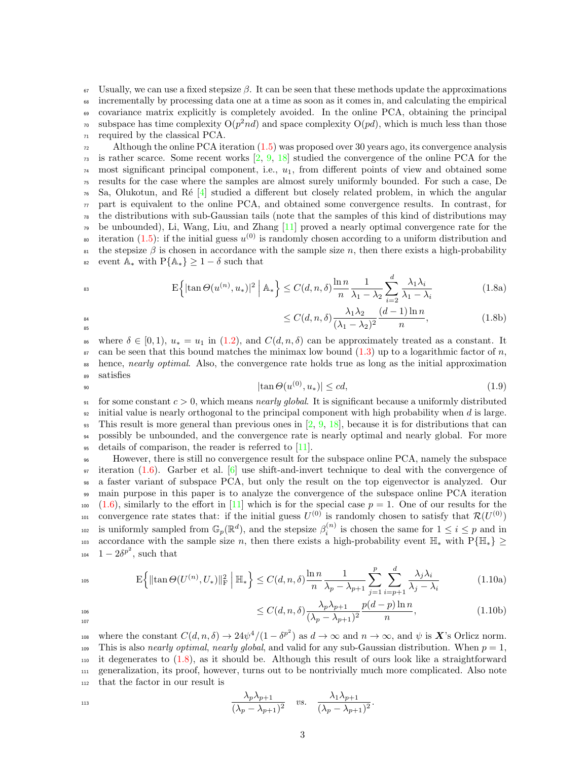Usually, we can use a fixed stepsize $\beta$. It can be seen that these methods update the approximations incrementally by processing data one at a time as soon as it comes in, and calculating the empirical covariance matrix explicitly is completely avoided. In the online PCA, obtaining the principal subspace has time complexity $\mathrm{O}(p^2nd)$ and space complexity $\mathrm{O}(pd)$, which is much less than those required by the classical PCA.

Although the online PCA iteration (1.5) was proposed over 30 years ago, its convergence analysis is rather scarce. Some recent works [2, 9, 18] studied the convergence of the online PCA for the most significant principal component, i.e., $u_1$, from different points of view and obtained some results for the case where the samples are almost surely uniformly bounded. For such a case, De Sa, Olukotun, and Ré [4] studied a different but closely related problem, in which the angular part is equivalent to the online PCA, and obtained some convergence results. In contrast, for the distributions with sub-Gaussian tails (note that the samples of this kind of distributions may be unbounded), Li, Wang, Liu, and Zhang [11] proved a nearly optimal convergence rate for the iteration (1.5): if the initial guess $u^{(0)}$ is randomly chosen according to a uniform distribution and the stepsize $\beta$ is chosen in accordance with the sample size $n$, then there exists a high-probability event $\mathbb{A}_*$ with $\mathrm{P}\{\mathbb{A}_*\} \geq 1-\delta$ such that

$$
\begin{aligned}
\mathrm{E}\Big\{|\tan\Theta(u^{(n)},u_*)|^2 \;\Big|\; \mathbb{A}_*\Big\} &\leq C(d,n,\delta)\frac{\ln n}{n}\frac{1}{\lambda_1-\lambda_2}\sum_{i=2}^{d}\frac{\lambda_1\lambda_i}{\lambda_1-\lambda_i} &\quad (1.8\text{a})\\
&\leq C(d,n,\delta)\frac{\lambda_1\lambda_2}{(\lambda_1-\lambda_2)^2}\frac{(d-1)\ln n}{n}, &\quad (1.8\text{b})
\end{aligned}
$$

where $\delta \in [0,1)$, $u_* = u_1$ in (1.2), and $C(d,n,\delta)$ can be approximately treated as a constant. It can be seen that this bound matches the minimax low bound (1.3) up to a logarithmic factor of $n$, hence, *nearly optimal*. Also, the convergence rate holds true as long as the initial approximation satisfies

$$
|\tan\Theta(u^{(0)},u_*)| \leq cd, \tag{1.9}
$$

for some constant $c>0$, which means *nearly global*. It is significant because a uniformly distributed initial value is nearly orthogonal to the principal component with high probability when $d$ is large. This result is more general than previous ones in [2, 9, 18], because it is for distributions that can possibly be unbounded, and the convergence rate is nearly optimal and nearly global. For more details of comparison, the reader is referred to [11].

However, there is still no convergence result for the subspace online PCA, namely the subspace iteration (1.6). Garber et al. [6] use shift-and-invert technique to deal with the convergence of a faster variant of subspace PCA, but only the result on the top eigenvector is analyzed. Our main purpose in this paper is to analyze the convergence of the subspace online PCA iteration (1.6), similarly to the effort in [11] which is for the special case $p=1$. One of our results for the convergence rate states that: if the initial guess $U^{(0)}$ is randomly chosen to satisfy that $\mathcal{R}(U^{(0)})$ is uniformly sampled from $\mathbb{G}_p(\mathbb{R}^d)$, and the stepsize $\beta_i^{(n)}$ is chosen the same for $1 \leq i \leq p$ and in accordance with the sample size $n$, then there exists a high-probability event $\mathbb{H}_*$ with $\mathrm{P}\{\mathbb{H}_*\} \geq 1-2\delta^{p^2}$, such that

$$
\begin{aligned}
\mathrm{E}\Big\{\|\tan\Theta(U^{(n)},U_*)\|_{\mathrm{F}}^2 \;\Big|\; \mathbb{H}_*\Big\} &\leq C(d,n,\delta)\frac{\ln n}{n}\frac{1}{\lambda_p-\lambda_{p+1}}\sum_{j=1}^{p}\sum_{i=p+1}^{d}\frac{\lambda_j\lambda_i}{\lambda_j-\lambda_i} &\quad (1.10\text{a})\\
&\leq C(d,n,\delta)\frac{\lambda_p\lambda_{p+1}}{(\lambda_p-\lambda_{p+1})^2}\frac{p(d-p)\ln n}{n}, &\quad (1.10\text{b})
\end{aligned}
$$

where the constant $C(d,n,\delta) \to 24\psi^4/(1-\delta^{p^2})$ as $d\to\infty$ and $n\to\infty$, and $\psi$ is $\boldsymbol{X}$'s Orlicz norm. This is also *nearly optimal*, *nearly global*, and valid for any sub-Gaussian distribution. When $p=1$, it degenerates to (1.8), as it should be. Although this result of ours look like a straightforward generalization, its proof, however, turns out to be nontrivially much more complicated. Also note that the factor in our result is

$$
\frac{\lambda_p\lambda_{p+1}}{(\lambda_p-\lambda_{p+1})^2} \quad vs. \quad \frac{\lambda_1\lambda_{p+1}}{(\lambda_p-\lambda_{p+1})^2}.
$$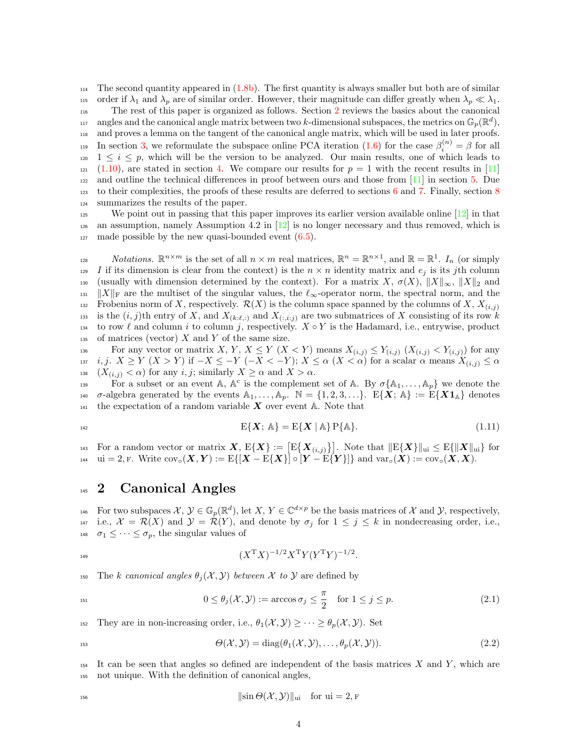The second quantity appeared in (1.8b). The first quantity is always smaller but both are of similar order if $\lambda_1$ and $\lambda_p$ are of similar order. However, their magnitude can differ greatly when $\lambda_p \ll \lambda_1$.

The rest of this paper is organized as follows. Section 2 reviews the basics about the canonical angles and the canonical angle matrix between two $k$-dimensional subspaces, the metrics on $\mathbb{G}_p(\mathbb{R}^d)$, and proves a lemma on the tangent of the canonical angle matrix, which will be used in later proofs. In section 3, we reformulate the subspace online PCA iteration (1.6) for the case $\beta_i^{(n)} = \beta$ for all $1 \le i \le p$, which will be the version to be analyzed. Our main results, one of which leads to (1.10), are stated in section 4. We compare our results for $p = 1$ with the recent results in [11] and outline the technical differences in proof between ours and those from [11] in section 5. Due to their complexities, the proofs of these results are deferred to sections 6 and 7. Finally, section 8 summarizes the results of the paper.

We point out in passing that this paper improves its earlier version available online [12] in that an assumption, namely Assumption 4.2 in [12] is no longer necessary and thus removed, which is made possible by the new quasi-bounded event (6.5).

*Notations.* $\mathbb{R}^{n\times m}$ is the set of all $n \times m$ real matrices, $\mathbb{R}^n = \mathbb{R}^{n\times 1}$, and $\mathbb{R} = \mathbb{R}^1$. $I_n$ (or simply $I$ if its dimension is clear from the context) is the $n \times n$ identity matrix and $e_j$ is its $j$th column (usually with dimension determined by the context). For a matrix $X$, $\sigma(X)$, $\|X\|_\infty$, $\|X\|_2$ and $\|X\|_{\mathrm{F}}$ are the multiset of the singular values, the $\ell_\infty$-operator norm, the spectral norm, and the Frobenius norm of $X$, respectively. $\mathcal{R}(X)$ is the column space spanned by the columns of $X$, $X_{(i,j)}$ is the $(i,j)$th entry of $X$, and $X_{(k:\ell,:)}$ and $X_{(:,i:j)}$ are two submatrices of $X$ consisting of its row $k$ to row $\ell$ and column $i$ to column $j$, respectively. $X \circ Y$ is the Hadamard, i.e., entrywise, product of matrices (vector) $X$ and $Y$ of the same size.

For any vector or matrix $X$, $Y$, $X \le Y$ ($X < Y$) means $X_{(i,j)} \le Y_{(i,j)}$ ($X_{(i,j)} < Y_{(i,j)}$) for any $i, j$. $X \ge Y$ ($X > Y$) if $-X \le -Y$ ($-X < -Y$); $X \le \alpha$ ($X < \alpha$) for a scalar $\alpha$ means $X_{(i,j)} \le \alpha$ ($X_{(i,j)} < \alpha$) for any $i, j$; similarly $X \ge \alpha$ and $X > \alpha$.

For a subset or an event $\mathbb{A}$, $\mathbb{A}^{\mathrm{c}}$ is the complement set of $\mathbb{A}$. By $\sigma\{\mathbb{A}_1, \dots, \mathbb{A}_p\}$ we denote the $\sigma$-algebra generated by the events $\mathbb{A}_1, \dots, \mathbb{A}_p$. $\mathbb{N} = \{1, 2, 3, \dots\}$. $\mathrm{E}\{\boldsymbol{X};\, \mathbb{A}\} := \mathrm{E}\{\boldsymbol{X}\mathbf{1}_{\mathbb{A}}\}$ denotes the expectation of a random variable $\boldsymbol{X}$ over event $\mathbb{A}$. Note that

$$\mathrm{E}\{\boldsymbol{X};\, \mathbb{A}\} = \mathrm{E}\{\boldsymbol{X} \mid \mathbb{A}\}\, \mathrm{P}\{\mathbb{A}\}. \tag{1.11}$$

For a random vector or matrix $\boldsymbol{X}$, $\mathrm{E}\{\boldsymbol{X}\} := \left[\mathrm{E}\{\boldsymbol{X}_{(i,j)}\}\right]$. Note that $\|\mathrm{E}\{\boldsymbol{X}\}\|_{\mathrm{ui}} \le \mathrm{E}\{\|\boldsymbol{X}\|_{\mathrm{ui}}\}$ for $\mathrm{ui} = 2, \mathrm{F}$. Write $\mathrm{cov}_\circ(\boldsymbol{X}, \boldsymbol{Y}) := \mathrm{E}\{[\boldsymbol{X} - \mathrm{E}\{\boldsymbol{X}\}] \circ [\boldsymbol{Y} - \mathrm{E}\{\boldsymbol{Y}\}]\}$ and $\mathrm{var}_\circ(\boldsymbol{X}) := \mathrm{cov}_\circ(\boldsymbol{X}, \boldsymbol{X})$.

# 2 Canonical Angles

For two subspaces $\mathcal{X}, \mathcal{Y} \in \mathbb{G}_p(\mathbb{R}^d)$, let $X, Y \in \mathbb{C}^{d\times p}$ be the basis matrices of $\mathcal{X}$ and $\mathcal{Y}$, respectively, i.e., $\mathcal{X} = \mathcal{R}(X)$ and $\mathcal{Y} = \mathcal{R}(Y)$, and denote by $\sigma_j$ for $1 \le j \le k$ in nondecreasing order, i.e., $\sigma_1 \le \dots \le \sigma_p$, the singular values of

$$(X^{\mathrm{T}}X)^{-1/2}X^{\mathrm{T}}Y(Y^{\mathrm{T}}Y)^{-1/2}.$$

The $k$ *canonical angles* $\theta_j(\mathcal{X}, \mathcal{Y})$ *between* $\mathcal{X}$ *to* $\mathcal{Y}$ are defined by

$$0 \le \theta_j(\mathcal{X}, \mathcal{Y}) := \arccos \sigma_j \le \frac{\pi}{2} \quad \text{for } 1 \le j \le p. \tag{2.1}$$

They are in non-increasing order, i.e., $\theta_1(\mathcal{X}, \mathcal{Y}) \ge \dots \ge \theta_p(\mathcal{X}, \mathcal{Y})$. Set

$$\Theta(\mathcal{X}, \mathcal{Y}) = \mathrm{diag}(\theta_1(\mathcal{X}, \mathcal{Y}), \dots, \theta_p(\mathcal{X}, \mathcal{Y})). \tag{2.2}$$

It can be seen that angles so defined are independent of the basis matrices $X$ and $Y$, which are not unique. With the definition of canonical angles,

$$\|\sin\Theta(\mathcal{X}, \mathcal{Y})\|_{\mathrm{ui}} \quad \text{for } \mathrm{ui} = 2, \mathrm{F}$$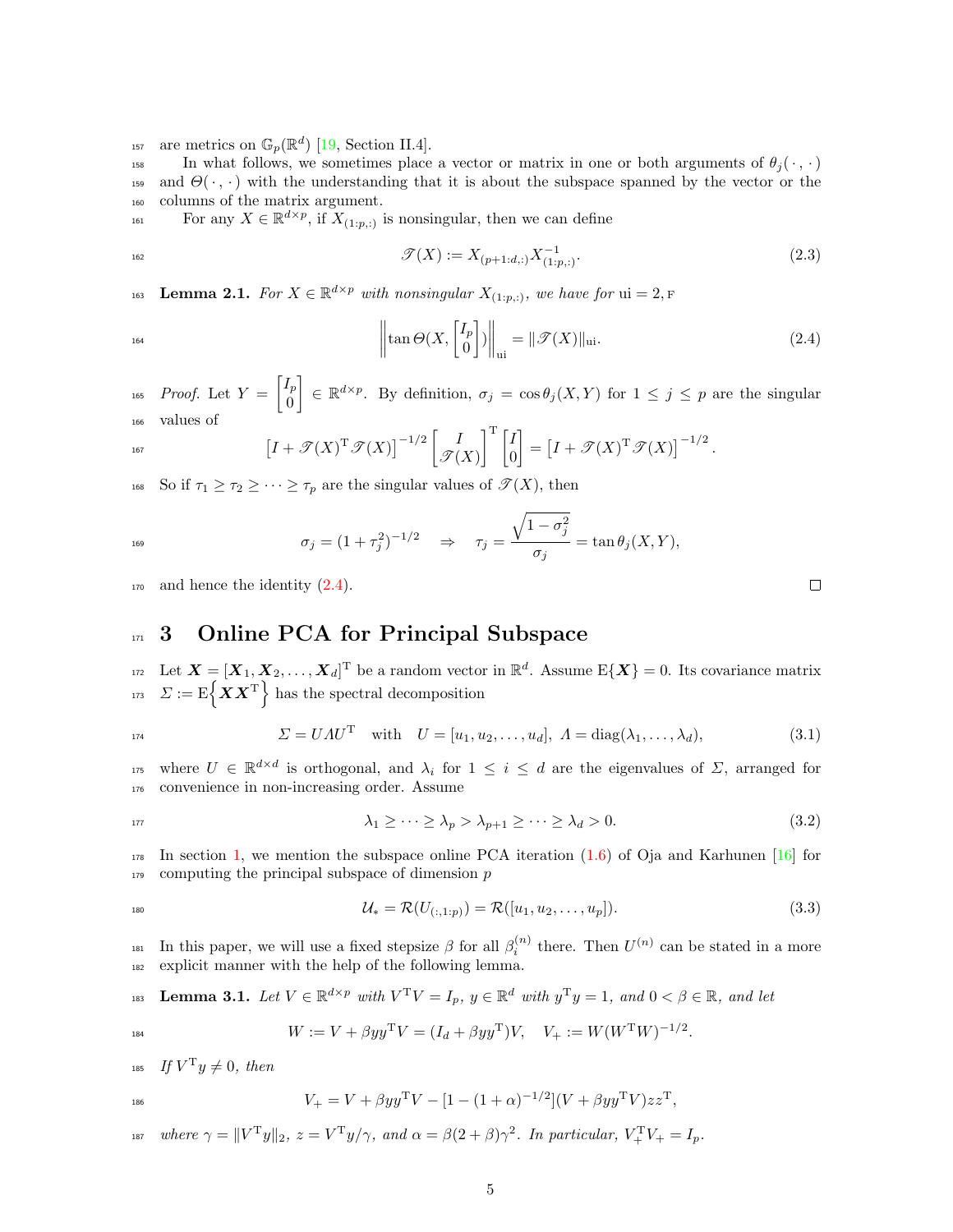are metrics on $\mathbb{G}_p(\mathbb{R}^d)$ [19, Section II.4].

In what follows, we sometimes place a vector or matrix in one or both arguments of $\theta_j(\,\cdot\,,\,\cdot\,)$ and $\Theta(\,\cdot\,,\,\cdot\,)$ with the understanding that it is about the subspace spanned by the vector or the columns of the matrix argument.

For any $X \in \mathbb{R}^{d\times p}$, if $X_{(1:p,:)}$ is nonsingular, then we can define

$$\mathscr{T}(X) := X_{(p+1:d,:)}X_{(1:p,:)}^{-1}. \tag{2.3}$$

**Lemma 2.1.** *For $X \in \mathbb{R}^{d\times p}$ with nonsingular $X_{(1:p,:)}$, we have for* $\mathrm{ui} = 2, \mathrm{F}$

$$\left\|\tan\Theta(X, \begin{bmatrix} I_p \\ 0 \end{bmatrix})\right\|_{\mathrm{ui}} = \|\mathscr{T}(X)\|_{\mathrm{ui}}. \tag{2.4}$$

*Proof.* Let $Y = \begin{bmatrix} I_p \\ 0 \end{bmatrix} \in \mathbb{R}^{d\times p}$. By definition, $\sigma_j = \cos\theta_j(X, Y)$ for $1 \le j \le p$ are the singular values of

$$\left[I + \mathscr{T}(X)^{\mathrm{T}}\mathscr{T}(X)\right]^{-1/2} \begin{bmatrix} I \\ \mathscr{T}(X) \end{bmatrix}^{\mathrm{T}} \begin{bmatrix} I \\ 0 \end{bmatrix} = \left[I + \mathscr{T}(X)^{\mathrm{T}}\mathscr{T}(X)\right]^{-1/2}.$$

So if $\tau_1 \ge \tau_2 \ge \cdots \ge \tau_p$ are the singular values of $\mathscr{T}(X)$, then

$$\sigma_j = (1+\tau_j^2)^{-1/2} \quad \Rightarrow \quad \tau_j = \frac{\sqrt{1-\sigma_j^2}}{\sigma_j} = \tan\theta_j(X, Y),$$

and hence the identity (2.4). $\square$

# 3 Online PCA for Principal Subspace

Let $\boldsymbol{X} = [\boldsymbol{X}_1, \boldsymbol{X}_2, \ldots, \boldsymbol{X}_d]^{\mathrm{T}}$ be a random vector in $\mathbb{R}^d$. Assume $\mathrm{E}\{\boldsymbol{X}\} = 0$. Its covariance matrix $\Sigma := \mathrm{E}\Big\{\boldsymbol{X}\boldsymbol{X}^{\mathrm{T}}\Big\}$ has the spectral decomposition

$$\Sigma = U\Lambda U^{\mathrm{T}} \quad \text{with} \quad U = [u_1, u_2, \ldots, u_d],\ \Lambda = \mathrm{diag}(\lambda_1, \ldots, \lambda_d), \tag{3.1}$$

where $U \in \mathbb{R}^{d\times d}$ is orthogonal, and $\lambda_i$ for $1 \le i \le d$ are the eigenvalues of $\Sigma$, arranged for convenience in non-increasing order. Assume

$$\lambda_1 \ge \cdots \ge \lambda_p > \lambda_{p+1} \ge \cdots \ge \lambda_d > 0. \tag{3.2}$$

In section 1, we mention the subspace online PCA iteration (1.6) of Oja and Karhunen [16] for computing the principal subspace of dimension $p$

$$\mathcal{U}_* = \mathcal{R}(U_{(:,1:p)}) = \mathcal{R}([u_1, u_2, \ldots, u_p]). \tag{3.3}$$

In this paper, we will use a fixed stepsize $\beta$ for all $\beta_i^{(n)}$ there. Then $U^{(n)}$ can be stated in a more explicit manner with the help of the following lemma.

**Lemma 3.1.** *Let $V \in \mathbb{R}^{d\times p}$ with $V^{\mathrm{T}}V = I_p$, $y \in \mathbb{R}^d$ with $y^{\mathrm{T}}y = 1$, and $0 < \beta \in \mathbb{R}$, and let*

$$W := V + \beta yy^{\mathrm{T}}V = (I_d + \beta yy^{\mathrm{T}})V, \quad V_+ := W(W^{\mathrm{T}}W)^{-1/2}.$$

*If $V^{\mathrm{T}}y \ne 0$, then*

$$V_+ = V + \beta yy^{\mathrm{T}}V - [1 - (1+\alpha)^{-1/2}](V + \beta yy^{\mathrm{T}}V)zz^{\mathrm{T}},$$

*where $\gamma = \|V^{\mathrm{T}}y\|_2$, $z = V^{\mathrm{T}}y/\gamma$, and $\alpha = \beta(2+\beta)\gamma^2$. In particular, $V_+^{\mathrm{T}}V_+ = I_p$.*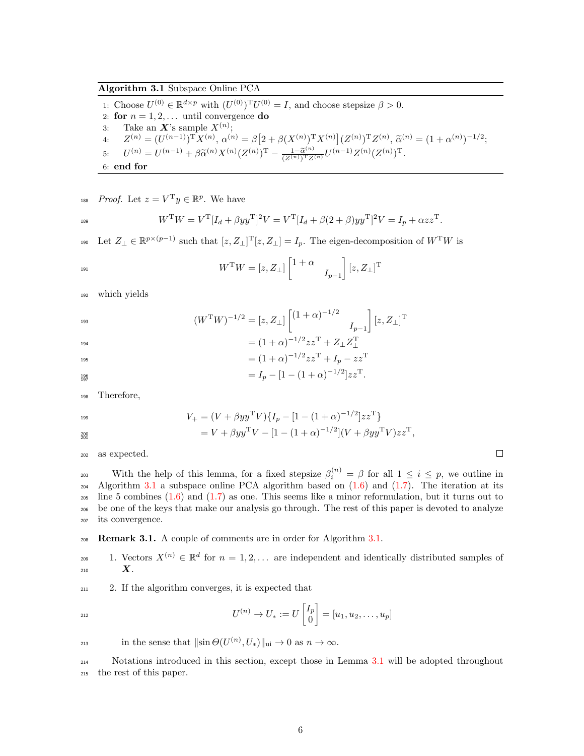**Algorithm 3.1** Subspace Online PCA

1: Choose $U^{(0)} \in \mathbb{R}^{d\times p}$ with $(U^{(0)})^{\mathrm{T}}U^{(0)} = I$, and choose stepsize $\beta > 0$.
2: **for** $n = 1, 2, \ldots$ until convergence **do**
3: Take an $\boldsymbol{X}$'s sample $X^{(n)}$;
4: $Z^{(n)} = (U^{(n-1)})^{\mathrm{T}}X^{(n)}$, $\alpha^{(n)} = \beta\big[2 + \beta(X^{(n)})^{\mathrm{T}}X^{(n)}\big](Z^{(n)})^{\mathrm{T}}Z^{(n)}$, $\widetilde{\alpha}^{(n)} = (1+\alpha^{(n)})^{-1/2}$;
5: $U^{(n)} = U^{(n-1)} + \beta\widetilde{\alpha}^{(n)}X^{(n)}(Z^{(n)})^{\mathrm{T}} - \frac{1-\widetilde{\alpha}^{(n)}}{(Z^{(n)})^{\mathrm{T}}Z^{(n)}}U^{(n-1)}Z^{(n)}(Z^{(n)})^{\mathrm{T}}$.
6: **end for**

*Proof.* Let $z = V^{\mathrm{T}}y \in \mathbb{R}^p$. We have

$$W^{\mathrm{T}}W = V^{\mathrm{T}}[I_d + \beta yy^{\mathrm{T}}]^2V = V^{\mathrm{T}}[I_d + \beta(2+\beta)yy^{\mathrm{T}}]^2V = I_p + \alpha zz^{\mathrm{T}}.$$

Let $Z_\perp \in \mathbb{R}^{p\times(p-1)}$ such that $[z, Z_\perp]^{\mathrm{T}}[z, Z_\perp] = I_p$. The eigen-decomposition of $W^{\mathrm{T}}W$ is

$$W^{\mathrm{T}}W = [z, Z_\perp]\begin{bmatrix}1+\alpha & \\ & I_{p-1}\end{bmatrix}[z, Z_\perp]^{\mathrm{T}}$$

which yields

$$\begin{aligned}
(W^{\mathrm{T}}W)^{-1/2} &= [z, Z_\perp]\begin{bmatrix}(1+\alpha)^{-1/2} & \\ & I_{p-1}\end{bmatrix}[z, Z_\perp]^{\mathrm{T}} \\
&= (1+\alpha)^{-1/2}zz^{\mathrm{T}} + Z_\perp Z_\perp^{\mathrm{T}} \\
&= (1+\alpha)^{-1/2}zz^{\mathrm{T}} + I_p - zz^{\mathrm{T}} \\
&= I_p - [1 - (1+\alpha)^{-1/2}]zz^{\mathrm{T}}.
\end{aligned}$$

Therefore,

$$\begin{aligned}
V_+ &= (V + \beta yy^{\mathrm{T}}V)\{I_p - [1-(1+\alpha)^{-1/2}]zz^{\mathrm{T}}\} \\
&= V + \beta yy^{\mathrm{T}}V - [1-(1+\alpha)^{-1/2}](V + \beta yy^{\mathrm{T}}V)zz^{\mathrm{T}},
\end{aligned}$$

as expected. □

With the help of this lemma, for a fixed stepsize $\beta_i^{(n)} = \beta$ for all $1 \le i \le p$, we outline in Algorithm 3.1 a subspace online PCA algorithm based on (1.6) and (1.7). The iteration at its line 5 combines (1.6) and (1.7) as one. This seems like a minor reformulation, but it turns out to be one of the keys that make our analysis go through. The rest of this paper is devoted to analyze its convergence.

**Remark 3.1.** A couple of comments are in order for Algorithm 3.1.

1. Vectors $X^{(n)} \in \mathbb{R}^d$ for $n = 1, 2, \ldots$ are independent and identically distributed samples of $\boldsymbol{X}$.
2. If the algorithm converges, it is expected that

$$U^{(n)} \to U_* := U\begin{bmatrix}I_p \\ 0\end{bmatrix} = [u_1, u_2, \ldots, u_p]$$

in the sense that $\|\sin\Theta(U^{(n)}, U_*)\|_{\mathrm{ui}} \to 0$ as $n \to \infty$.

Notations introduced in this section, except those in Lemma 3.1 will be adopted throughout the rest of this paper.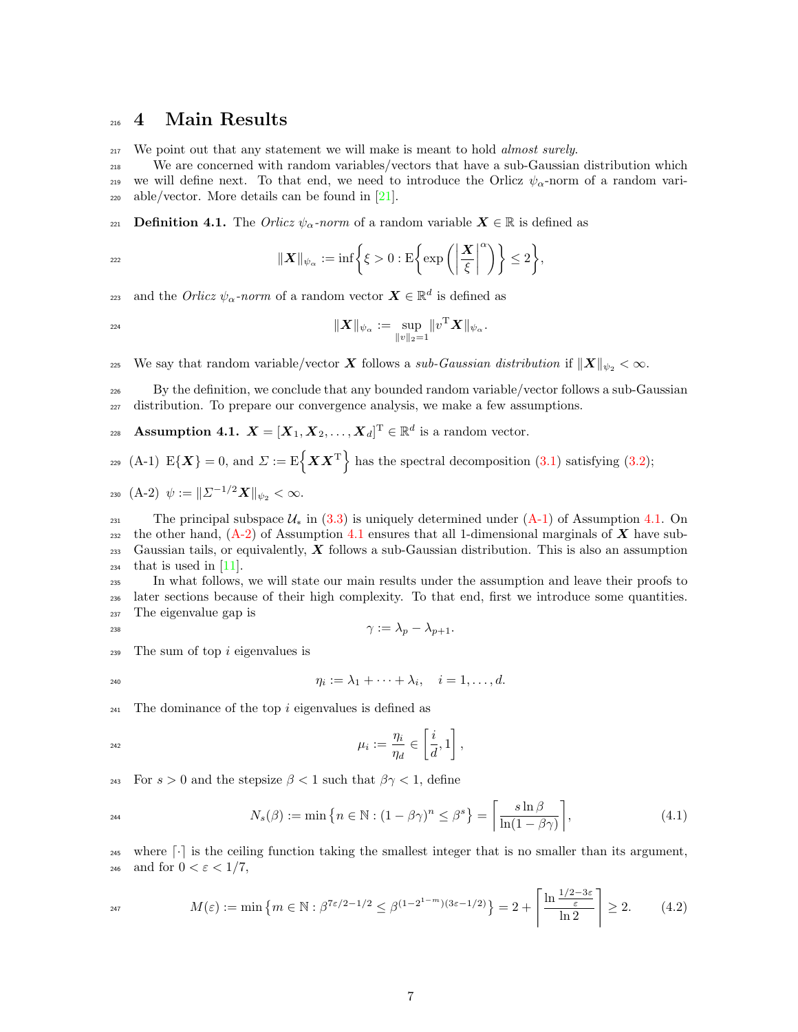# 4 Main Results

We point out that any statement we will make is meant to hold *almost surely*.

We are concerned with random variables/vectors that have a sub-Gaussian distribution which we will define next. To that end, we need to introduce the Orlicz $\psi_\alpha$-norm of a random variable/vector. More details can be found in [21].

**Definition 4.1.** The *Orlicz $\psi_\alpha$-norm* of a random variable $\boldsymbol{X} \in \mathbb{R}$ is defined as

$$\|\boldsymbol{X}\|_{\psi_\alpha} := \inf\left\{\xi > 0 : \mathrm{E}\left\{\exp\left(\left|\frac{\boldsymbol{X}}{\xi}\right|^\alpha\right)\right\} \leq 2\right\},$$

and the *Orlicz $\psi_\alpha$-norm* of a random vector $\boldsymbol{X} \in \mathbb{R}^d$ is defined as

$$\|\boldsymbol{X}\|_{\psi_\alpha} := \sup_{\|v\|_2=1} \|v^{\mathrm{T}}\boldsymbol{X}\|_{\psi_\alpha}.$$

We say that random variable/vector $\boldsymbol{X}$ follows a *sub-Gaussian distribution* if $\|\boldsymbol{X}\|_{\psi_2} < \infty$.

By the definition, we conclude that any bounded random variable/vector follows a sub-Gaussian distribution. To prepare our convergence analysis, we make a few assumptions.

**Assumption 4.1.** $\boldsymbol{X} = [\boldsymbol{X}_1, \boldsymbol{X}_2, \dots, \boldsymbol{X}_d]^{\mathrm{T}} \in \mathbb{R}^d$ is a random vector.

(A-1) $\mathrm{E}\{\boldsymbol{X}\} = 0$, and $\Sigma := \mathrm{E}\left\{\boldsymbol{X}\boldsymbol{X}^{\mathrm{T}}\right\}$ has the spectral decomposition (3.1) satisfying (3.2);

(A-2) $\psi := \|\Sigma^{-1/2}\boldsymbol{X}\|_{\psi_2} < \infty$.

The principal subspace $\mathcal{U}_*$ in (3.3) is uniquely determined under (A-1) of Assumption 4.1. On the other hand, (A-2) of Assumption 4.1 ensures that all 1-dimensional marginals of $\boldsymbol{X}$ have sub-Gaussian tails, or equivalently, $\boldsymbol{X}$ follows a sub-Gaussian distribution. This is also an assumption that is used in [11].

In what follows, we will state our main results under the assumption and leave their proofs to later sections because of their high complexity. To that end, first we introduce some quantities. The eigenvalue gap is

$$\gamma := \lambda_p - \lambda_{p+1}.$$

The sum of top $i$ eigenvalues is

$$\eta_i := \lambda_1 + \cdots + \lambda_i, \quad i = 1, \dots, d.$$

The dominance of the top $i$ eigenvalues is defined as

$$\mu_i := \frac{\eta_i}{\eta_d} \in \left[\frac{i}{d}, 1\right],$$

For $s > 0$ and the stepsize $\beta < 1$ such that $\beta\gamma < 1$, define

$$N_s(\beta) := \min\left\{n \in \mathbb{N} : (1 - \beta\gamma)^n \leq \beta^s\right\} = \left\lceil \frac{s \ln \beta}{\ln(1 - \beta\gamma)} \right\rceil, \tag{4.1}$$

where $\lceil \cdot \rceil$ is the ceiling function taking the smallest integer that is no smaller than its argument, and for $0 < \varepsilon < 1/7$,

$$M(\varepsilon) := \min\left\{m \in \mathbb{N} : \beta^{7\varepsilon/2 - 1/2} \leq \beta^{(1-2^{1-m})(3\varepsilon - 1/2)}\right\} = 2 + \left\lceil \frac{\ln \frac{1/2 - 3\varepsilon}{\varepsilon}}{\ln 2} \right\rceil \geq 2. \tag{4.2}$$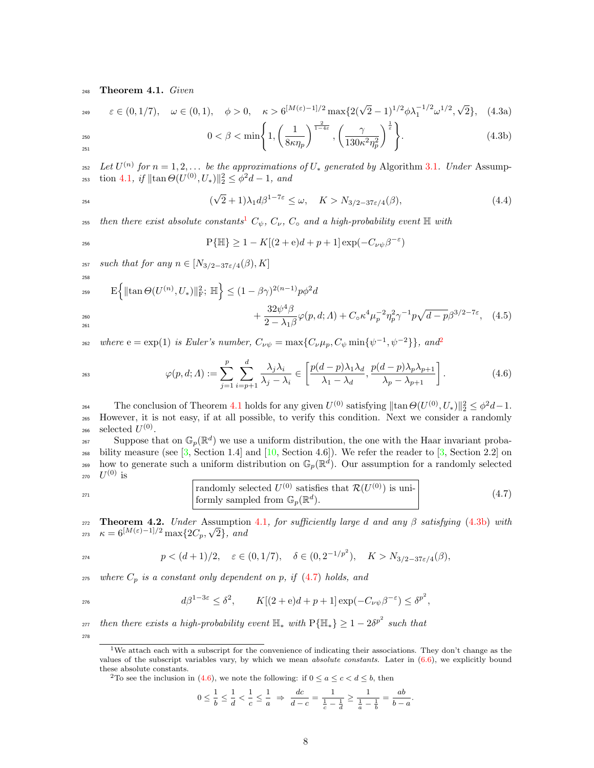**Theorem 4.1.** *Given*

$$
\varepsilon \in (0,1/7), \quad \omega \in (0,1), \quad \phi > 0, \quad \kappa > 6^{[M(\varepsilon)-1]/2} \max\{2(\sqrt{2}-1)^{1/2}\phi\lambda_1^{-1/2}\omega^{1/2}, \sqrt{2}\}, \tag{4.3a}
$$

$$
0 < \beta < \min\left\{1, \left(\frac{1}{8\kappa\eta_p}\right)^{\frac{2}{1-4\varepsilon}}, \left(\frac{\gamma}{130\kappa^2\eta_p^2}\right)^{\frac{1}{\varepsilon}}\right\}. \tag{4.3b}
$$

*Let $U^{(n)}$ for $n = 1, 2, \ldots$ be the approximations of $U_*$ generated by* Algorithm 3.1*. Under* Assumption 4.1*, if $\|\tan\Theta(U^{(0)}, U_*)\|_2^2 \le \phi^2 d - 1$, and*

$$
(\sqrt{2}+1)\lambda_1 d\beta^{1-7\varepsilon} \le \omega, \quad K > N_{3/2-37\varepsilon/4}(\beta), \tag{4.4}
$$

*then there exist absolute constants*[1] *$C_\psi$, $C_\nu$, $C_\circ$ and a high-probability event $\mathbb{H}$ with*

$$
\mathrm{P}\{\mathbb{H}\} \ge 1 - K[(2+\mathrm{e})d + p + 1]\exp(-C_{\nu\psi}\beta^{-\varepsilon})
$$

*such that for any $n \in [N_{3/2-37\varepsilon/4}(\beta), K]$*

$$
\begin{aligned}
\mathrm{E}\Big\{\|\tan\Theta(U^{(n)}, U_*)\|_\mathrm{F}^2;\ \mathbb{H}\Big\} &\le (1-\beta\gamma)^{2(n-1)} p\phi^2 d \\
&\quad + \frac{32\psi^4\beta}{2-\lambda_1\beta}\varphi(p,d;\Lambda) + C_\circ \kappa^4 \mu_p^{-2}\eta_p^2\gamma^{-1} p\sqrt{d-p}\,\beta^{3/2-7\varepsilon}, 
\end{aligned}\tag{4.5}
$$

*where $\mathrm{e} = \exp(1)$ is Euler's number, $C_{\nu\psi} = \max\{C_\nu\mu_p, C_\psi\min\{\psi^{-1}, \psi^{-2}\}\}$, and*[2]

$$
\varphi(p,d;\Lambda) := \sum_{j=1}^{p}\sum_{i=p+1}^{d} \frac{\lambda_j\lambda_i}{\lambda_j - \lambda_i} \in \left[\frac{p(d-p)\lambda_1\lambda_d}{\lambda_1 - \lambda_d}, \frac{p(d-p)\lambda_p\lambda_{p+1}}{\lambda_p - \lambda_{p+1}}\right]. \tag{4.6}
$$

The conclusion of Theorem 4.1 holds for any given $U^{(0)}$ satisfying $\|\tan\Theta(U^{(0)}, U_*)\|_2^2 \le \phi^2 d - 1$. However, it is not easy, if at all possible, to verify this condition. Next we consider a randomly selected $U^{(0)}$.

Suppose that on $\mathbb{G}_p(\mathbb{R}^d)$ we use a uniform distribution, the one with the Haar invariant probability measure (see [3, Section 1.4] and [10, Section 4.6]). We refer the reader to [3, Section 2.2] on how to generate such a uniform distribution on $\mathbb{G}_p(\mathbb{R}^d)$. Our assumption for a randomly selected $U^{(0)}$ is

$$
\boxed{\text{randomly selected } U^{(0)} \text{ satisfies that } \mathcal{R}(U^{(0)}) \text{ is uniformly sampled from } \mathbb{G}_p(\mathbb{R}^d).} \tag{4.7}
$$

**Theorem 4.2.** *Under* Assumption 4.1*, for sufficiently large $d$ and any $\beta$ satisfying* (4.3b) *with $\kappa = 6^{[M(\varepsilon)-1]/2}\max\{2C_p, \sqrt{2}\}$, and*

$$
p < (d+1)/2, \quad \varepsilon \in (0,1/7), \quad \delta \in (0, 2^{-1/p^2}), \quad K > N_{3/2-37\varepsilon/4}(\beta),
$$

*where $C_p$ is a constant only dependent on $p$, if* (4.7) *holds, and*

$$
d\beta^{1-3\varepsilon} \le \delta^2, \qquad K[(2+\mathrm{e})d + p + 1]\exp(-C_{\nu\psi}\beta^{-\varepsilon}) \le \delta^{p^2},
$$

*then there exists a high-probability event $\mathbb{H}_*$ with $\mathrm{P}\{\mathbb{H}_*\} \ge 1 - 2\delta^{p^2}$ such that*

---

[1] We attach each with a subscript for the convenience of indicating their associations. They don't change as the values of the subscript variables vary, by which we mean *absolute constants*. Later in (6.6), we explicitly bound these absolute constants.

[2] To see the inclusion in (4.6), we note the following: if $0 \le a \le c < d \le b$, then

$$
0 \le \frac{1}{b} \le \frac{1}{d} < \frac{1}{c} \le \frac{1}{a} \ \Rightarrow\ \frac{dc}{d-c} = \frac{1}{\frac{1}{c} - \frac{1}{d}} \ge \frac{1}{\frac{1}{a} - \frac{1}{b}} = \frac{ab}{b-a}.
$$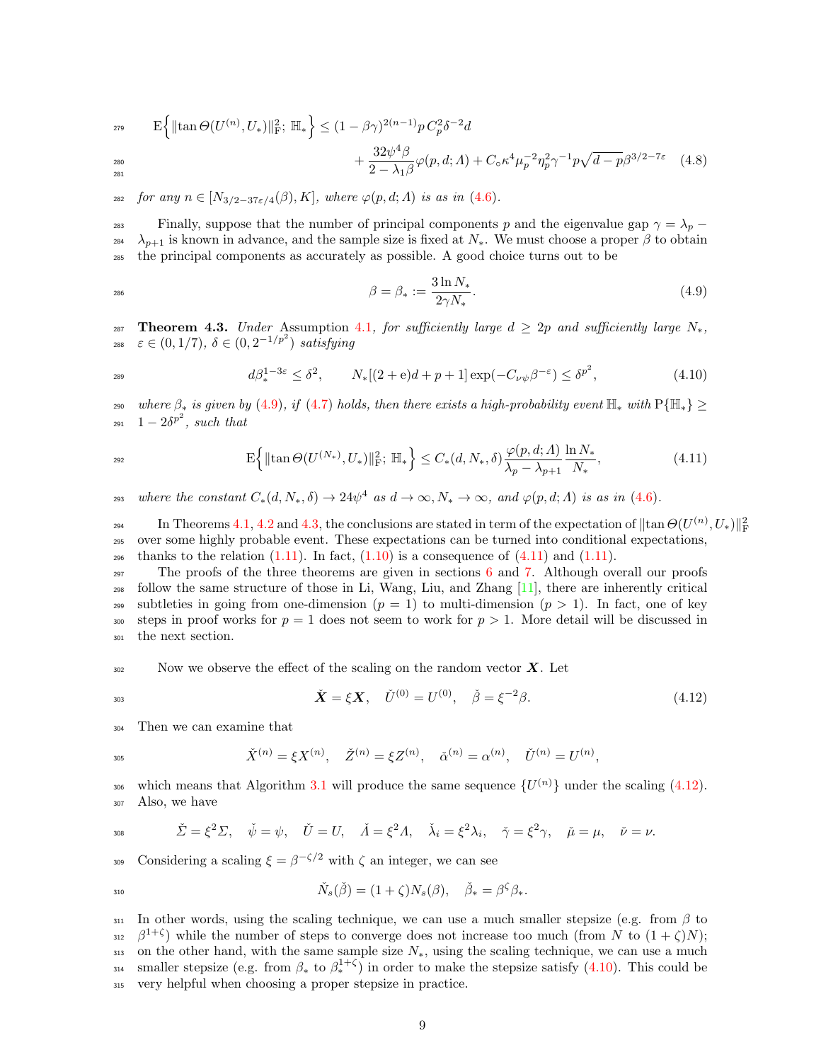$$
\mathrm{E}\Big\{\|\tan\varTheta(U^{(n)},U_*)\|_{\mathrm{F}}^2;\,\mathbb{H}_*\Big\} \le (1-\beta\gamma)^{2(n-1)} p\, C_p^2 \delta^{-2} d + \frac{32\psi^4\beta}{2-\lambda_1\beta}\varphi(p,d;\varLambda) + C_\circ \kappa^4 \mu_p^{-2}\eta_p^2\gamma^{-1} p\sqrt{d-p}\,\beta^{3/2-7\varepsilon} \tag{4.8}
$$

*for any $n \in [N_{3/2-37\varepsilon/4}(\beta), K]$, where $\varphi(p,d;\varLambda)$ is as in (4.6).*

Finally, suppose that the number of principal components $p$ and the eigenvalue gap $\gamma = \lambda_p - \lambda_{p+1}$ is known in advance, and the sample size is fixed at $N_*$. We must choose a proper $\beta$ to obtain the principal components as accurately as possible. A good choice turns out to be

$$
\beta = \beta_* := \frac{3\ln N_*}{2\gamma N_*}. \tag{4.9}
$$

**Theorem 4.3.** *Under* Assumption 4.1*, for sufficiently large $d \ge 2p$ and sufficiently large $N_*$, $\varepsilon \in (0, 1/7)$, $\delta \in (0, 2^{-1/p^2})$ satisfying*

$$
d\beta_*^{1-3\varepsilon} \le \delta^2, \qquad N_*[(2+\mathrm{e})d + p + 1]\exp(-C_{\nu\psi}\beta^{-\varepsilon}) \le \delta^{p^2}, \tag{4.10}
$$

*where $\beta_*$ is given by (4.9), if (4.7) holds, then there exists a high-probability event $\mathbb{H}_*$ with $\mathrm{P}\{\mathbb{H}_*\} \ge 1 - 2\delta^{p^2}$, such that*

$$
\mathrm{E}\Big\{\|\tan\varTheta(U^{(N_*)},U_*)\|_{\mathrm{F}}^2;\,\mathbb{H}_*\Big\} \le C_*(d,N_*,\delta)\frac{\varphi(p,d;\varLambda)}{\lambda_p-\lambda_{p+1}}\frac{\ln N_*}{N_*}, \tag{4.11}
$$

*where the constant $C_*(d,N_*,\delta) \to 24\psi^4$ as $d\to\infty, N_*\to\infty$, and $\varphi(p,d;\varLambda)$ is as in (4.6).*

In Theorems 4.1, 4.2 and 4.3, the conclusions are stated in term of the expectation of $\|\tan\varTheta(U^{(n)},U_*)\|_{\mathrm{F}}^2$ over some highly probable event. These expectations can be turned into conditional expectations, thanks to the relation (1.11). In fact, (1.10) is a consequence of (4.11) and (1.11).

The proofs of the three theorems are given in sections 6 and 7. Although overall our proofs follow the same structure of those in Li, Wang, Liu, and Zhang [11], there are inherently critical subtleties in going from one-dimension ($p=1$) to multi-dimension ($p>1$). In fact, one of key steps in proof works for $p=1$ does not seem to work for $p>1$. More detail will be discussed in the next section.

Now we observe the effect of the scaling on the random vector $\boldsymbol{X}$. Let

$$
\check{\boldsymbol{X}} = \xi\boldsymbol{X}, \quad \check{U}^{(0)} = U^{(0)}, \quad \check{\beta} = \xi^{-2}\beta. \tag{4.12}
$$

Then we can examine that

$$
\check{X}^{(n)} = \xi X^{(n)}, \quad \check{Z}^{(n)} = \xi Z^{(n)}, \quad \check{\alpha}^{(n)} = \alpha^{(n)}, \quad \check{U}^{(n)} = U^{(n)},
$$

which means that Algorithm 3.1 will produce the same sequence $\{U^{(n)}\}$ under the scaling (4.12). Also, we have

$$
\check{\varSigma} = \xi^2\varSigma, \quad \check{\psi} = \psi, \quad \check{U} = U, \quad \check{\varLambda} = \xi^2\varLambda, \quad \check{\lambda}_i = \xi^2\lambda_i, \quad \check{\gamma} = \xi^2\gamma, \quad \check{\mu} = \mu, \quad \check{\nu} = \nu.
$$

Considering a scaling $\xi = \beta^{-\zeta/2}$ with $\zeta$ an integer, we can see

$$
\check{N}_s(\check{\beta}) = (1+\zeta)N_s(\beta), \quad \check{\beta}_* = \beta^{\zeta}\beta_*.
$$

In other words, using the scaling technique, we can use a much smaller stepsize (e.g. from $\beta$ to $\beta^{1+\zeta}$) while the number of steps to converge does not increase too much (from $N$ to $(1+\zeta)N$); on the other hand, with the same sample size $N_*$, using the scaling technique, we can use a much smaller stepsize (e.g. from $\beta_*$ to $\beta_*^{1+\zeta}$) in order to make the stepsize satisfy (4.10). This could be very helpful when choosing a proper stepsize in practice.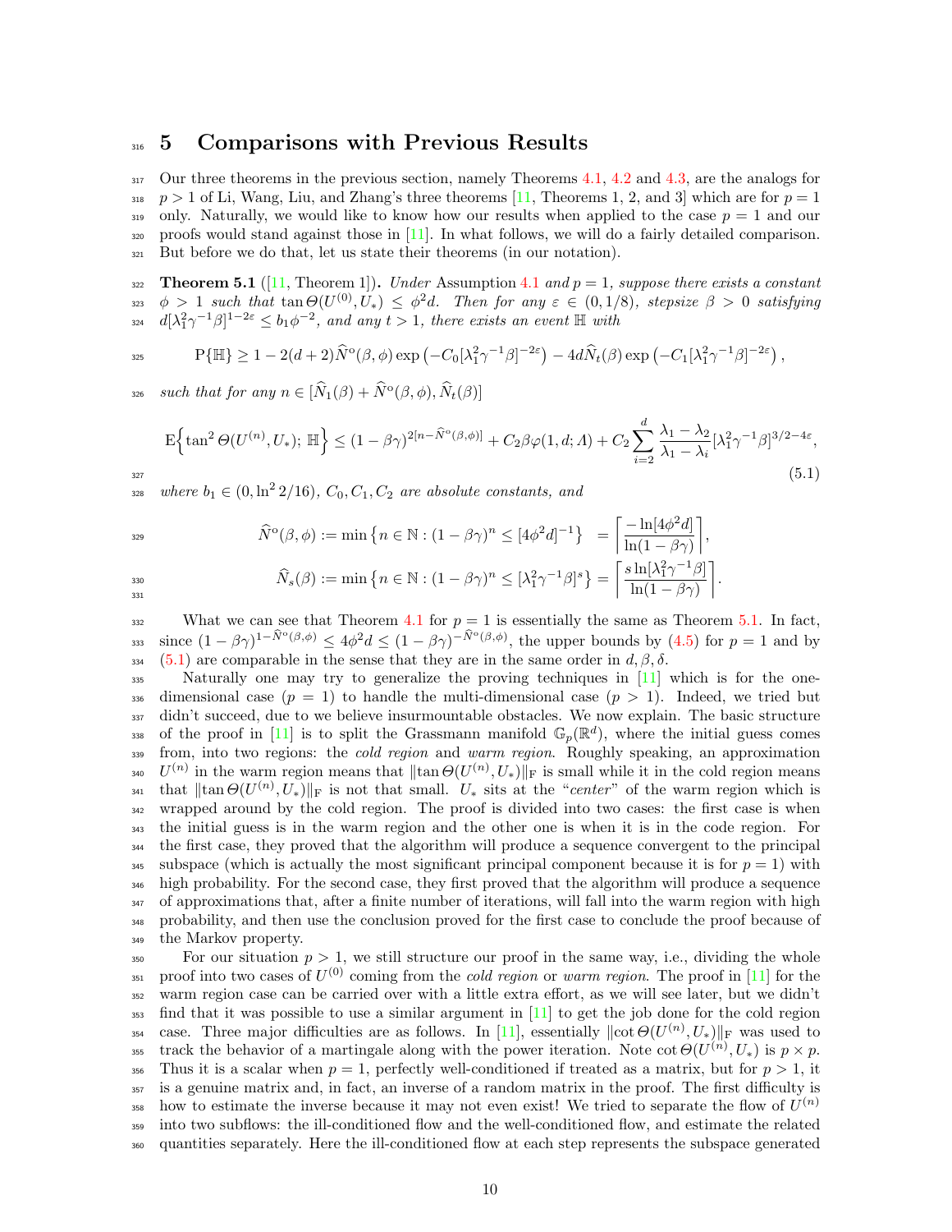# 5 Comparisons with Previous Results

Our three theorems in the previous section, namely Theorems 4.1, 4.2 and 4.3, are the analogs for $p > 1$ of Li, Wang, Liu, and Zhang's three theorems [11, Theorems 1, 2, and 3] which are for $p = 1$ only. Naturally, we would like to know how our results when applied to the case $p = 1$ and our proofs would stand against those in [11]. In what follows, we will do a fairly detailed comparison. But before we do that, let us state their theorems (in our notation).

**Theorem 5.1** ([11, Theorem 1]). *Under* Assumption 4.1 *and $p = 1$, suppose there exists a constant $\phi > 1$ such that $\tan\Theta(U^{(0)}, U_*) \le \phi^2 d$. Then for any $\varepsilon \in (0, 1/8)$, stepsize $\beta > 0$ satisfying $d[\lambda_1^2\gamma^{-1}\beta]^{1-2\varepsilon} \le b_1\phi^{-2}$, and any $t > 1$, there exists an event $\mathbb{H}$ with*

$$\mathrm{P}\{\mathbb{H}\} \ge 1 - 2(d+2)\widehat{N}^{\mathrm{o}}(\beta,\phi)\exp\left(-C_0[\lambda_1^2\gamma^{-1}\beta]^{-2\varepsilon}\right) - 4d\widehat{N}_t(\beta)\exp\left(-C_1[\lambda_1^2\gamma^{-1}\beta]^{-2\varepsilon}\right),$$

*such that for any $n \in [\widehat{N}_1(\beta) + \widehat{N}^{\mathrm{o}}(\beta,\phi), \widehat{N}_t(\beta)]$*

$$\mathrm{E}\Big\{\tan^2\Theta(U^{(n)}, U_*);\ \mathbb{H}\Big\} \le (1-\beta\gamma)^{2[n-\widehat{N}^{\mathrm{o}}(\beta,\phi)]} + C_2\beta\varphi(1, d; \Lambda) + C_2\sum_{i=2}^{d}\frac{\lambda_1-\lambda_2}{\lambda_1-\lambda_i}[\lambda_1^2\gamma^{-1}\beta]^{3/2-4\varepsilon}, \tag{5.1}$$

*where $b_1 \in (0, \ln^2 2/16)$, $C_0, C_1, C_2$ are absolute constants, and*

$$\widehat{N}^{\mathrm{o}}(\beta,\phi) := \min\left\{n \in \mathbb{N} : (1-\beta\gamma)^n \le [4\phi^2 d]^{-1}\right\} = \left\lceil\frac{-\ln[4\phi^2 d]}{\ln(1-\beta\gamma)}\right\rceil,$$

$$\widehat{N}_s(\beta) := \min\left\{n \in \mathbb{N} : (1-\beta\gamma)^n \le [\lambda_1^2\gamma^{-1}\beta]^s\right\} = \left\lceil\frac{s\ln[\lambda_1^2\gamma^{-1}\beta]}{\ln(1-\beta\gamma)}\right\rceil.$$

What we can see that Theorem 4.1 for $p = 1$ is essentially the same as Theorem 5.1. In fact, since $(1-\beta\gamma)^{1-\widehat{N}^{\mathrm{o}}(\beta,\phi)} \le 4\phi^2 d \le (1-\beta\gamma)^{-\widehat{N}^{\mathrm{o}}(\beta,\phi)}$, the upper bounds by (4.5) for $p = 1$ and by (5.1) are comparable in the sense that they are in the same order in $d, \beta, \delta$.

Naturally one may try to generalize the proving techniques in [11] which is for the one-dimensional case ($p = 1$) to handle the multi-dimensional case ($p > 1$). Indeed, we tried but didn't succeed, due to we believe insurmountable obstacles. We now explain. The basic structure of the proof in [11] is to split the Grassmann manifold $\mathbb{G}_p(\mathbb{R}^d)$, where the initial guess comes from, into two regions: the *cold region* and *warm region*. Roughly speaking, an approximation $U^{(n)}$ in the warm region means that $\|\tan\Theta(U^{(n)}, U_*)\|_{\mathrm{F}}$ is small while it in the cold region means that $\|\tan\Theta(U^{(n)}, U_*)\|_{\mathrm{F}}$ is not that small. $U_*$ sits at the "*center*" of the warm region which is wrapped around by the cold region. The proof is divided into two cases: the first case is when the initial guess is in the warm region and the other one is when it is in the code region. For the first case, they proved that the algorithm will produce a sequence convergent to the principal subspace (which is actually the most significant principal component because it is for $p = 1$) with high probability. For the second case, they first proved that the algorithm will produce a sequence of approximations that, after a finite number of iterations, will fall into the warm region with high probability, and then use the conclusion proved for the first case to conclude the proof because of the Markov property.

For our situation $p > 1$, we still structure our proof in the same way, i.e., dividing the whole proof into two cases of $U^{(0)}$ coming from the *cold region* or *warm region*. The proof in [11] for the warm region case can be carried over with a little extra effort, as we will see later, but we didn't find that it was possible to use a similar argument in [11] to get the job done for the cold region case. Three major difficulties are as follows. In [11], essentially $\|\cot\Theta(U^{(n)}, U_*)\|_{\mathrm{F}}$ was used to track the behavior of a martingale along with the power iteration. Note $\cot\Theta(U^{(n)}, U_*)$ is $p \times p$. Thus it is a scalar when $p = 1$, perfectly well-conditioned if treated as a matrix, but for $p > 1$, it is a genuine matrix and, in fact, an inverse of a random matrix in the proof. The first difficulty is how to estimate the inverse because it may not even exist! We tried to separate the flow of $U^{(n)}$ into two subflows: the ill-conditioned flow and the well-conditioned flow, and estimate the related quantities separately. Here the ill-conditioned flow at each step represents the subspace generated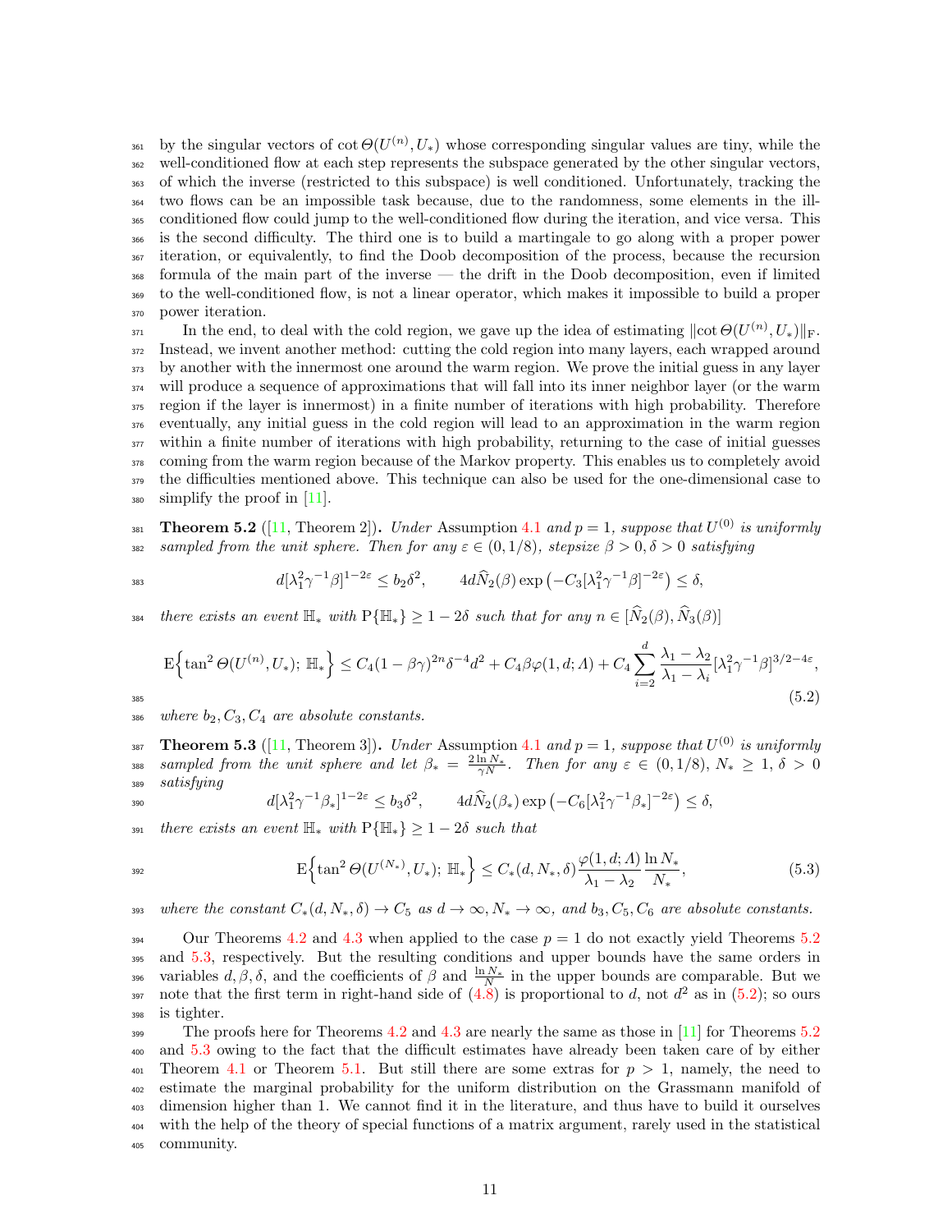by the singular vectors of $\cot \Theta(U^{(n)}, U_*)$ whose corresponding singular values are tiny, while the well-conditioned flow at each step represents the subspace generated by the other singular vectors, of which the inverse (restricted to this subspace) is well conditioned. Unfortunately, tracking the two flows can be an impossible task because, due to the randomness, some elements in the ill-conditioned flow could jump to the well-conditioned flow during the iteration, and vice versa. This is the second difficulty. The third one is to build a martingale to go along with a proper power iteration, or equivalently, to find the Doob decomposition of the process, because the recursion formula of the main part of the inverse — the drift in the Doob decomposition, even if limited to the well-conditioned flow, is not a linear operator, which makes it impossible to build a proper power iteration.

In the end, to deal with the cold region, we gave up the idea of estimating $\|\cot \Theta(U^{(n)}, U_*)\|_{\mathrm{F}}$. Instead, we invent another method: cutting the cold region into many layers, each wrapped around by another with the innermost one around the warm region. We prove the initial guess in any layer will produce a sequence of approximations that will fall into its inner neighbor layer (or the warm region if the layer is innermost) in a finite number of iterations with high probability. Therefore eventually, any initial guess in the cold region will lead to an approximation in the warm region within a finite number of iterations with high probability, returning to the case of initial guesses coming from the warm region because of the Markov property. This enables us to completely avoid the difficulties mentioned above. This technique can also be used for the one-dimensional case to simplify the proof in [11].

**Theorem 5.2** ([11, Theorem 2]). *Under* Assumption 4.1 *and $p = 1$, suppose that $U^{(0)}$ is uniformly sampled from the unit sphere. Then for any $\varepsilon \in (0, 1/8)$, stepsize $\beta > 0, \delta > 0$ satisfying*

$$d[\lambda_1^2\gamma^{-1}\beta]^{1-2\varepsilon} \le b_2\delta^2, \qquad 4d\widehat{N}_2(\beta)\exp\left(-C_3[\lambda_1^2\gamma^{-1}\beta]^{-2\varepsilon}\right) \le \delta,$$

*there exists an event $\mathbb{H}_*$ with $\mathrm{P}\{\mathbb{H}_*\} \ge 1 - 2\delta$ such that for any $n \in [\widehat{N}_2(\beta), \widehat{N}_3(\beta)]$*

$$\mathrm{E}\Big\{\tan^2 \Theta(U^{(n)}, U_*);\ \mathbb{H}_*\Big\} \le C_4(1 - \beta\gamma)^{2n}\delta^{-4}d^2 + C_4\beta\varphi(1, d; \Lambda) + C_4\sum_{i=2}^{d}\frac{\lambda_1 - \lambda_2}{\lambda_1 - \lambda_i}[\lambda_1^2\gamma^{-1}\beta]^{3/2-4\varepsilon}, \tag{5.2}$$

*where $b_2, C_3, C_4$ are absolute constants.*

**Theorem 5.3** ([11, Theorem 3]). *Under* Assumption 4.1 *and $p = 1$, suppose that $U^{(0)}$ is uniformly sampled from the unit sphere and let $\beta_* = \frac{2\ln N_*}{\gamma N}$. Then for any $\varepsilon \in (0, 1/8)$, $N_* \ge 1$, $\delta > 0$ satisfying*

$$d[\lambda_1^2\gamma^{-1}\beta_*]^{1-2\varepsilon} \le b_3\delta^2, \qquad 4d\widehat{N}_2(\beta_*)\exp\left(-C_6[\lambda_1^2\gamma^{-1}\beta_*]^{-2\varepsilon}\right) \le \delta,$$

*there exists an event $\mathbb{H}_*$ with $\mathrm{P}\{\mathbb{H}_*\} \ge 1 - 2\delta$ such that*

$$\mathrm{E}\Big\{\tan^2 \Theta(U^{(N_*)}, U_*);\ \mathbb{H}_*\Big\} \le C_*(d, N_*, \delta)\frac{\varphi(1, d; \Lambda)}{\lambda_1 - \lambda_2}\frac{\ln N_*}{N_*}, \tag{5.3}$$

*where the constant $C_*(d, N_*, \delta) \to C_5$ as $d \to \infty$, $N_* \to \infty$, and $b_3, C_5, C_6$ are absolute constants.*

Our Theorems 4.2 and 4.3 when applied to the case $p = 1$ do not exactly yield Theorems 5.2 and 5.3, respectively. But the resulting conditions and upper bounds have the same orders in variables $d, \beta, \delta$, and the coefficients of $\beta$ and $\frac{\ln N_*}{N}$ in the upper bounds are comparable. But we note that the first term in right-hand side of (4.8) is proportional to $d$, not $d^2$ as in (5.2); so ours is tighter.

The proofs here for Theorems 4.2 and 4.3 are nearly the same as those in [11] for Theorems 5.2 and 5.3 owing to the fact that the difficult estimates have already been taken care of by either Theorem 4.1 or Theorem 5.1. But still there are some extras for $p > 1$, namely, the need to estimate the marginal probability for the uniform distribution on the Grassmann manifold of dimension higher than 1. We cannot find it in the literature, and thus have to build it ourselves with the help of the theory of special functions of a matrix argument, rarely used in the statistical community.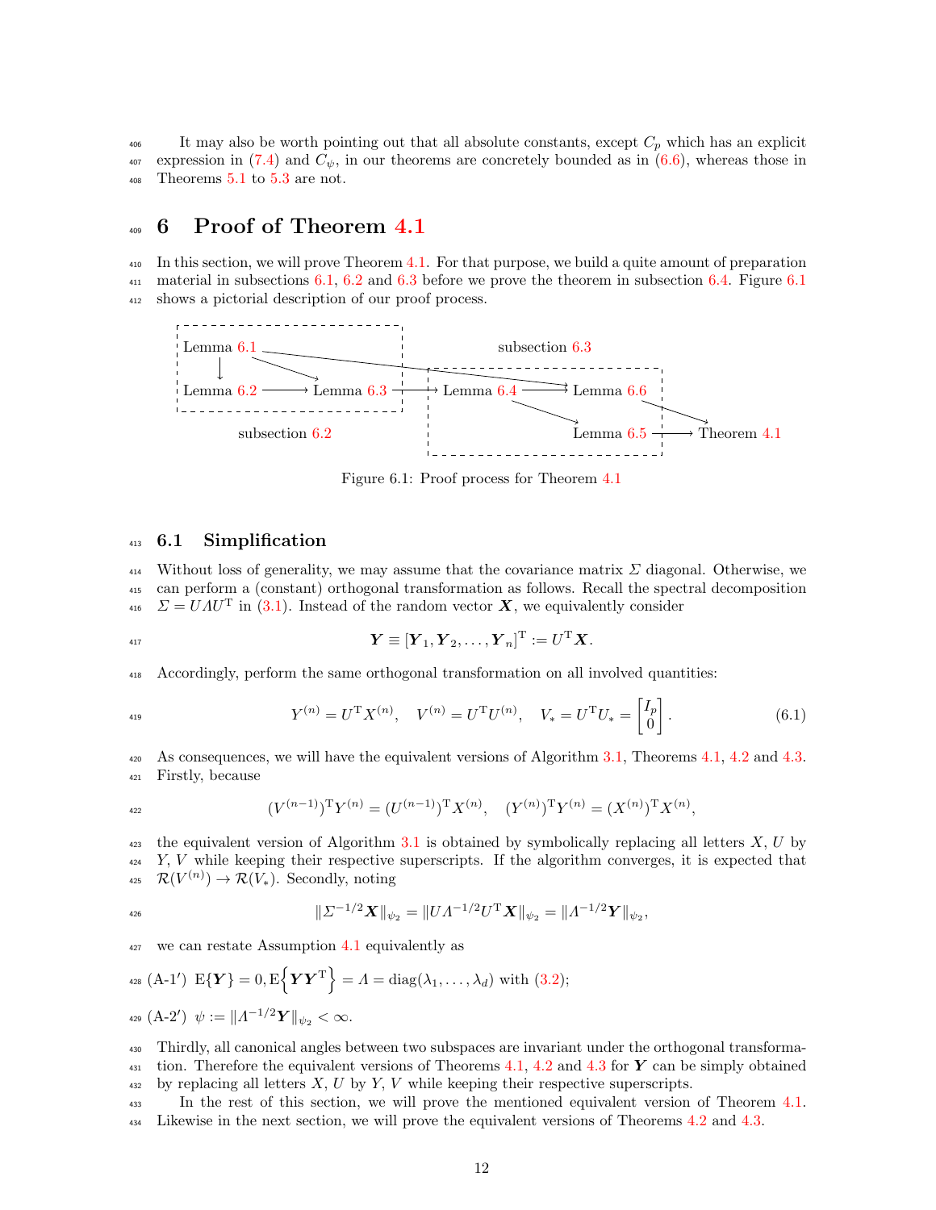It may also be worth pointing out that all absolute constants, except $C_p$ which has an explicit expression in (7.4) and $C_\psi$, in our theorems are concretely bounded as in (6.6), whereas those in Theorems 5.1 to 5.3 are not.

# 6 Proof of Theorem 4.1

In this section, we will prove Theorem 4.1. For that purpose, we build a quite amount of preparation material in subsections 6.1, 6.2 and 6.3 before we prove the theorem in subsection 6.4. Figure 6.1 shows a pictorial description of our proof process.

Figure 6.1: Proof process for Theorem 4.1

## 6.1 Simplification

Without loss of generality, we may assume that the covariance matrix $\Sigma$ diagonal. Otherwise, we can perform a (constant) orthogonal transformation as follows. Recall the spectral decomposition $\Sigma = U\Lambda U^{\mathrm{T}}$ in (3.1). Instead of the random vector $\boldsymbol{X}$, we equivalently consider

$$\boldsymbol{Y} \equiv [\boldsymbol{Y}_1, \boldsymbol{Y}_2, \ldots, \boldsymbol{Y}_n]^{\mathrm{T}} := U^{\mathrm{T}}\boldsymbol{X}.$$

Accordingly, perform the same orthogonal transformation on all involved quantities:

$$Y^{(n)} = U^{\mathrm{T}}X^{(n)}, \quad V^{(n)} = U^{\mathrm{T}}U^{(n)}, \quad V_* = U^{\mathrm{T}}U_* = \begin{bmatrix} I_p \\ 0 \end{bmatrix}. \tag{6.1}$$

As consequences, we will have the equivalent versions of Algorithm 3.1, Theorems 4.1, 4.2 and 4.3. Firstly, because

$$(V^{(n-1)})^{\mathrm{T}}Y^{(n)} = (U^{(n-1)})^{\mathrm{T}}X^{(n)}, \quad (Y^{(n)})^{\mathrm{T}}Y^{(n)} = (X^{(n)})^{\mathrm{T}}X^{(n)},$$

the equivalent version of Algorithm 3.1 is obtained by symbolically replacing all letters $X$, $U$ by $Y$, $V$ while keeping their respective superscripts. If the algorithm converges, it is expected that $\mathcal{R}(V^{(n)}) \to \mathcal{R}(V_*)$. Secondly, noting

$$\|\Sigma^{-1/2}\boldsymbol{X}\|_{\psi_2} = \|U\Lambda^{-1/2}U^{\mathrm{T}}\boldsymbol{X}\|_{\psi_2} = \|\Lambda^{-1/2}\boldsymbol{Y}\|_{\psi_2},$$

we can restate Assumption 4.1 equivalently as

(A-1′) $\mathrm{E}\{\boldsymbol{Y}\} = 0, \mathrm{E}\Big\{\boldsymbol{Y}\boldsymbol{Y}^{\mathrm{T}}\Big\} = \Lambda = \mathrm{diag}(\lambda_1, \ldots, \lambda_d)$ with (3.2);

(A-2′) $\psi := \|\Lambda^{-1/2}\boldsymbol{Y}\|_{\psi_2} < \infty$.

Thirdly, all canonical angles between two subspaces are invariant under the orthogonal transformation. Therefore the equivalent versions of Theorems 4.1, 4.2 and 4.3 for $\boldsymbol{Y}$ can be simply obtained by replacing all letters $X$, $U$ by $Y$, $V$ while keeping their respective superscripts.

In the rest of this section, we will prove the mentioned equivalent version of Theorem 4.1. Likewise in the next section, we will prove the equivalent versions of Theorems 4.2 and 4.3.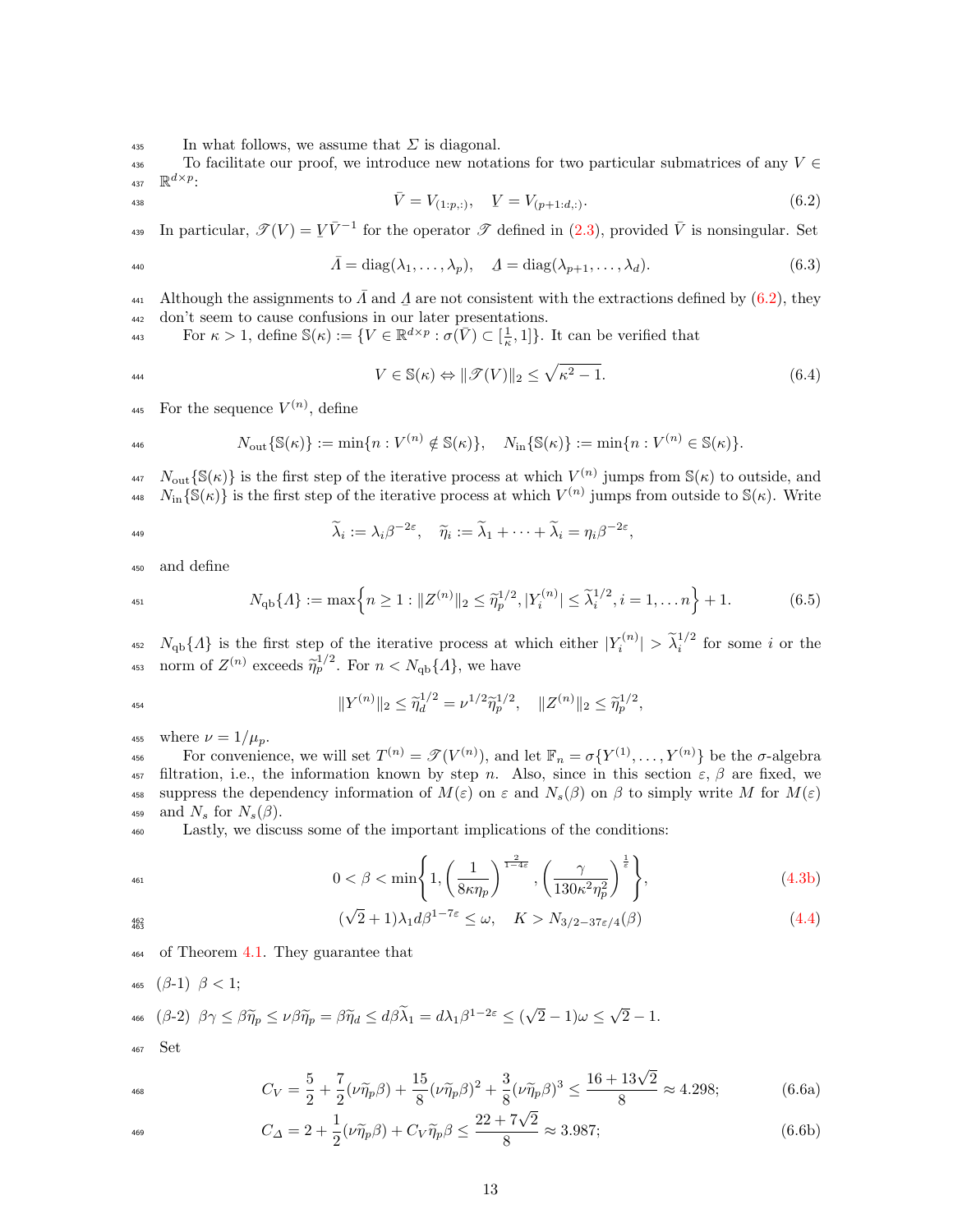In what follows, we assume that $\Sigma$ is diagonal.

To facilitate our proof, we introduce new notations for two particular submatrices of any $V \in \mathbb{R}^{d\times p}$:

$$\bar{V} = V_{(1:p,:)}, \quad \underline{V} = V_{(p+1:d,:)}. \tag{6.2}$$

In particular, $\mathscr{T}(V) = \underline{V}\bar{V}^{-1}$ for the operator $\mathscr{T}$ defined in (2.3), provided $\bar{V}$ is nonsingular. Set

$$\bar{\Lambda} = \operatorname{diag}(\lambda_1, \ldots, \lambda_p), \quad \underline{\Lambda} = \operatorname{diag}(\lambda_{p+1}, \ldots, \lambda_d). \tag{6.3}$$

Although the assignments to $\bar{\Lambda}$ and $\underline{\Lambda}$ are not consistent with the extractions defined by (6.2), they don't seem to cause confusions in our later presentations.

For $\kappa > 1$, define $\mathbb{S}(\kappa) := \{V \in \mathbb{R}^{d\times p} : \sigma(\bar{V}) \subset [\frac{1}{\kappa}, 1]\}$. It can be verified that

$$V \in \mathbb{S}(\kappa) \Leftrightarrow \|\mathscr{T}(V)\|_2 \le \sqrt{\kappa^2 - 1}. \tag{6.4}$$

For the sequence $V^{(n)}$, define

$$N_{\text{out}}\{\mathbb{S}(\kappa)\} := \min\{n : V^{(n)} \notin \mathbb{S}(\kappa)\}, \quad N_{\text{in}}\{\mathbb{S}(\kappa)\} := \min\{n : V^{(n)} \in \mathbb{S}(\kappa)\}.$$

$N_{\text{out}}\{\mathbb{S}(\kappa)\}$ is the first step of the iterative process at which $V^{(n)}$ jumps from $\mathbb{S}(\kappa)$ to outside, and $N_{\text{in}}\{\mathbb{S}(\kappa)\}$ is the first step of the iterative process at which $V^{(n)}$ jumps from outside to $\mathbb{S}(\kappa)$. Write

$$\widetilde{\lambda}_i := \lambda_i \beta^{-2\varepsilon}, \quad \widetilde{\eta}_i := \widetilde{\lambda}_1 + \cdots + \widetilde{\lambda}_i = \eta_i \beta^{-2\varepsilon},$$

and define

$$N_{\text{qb}}\{\Lambda\} := \max\Big\{n \ge 1 : \|Z^{(n)}\|_2 \le \widetilde{\eta}_p^{1/2}, |Y_i^{(n)}| \le \widetilde{\lambda}_i^{1/2}, i = 1, \ldots n\Big\} + 1. \tag{6.5}$$

$N_{\text{qb}}\{\Lambda\}$ is the first step of the iterative process at which either $|Y_i^{(n)}| > \widetilde{\lambda}_i^{1/2}$ for some $i$ or the norm of $Z^{(n)}$ exceeds $\widetilde{\eta}_p^{1/2}$. For $n < N_{\text{qb}}\{\Lambda\}$, we have

$$\|Y^{(n)}\|_2 \le \widetilde{\eta}_d^{1/2} = \nu^{1/2}\widetilde{\eta}_p^{1/2}, \quad \|Z^{(n)}\|_2 \le \widetilde{\eta}_p^{1/2},$$

where $\nu = 1/\mu_p$.

For convenience, we will set $T^{(n)} = \mathscr{T}(V^{(n)})$, and let $\mathbb{F}_n = \sigma\{Y^{(1)}, \ldots, Y^{(n)}\}$ be the $\sigma$-algebra filtration, i.e., the information known by step $n$. Also, since in this section $\varepsilon$, $\beta$ are fixed, we suppress the dependency information of $M(\varepsilon)$ on $\varepsilon$ and $N_s(\beta)$ on $\beta$ to simply write $M$ for $M(\varepsilon)$ and $N_s$ for $N_s(\beta)$.

Lastly, we discuss some of the important implications of the conditions:

$$0 < \beta < \min\left\{1, \left(\frac{1}{8\kappa\eta_p}\right)^{\frac{2}{1-4\varepsilon}}, \left(\frac{\gamma}{130\kappa^2\eta_p^2}\right)^{\frac{1}{\varepsilon}}\right\}, \tag{4.3b}$$

$$(\sqrt{2}+1)\lambda_1 d\beta^{1-7\varepsilon} \le \omega, \quad K > N_{3/2-37\varepsilon/4}(\beta) \tag{4.4}$$

of Theorem 4.1. They guarantee that

($\beta$-1) $\beta < 1$;

($\beta$-2) $\beta\gamma \le \beta\widetilde{\eta}_p \le \nu\beta\widetilde{\eta}_p = \beta\widetilde{\eta}_d \le d\beta\widetilde{\lambda}_1 = d\lambda_1\beta^{1-2\varepsilon} \le (\sqrt{2}-1)\omega \le \sqrt{2}-1$.

Set

$$C_V = \frac{5}{2} + \frac{7}{2}(\nu\widetilde{\eta}_p\beta) + \frac{15}{8}(\nu\widetilde{\eta}_p\beta)^2 + \frac{3}{8}(\nu\widetilde{\eta}_p\beta)^3 \le \frac{16+13\sqrt{2}}{8} \approx 4.298; \tag{6.6a}$$

$$C_\Delta = 2 + \frac{1}{2}(\nu\widetilde{\eta}_p\beta) + C_V\widetilde{\eta}_p\beta \le \frac{22+7\sqrt{2}}{8} \approx 3.987; \tag{6.6b}$$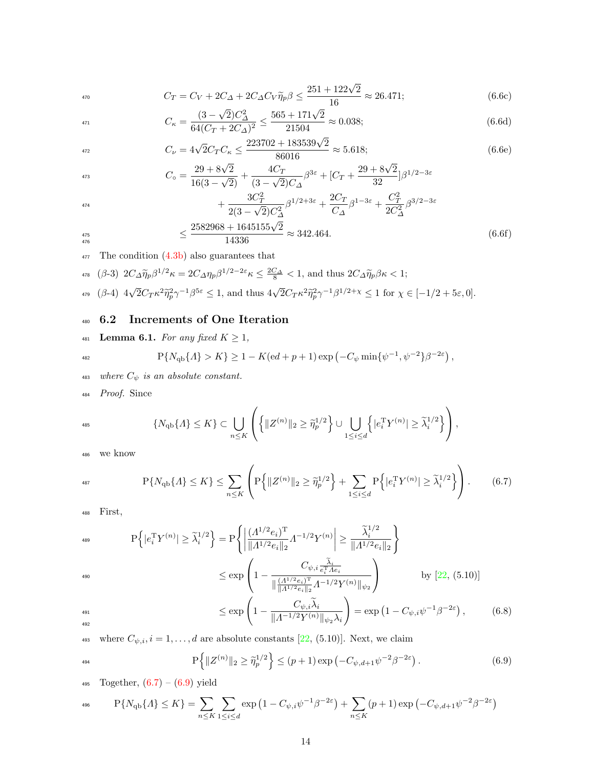$$C_T = C_V + 2C_\Delta + 2C_\Delta C_V \widetilde{\eta}_p \beta \le \frac{251 + 122\sqrt{2}}{16} \approx 26.471; \tag{6.6c}$$

$$C_\kappa = \frac{(3-\sqrt{2})C_\Delta^2}{64(C_T + 2C_\Delta)^2} \le \frac{565 + 171\sqrt{2}}{21504} \approx 0.038; \tag{6.6d}$$

$$C_\nu = 4\sqrt{2} C_T C_\kappa \le \frac{223702 + 183539\sqrt{2}}{86016} \approx 5.618; \tag{6.6e}$$

$$\begin{aligned} C_\circ &= \frac{29 + 8\sqrt{2}}{16(3-\sqrt{2})} + \frac{4C_T}{(3-\sqrt{2})C_\Delta}\beta^{3\varepsilon} + [C_T + \frac{29+8\sqrt{2}}{32}]\beta^{1/2-3\varepsilon} \\ &\quad + \frac{3C_T^2}{2(3-\sqrt{2})C_\Delta^2}\beta^{1/2+3\varepsilon} + \frac{2C_T}{C_\Delta}\beta^{1-3\varepsilon} + \frac{C_T^2}{2C_\Delta^2}\beta^{3/2-3\varepsilon} \\ &\le \frac{2582968 + 1645155\sqrt{2}}{14336} \approx 342.464. \end{aligned} \tag{6.6f}$$

The condition (4.3b) also guarantees that

($\beta$-3) $2C_\Delta \widetilde{\eta}_p \beta^{1/2}\kappa = 2C_\Delta \eta_p \beta^{1/2-2\varepsilon}\kappa \le \frac{2C_\Delta}{8} < 1$, and thus $2C_\Delta \widetilde{\eta}_p \beta\kappa < 1$;

($\beta$-4) $4\sqrt{2}C_T\kappa^2\widetilde{\eta}_p^2\gamma^{-1}\beta^{5\varepsilon} \le 1$, and thus $4\sqrt{2}C_T\kappa^2\widetilde{\eta}_p^2\gamma^{-1}\beta^{1/2+\chi} \le 1$ for $\chi \in [-1/2+5\varepsilon, 0]$.

## 6.2 Increments of One Iteration

**Lemma 6.1.** *For any fixed $K \ge 1$,*

$$\mathrm{P}\{N_{\mathrm{qb}}\{\Lambda\} > K\} \ge 1 - K(\mathrm{e}d + p + 1)\exp\left(-C_\psi \min\{\psi^{-1}, \psi^{-2}\}\beta^{-2\varepsilon}\right),$$

*where $C_\psi$ is an absolute constant.*

*Proof.* Since

$$\{N_{\mathrm{qb}}\{\Lambda\} \le K\} \subset \bigcup_{n \le K} \left( \left\{ \|Z^{(n)}\|_2 \ge \widetilde{\eta}_p^{1/2} \right\} \cup \bigcup_{1 \le i \le d} \left\{ |e_i^{\mathrm{T}} Y^{(n)}| \ge \widetilde{\lambda}_i^{1/2} \right\} \right),$$

we know

$$\mathrm{P}\{N_{\mathrm{qb}}\{\Lambda\} \le K\} \le \sum_{n \le K} \left( \mathrm{P}\left\{ \|Z^{(n)}\|_2 \ge \widetilde{\eta}_p^{1/2} \right\} + \sum_{1 \le i \le d} \mathrm{P}\left\{ |e_i^{\mathrm{T}} Y^{(n)}| \ge \widetilde{\lambda}_i^{1/2} \right\} \right). \tag{6.7}$$

First,

$$\begin{aligned} \mathrm{P}\left\{ |e_i^{\mathrm{T}} Y^{(n)}| \ge \widetilde{\lambda}_i^{1/2} \right\} &= \mathrm{P}\left\{ \left| \frac{(\Lambda^{1/2}e_i)^{\mathrm{T}}}{\|\Lambda^{1/2}e_i\|_2} \Lambda^{-1/2} Y^{(n)} \right| \ge \frac{\widetilde{\lambda}_i^{1/2}}{\|\Lambda^{1/2}e_i\|_2} \right\} \\ &\le \exp\left( 1 - \frac{C_{\psi,i} \frac{\widetilde{\lambda}_i}{e_i^{\mathrm{T}} \Lambda e_i}}{\| \frac{(\Lambda^{1/2}e_i)^{\mathrm{T}}}{\|\Lambda^{1/2}e_i\|_2} \Lambda^{-1/2} Y^{(n)} \|_{\psi_2}} \right) \qquad \text{by [22, (5.10)]} \\ &\le \exp\left( 1 - \frac{C_{\psi,i}\widetilde{\lambda}_i}{\|\Lambda^{-1/2}Y^{(n)}\|_{\psi_2}\lambda_i} \right) = \exp\left(1 - C_{\psi,i}\psi^{-1}\beta^{-2\varepsilon}\right), \end{aligned} \tag{6.8}$$

where $C_{\psi,i}, i = 1, \ldots, d$ are absolute constants [22, (5.10)]. Next, we claim

$$\mathrm{P}\left\{ \|Z^{(n)}\|_2 \ge \widetilde{\eta}_p^{1/2} \right\} \le (p+1)\exp\left(-C_{\psi,d+1}\psi^{-2}\beta^{-2\varepsilon}\right). \tag{6.9}$$

Together, (6.7) – (6.9) yield

$$\mathrm{P}\{N_{\mathrm{qb}}\{\Lambda\} \le K\} = \sum_{n \le K} \sum_{1 \le i \le d} \exp\left(1 - C_{\psi,i}\psi^{-1}\beta^{-2\varepsilon}\right) + \sum_{n \le K} (p+1)\exp\left(-C_{\psi,d+1}\psi^{-2}\beta^{-2\varepsilon}\right)$$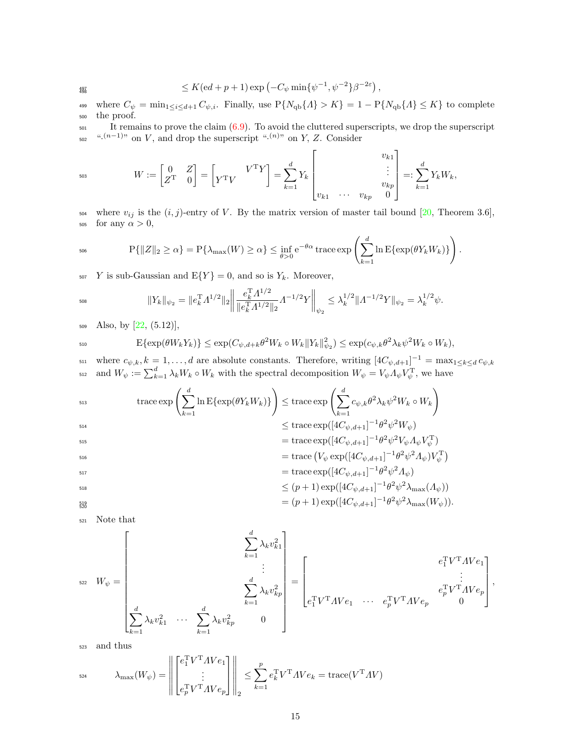$$\leq K(\mathrm{e}d + p + 1)\exp\left(-C_\psi \min\{\psi^{-1}, \psi^{-2}\}\beta^{-2\varepsilon}\right),$$

where $C_\psi = \min_{1\leq i\leq d+1} C_{\psi,i}$. Finally, use $\mathrm{P}\{N_{\mathrm{qb}}\{\Lambda\} > K\} = 1 - \mathrm{P}\{N_{\mathrm{qb}}\{\Lambda\} \leq K\}$ to complete the proof.

It remains to prove the claim (6.9). To avoid the cluttered superscripts, we drop the superscript "$\cdot^{(n-1)}$" on $V$, and drop the superscript "$\cdot^{(n)}$" on $Y$, $Z$. Consider

$$W := \begin{bmatrix} 0 & Z \\ Z^{\mathrm{T}} & 0 \end{bmatrix} = \begin{bmatrix} & V^{\mathrm{T}}Y \\ Y^{\mathrm{T}}V & \end{bmatrix} = \sum_{k=1}^{d} Y_k \begin{bmatrix} & & & v_{k1} \\ & & & \vdots \\ & & & v_{kp} \\ v_{k1} & \cdots & v_{kp} & 0 \end{bmatrix} =: \sum_{k=1}^{d} Y_k W_k,$$

where $v_{ij}$ is the $(i,j)$-entry of $V$. By the matrix version of master tail bound [20, Theorem 3.6], for any $\alpha > 0$,

$$\mathrm{P}\{\|Z\|_2 \geq \alpha\} = \mathrm{P}\{\lambda_{\max}(W) \geq \alpha\} \leq \inf_{\theta>0} \mathrm{e}^{-\theta\alpha}\,\mathrm{trace}\exp\left(\sum_{k=1}^{d} \ln \mathrm{E}\{\exp(\theta Y_k W_k)\}\right).$$

$Y$ is sub-Gaussian and $\mathrm{E}\{Y\} = 0$, and so is $Y_k$. Moreover,

$$\|Y_k\|_{\psi_2} = \|e_k^{\mathrm{T}}\Lambda^{1/2}\|_2 \left\| \frac{e_k^{\mathrm{T}}\Lambda^{1/2}}{\|e_k^{\mathrm{T}}\Lambda^{1/2}\|_2}\Lambda^{-1/2}Y \right\|_{\psi_2} \leq \lambda_k^{1/2}\|\Lambda^{-1/2}Y\|_{\psi_2} = \lambda_k^{1/2}\psi.$$

Also, by [22, (5.12)],

$$\mathrm{E}\{\exp(\theta W_k Y_k)\} \leq \exp(C_{\psi,d+k}\theta^2 W_k \circ W_k \|Y_k\|_{\psi_2}^2) \leq \exp(c_{\psi,k}\theta^2\lambda_k\psi^2 W_k \circ W_k),$$

where $c_{\psi,k}, k = 1, \ldots, d$ are absolute constants. Therefore, writing $[4C_{\psi,d+1}]^{-1} = \max_{1\leq k\leq d} c_{\psi,k}$ and $W_\psi := \sum_{k=1}^{d} \lambda_k W_k \circ W_k$ with the spectral decomposition $W_\psi = V_\psi \Lambda_\psi V_\psi^{\mathrm{T}}$, we have

$$\begin{aligned}
\mathrm{trace}\exp\left(\sum_{k=1}^{d} \ln \mathrm{E}\{\exp(\theta Y_k W_k)\}\right) &\leq \mathrm{trace}\exp\left(\sum_{k=1}^{d} c_{\psi,k}\theta^2\lambda_k\psi^2 W_k \circ W_k\right) \\
&\leq \mathrm{trace}\exp([4C_{\psi,d+1}]^{-1}\theta^2\psi^2 W_\psi) \\
&= \mathrm{trace}\exp([4C_{\psi,d+1}]^{-1}\theta^2\psi^2 V_\psi\Lambda_\psi V_\psi^{\mathrm{T}}) \\
&= \mathrm{trace}\left(V_\psi \exp([4C_{\psi,d+1}]^{-1}\theta^2\psi^2\Lambda_\psi)V_\psi^{\mathrm{T}}\right) \\
&= \mathrm{trace}\exp([4C_{\psi,d+1}]^{-1}\theta^2\psi^2\Lambda_\psi) \\
&\leq (p+1)\exp([4C_{\psi,d+1}]^{-1}\theta^2\psi^2\lambda_{\max}(\Lambda_\psi)) \\
&= (p+1)\exp([4C_{\psi,d+1}]^{-1}\theta^2\psi^2\lambda_{\max}(W_\psi)).
\end{aligned}$$

Note that

$$W_\psi = \begin{bmatrix} & & & \sum_{k=1}^{d}\lambda_k v_{k1}^2 \\ & & & \vdots \\ & & & \sum_{k=1}^{d}\lambda_k v_{kp}^2 \\ \sum_{k=1}^{d}\lambda_k v_{k1}^2 & \cdots & \sum_{k=1}^{d}\lambda_k v_{kp}^2 & 0 \end{bmatrix} = \begin{bmatrix} & & & e_1^{\mathrm{T}}V^{\mathrm{T}}\Lambda V e_1 \\ & & & \vdots \\ & & & e_p^{\mathrm{T}}V^{\mathrm{T}}\Lambda V e_p \\ e_1^{\mathrm{T}}V^{\mathrm{T}}\Lambda V e_1 & \cdots & e_p^{\mathrm{T}}V^{\mathrm{T}}\Lambda V e_p & 0 \end{bmatrix},$$

and thus

$$\lambda_{\max}(W_\psi) = \left\| \begin{bmatrix} e_1^{\mathrm{T}}V^{\mathrm{T}}\Lambda V e_1 \\ \vdots \\ e_p^{\mathrm{T}}V^{\mathrm{T}}\Lambda V e_p \end{bmatrix} \right\|_2 \leq \sum_{k=1}^{p} e_k^{\mathrm{T}}V^{\mathrm{T}}\Lambda V e_k = \mathrm{trace}(V^{\mathrm{T}}\Lambda V)$$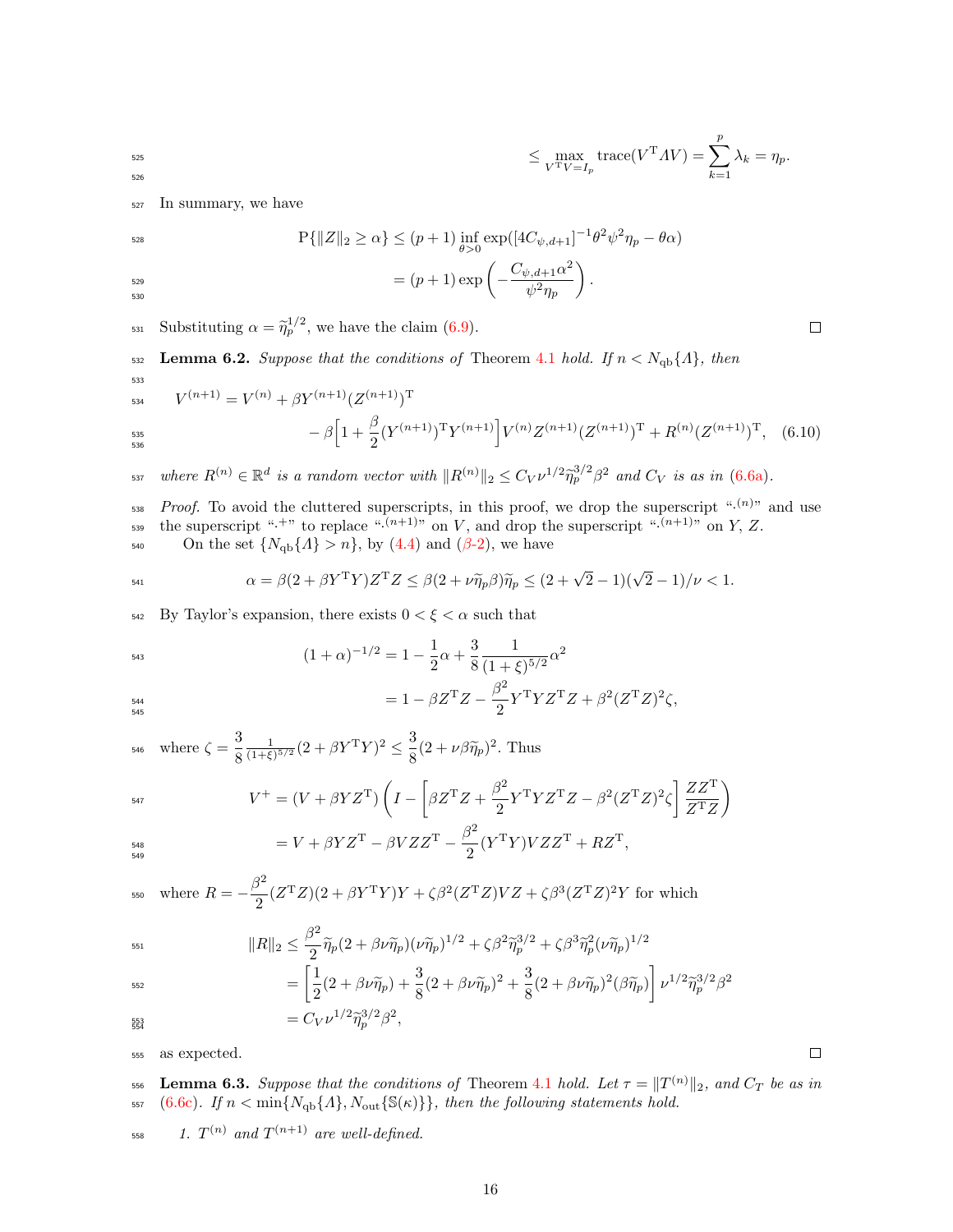$$\leq \max_{V^{\mathrm{T}}V=I_p} \operatorname{trace}(V^{\mathrm{T}}\Lambda V) = \sum_{k=1}^{p} \lambda_k = \eta_p.$$

In summary, we have

$$\begin{aligned}
\mathrm{P}\{\|Z\|_2 \geq \alpha\} &\leq (p+1) \inf_{\theta>0} \exp([4C_{\psi,d+1}]^{-1}\theta^2\psi^2\eta_p - \theta\alpha) \\
&= (p+1)\exp\left(-\frac{C_{\psi,d+1}\alpha^2}{\psi^2\eta_p}\right).
\end{aligned}$$

Substituting $\alpha = \widetilde{\eta}_p^{1/2}$, we have the claim (6.9). ☐

**Lemma 6.2.** *Suppose that the conditions of* Theorem 4.1 *hold. If $n < N_{\mathrm{qb}}\{\Lambda\}$, then*

$$\begin{aligned}
V^{(n+1)} = V^{(n)} &+ \beta Y^{(n+1)}(Z^{(n+1)})^{\mathrm{T}} \\
&- \beta\Big[1 + \frac{\beta}{2}(Y^{(n+1)})^{\mathrm{T}}Y^{(n+1)}\Big]V^{(n)}Z^{(n+1)}(Z^{(n+1)})^{\mathrm{T}} + R^{(n)}(Z^{(n+1)})^{\mathrm{T}}, \quad (6.10)
\end{aligned}$$

*where $R^{(n)} \in \mathbb{R}^d$ is a random vector with $\|R^{(n)}\|_2 \leq C_V \nu^{1/2}\widetilde{\eta}_p^{3/2}\beta^2$ and $C_V$ is as in* (6.6a).

*Proof.* To avoid the cluttered superscripts, in this proof, we drop the superscript "$\cdot^{(n)}$" and use the superscript "$\cdot^{+}$" to replace "$\cdot^{(n+1)}$" on $V$, and drop the superscript "$\cdot^{(n+1)}$" on $Y$, $Z$.

On the set $\{N_{\mathrm{qb}}\{\Lambda\} > n\}$, by (4.4) and ($\beta$-2), we have

$$\alpha = \beta(2 + \beta Y^{\mathrm{T}}Y)Z^{\mathrm{T}}Z \leq \beta(2 + \nu\widetilde{\eta}_p\beta)\widetilde{\eta}_p \leq (2 + \sqrt{2} - 1)(\sqrt{2} - 1)/\nu < 1.$$

By Taylor's expansion, there exists $0 < \xi < \alpha$ such that

$$\begin{aligned}
(1+\alpha)^{-1/2} &= 1 - \frac{1}{2}\alpha + \frac{3}{8}\frac{1}{(1+\xi)^{5/2}}\alpha^2 \\
&= 1 - \beta Z^{\mathrm{T}}Z - \frac{\beta^2}{2}Y^{\mathrm{T}}YZ^{\mathrm{T}}Z + \beta^2(Z^{\mathrm{T}}Z)^2\zeta,
\end{aligned}$$

where $\zeta = \frac{3}{8}\frac{1}{(1+\xi)^{5/2}}(2 + \beta Y^{\mathrm{T}}Y)^2 \leq \frac{3}{8}(2 + \nu\beta\widetilde{\eta}_p)^2$. Thus

$$\begin{aligned}
V^{+} &= (V + \beta YZ^{\mathrm{T}})\left(I - \left[\beta Z^{\mathrm{T}}Z + \frac{\beta^2}{2}Y^{\mathrm{T}}YZ^{\mathrm{T}}Z - \beta^2(Z^{\mathrm{T}}Z)^2\zeta\right]\frac{ZZ^{\mathrm{T}}}{Z^{\mathrm{T}}Z}\right) \\
&= V + \beta YZ^{\mathrm{T}} - \beta VZZ^{\mathrm{T}} - \frac{\beta^2}{2}(Y^{\mathrm{T}}Y)VZZ^{\mathrm{T}} + RZ^{\mathrm{T}},
\end{aligned}$$

where $R = -\dfrac{\beta^2}{2}(Z^{\mathrm{T}}Z)(2 + \beta Y^{\mathrm{T}}Y)Y + \zeta\beta^2(Z^{\mathrm{T}}Z)VZ + \zeta\beta^3(Z^{\mathrm{T}}Z)^2Y$ for which

$$\begin{aligned}
\|R\|_2 &\leq \frac{\beta^2}{2}\widetilde{\eta}_p(2 + \beta\nu\widetilde{\eta}_p)(\nu\widetilde{\eta}_p)^{1/2} + \zeta\beta^2\widetilde{\eta}_p^{3/2} + \zeta\beta^3\widetilde{\eta}_p^2(\nu\widetilde{\eta}_p)^{1/2} \\
&= \left[\frac{1}{2}(2 + \beta\nu\widetilde{\eta}_p) + \frac{3}{8}(2 + \beta\nu\widetilde{\eta}_p)^2 + \frac{3}{8}(2 + \beta\nu\widetilde{\eta}_p)^2(\beta\widetilde{\eta}_p)\right]\nu^{1/2}\widetilde{\eta}_p^{3/2}\beta^2 \\
&= C_V\nu^{1/2}\widetilde{\eta}_p^{3/2}\beta^2,
\end{aligned}$$

as expected. ☐

**Lemma 6.3.** *Suppose that the conditions of* Theorem 4.1 *hold. Let $\tau = \|T^{(n)}\|_2$, and $C_T$ be as in* (6.6c)*. If $n < \min\{N_{\mathrm{qb}}\{\Lambda\}, N_{\mathrm{out}}\{\mathbb{S}(\kappa)\}\}$, then the following statements hold.*

1. *$T^{(n)}$ and $T^{(n+1)}$ are well-defined.*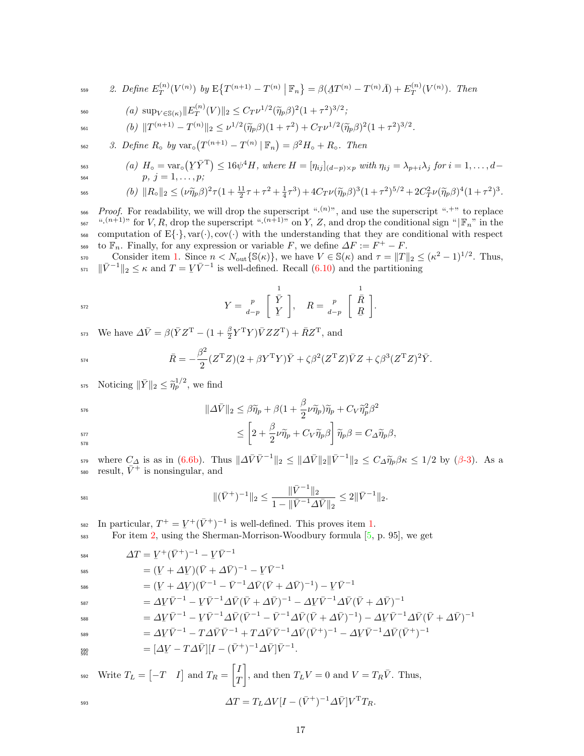2. Define $E_T^{(n)}(V^{(n)})$ by $\mathrm{E}\{T^{(n+1)} - T^{(n)} \mid \mathbb{F}_n\} = \beta(\Lambda T^{(n)} - T^{(n)}\bar{\Lambda}) + E_T^{(n)}(V^{(n)})$. Then

   (a) $\sup_{V\in\mathbb{S}(\kappa)}\|E_T^{(n)}(V)\|_2 \le C_T\nu^{1/2}(\widetilde{\eta}_p\beta)^2(1+\tau^2)^{3/2}$;

   (b) $\|T^{(n+1)} - T^{(n)}\|_2 \le \nu^{1/2}(\widetilde{\eta}_p\beta)(1+\tau^2) + C_T\nu^{1/2}(\widetilde{\eta}_p\beta)^2(1+\tau^2)^{3/2}$.

3. Define $R_\circ$ by $\mathrm{var}_\circ\big(T^{(n+1)} - T^{(n)} \mid \mathbb{F}_n\big) = \beta^2 H_\circ + R_\circ$. Then

   (a) $H_\circ = \mathrm{var}_\circ\big(\underline{Y}\bar{Y}^{\mathrm{T}}\big) \le 16\psi^4 H$, where $H = [\eta_{ij}]_{(d-p)\times p}$ with $\eta_{ij} = \lambda_{p+i}\lambda_j$ for $i = 1,\ldots,d-p$, $j = 1,\ldots,p$;

   (b) $\|R_\circ\|_2 \le (\nu\widetilde{\eta}_p\beta)^2\tau(1+\frac{11}{2}\tau+\tau^2+\frac{1}{4}\tau^3) + 4C_T\nu(\widetilde{\eta}_p\beta)^3(1+\tau^2)^{5/2} + 2C_T^2\nu(\widetilde{\eta}_p\beta)^4(1+\tau^2)^3$.

*Proof.* For readability, we will drop the superscript "$\cdot^{(n)}$", and use the superscript "$\cdot^{+}$" to replace "$\cdot^{(n+1)}$" for $V, R$, drop the superscript "$\cdot^{(n+1)}$" on $Y$, $Z$, and drop the conditional sign "$\mid\mathbb{F}_n$" in the computation of $\mathrm{E}\{\cdot\}, \mathrm{var}(\cdot), \mathrm{cov}(\cdot)$ with the understanding that they are conditional with respect to $\mathbb{F}_n$. Finally, for any expression or variable $F$, we define $\Delta F := F^+ - F$.

Consider item 1. Since $n < N_{\mathrm{out}}\{\mathbb{S}(\kappa)\}$, we have $V \in \mathbb{S}(\kappa)$ and $\tau = \|T\|_2 \le (\kappa^2-1)^{1/2}$. Thus, $\|\bar{V}^{-1}\|_2 \le \kappa$ and $T = \underline{V}\bar{V}^{-1}$ is well-defined. Recall (6.10) and the partitioning

$$
Y = \begin{array}{c} \\ p \\ d-p \end{array}\!\!\begin{bmatrix} 1 \\ \bar{Y} \\ \underline{Y} \end{bmatrix}, \quad R = \begin{array}{c} \\ p \\ d-p \end{array}\!\!\begin{bmatrix} 1 \\ \bar{R} \\ \underline{R} \end{bmatrix}.
$$

We have $\Delta\bar{V} = \beta(\bar{Y}Z^{\mathrm{T}} - (1+\frac{\beta}{2}Y^{\mathrm{T}}Y)\bar{V}ZZ^{\mathrm{T}}) + \bar{R}Z^{\mathrm{T}}$, and

$$
\bar{R} = -\frac{\beta^2}{2}(Z^{\mathrm{T}}Z)(2+\beta Y^{\mathrm{T}}Y)\bar{Y} + \zeta\beta^2(Z^{\mathrm{T}}Z)\bar{V}Z + \zeta\beta^3(Z^{\mathrm{T}}Z)^2\bar{Y}.
$$

Noticing $\|\bar{Y}\|_2 \le \widetilde{\eta}_p^{1/2}$, we find

$$
\begin{aligned}
\|\Delta\bar{V}\|_2 &\le \beta\widetilde{\eta}_p + \beta(1+\frac{\beta}{2}\nu\widetilde{\eta}_p)\widetilde{\eta}_p + C_V\widetilde{\eta}_p^2\beta^2 \\
&\le \left[2 + \frac{\beta}{2}\nu\widetilde{\eta}_p + C_V\widetilde{\eta}_p\beta\right]\widetilde{\eta}_p\beta = C_\Delta\widetilde{\eta}_p\beta,
\end{aligned}
$$

where $C_\Delta$ is as in (6.6b). Thus $\|\Delta\bar{V}\bar{V}^{-1}\|_2 \le \|\Delta\bar{V}\|_2\|\bar{V}^{-1}\|_2 \le C_\Delta\widetilde{\eta}_p\beta\kappa \le 1/2$ by ($\beta$-3). As a result, $\bar{V}^+$ is nonsingular, and

$$
\|(\bar{V}^+)^{-1}\|_2 \le \frac{\|\bar{V}^{-1}\|_2}{1-\|\bar{V}^{-1}\Delta\bar{V}\|_2} \le 2\|\bar{V}^{-1}\|_2.
$$

In particular, $T^+ = \underline{V}^+(\bar{V}^+)^{-1}$ is well-defined. This proves item 1.

For item 2, using the Sherman-Morrison-Woodbury formula [5, p. 95], we get

$$
\begin{aligned}
\Delta T &= \underline{V}^+(\bar{V}^+)^{-1} - \underline{V}\bar{V}^{-1} \\
&= (\underline{V}+\Delta\underline{V})(\bar{V}+\Delta\bar{V})^{-1} - \underline{V}\bar{V}^{-1} \\
&= (\underline{V}+\Delta\underline{V})(\bar{V}^{-1} - \bar{V}^{-1}\Delta\bar{V}(\bar{V}+\Delta\bar{V})^{-1}) - \underline{V}\bar{V}^{-1} \\
&= \Delta\underline{V}\bar{V}^{-1} - \underline{V}\bar{V}^{-1}\Delta\bar{V}(\bar{V}+\Delta\bar{V})^{-1} - \Delta\underline{V}\bar{V}^{-1}\Delta\bar{V}(\bar{V}+\Delta\bar{V})^{-1} \\
&= \Delta\underline{V}\bar{V}^{-1} - \underline{V}\bar{V}^{-1}\Delta\bar{V}(\bar{V}^{-1} - \bar{V}^{-1}\Delta\bar{V}(\bar{V}+\Delta\bar{V})^{-1}) - \Delta\underline{V}\bar{V}^{-1}\Delta\bar{V}(\bar{V}+\Delta\bar{V})^{-1} \\
&= \Delta\underline{V}\bar{V}^{-1} - T\Delta\bar{V}\bar{V}^{-1} + T\Delta\bar{V}\bar{V}^{-1}\Delta\bar{V}(\bar{V}^+)^{-1} - \Delta\underline{V}\bar{V}^{-1}\Delta\bar{V}(\bar{V}^+)^{-1} \\
&= [\Delta\underline{V} - T\Delta\bar{V}][I - (\bar{V}^+)^{-1}\Delta\bar{V}]\bar{V}^{-1}.
\end{aligned}
$$

Write $T_L = \begin{bmatrix} -T & I \end{bmatrix}$ and $T_R = \begin{bmatrix} I \\ T \end{bmatrix}$, and then $T_L V = 0$ and $V = T_R\bar{V}$. Thus,

$$
\Delta T = T_L\Delta V[I - (\bar{V}^+)^{-1}\Delta\bar{V}]V^{\mathrm{T}}T_R.
$$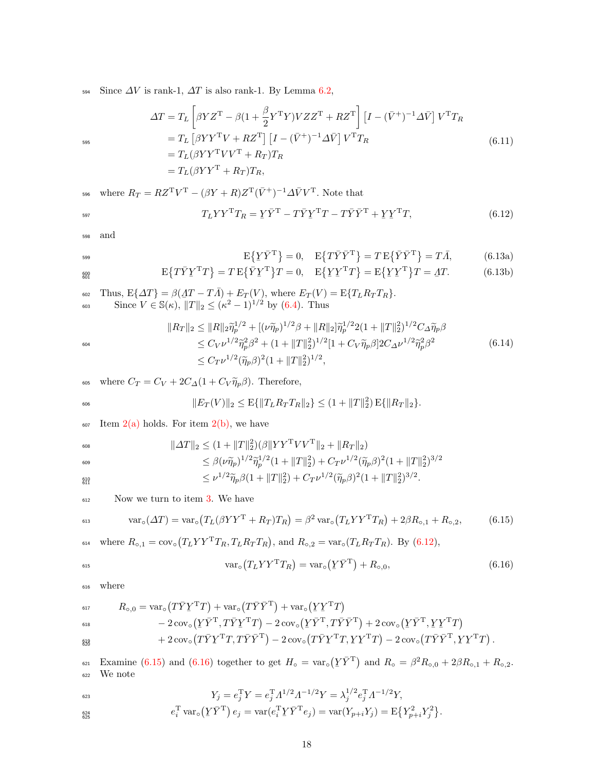Since $\varDelta V$ is rank-1, $\varDelta T$ is also rank-1. By Lemma 6.2,

$$
\begin{aligned}
\varDelta T &= T_L\left[\beta Y Z^{\mathrm{T}} - \beta(1+\frac{\beta}{2}Y^{\mathrm{T}}Y)VZZ^{\mathrm{T}} + RZ^{\mathrm{T}}\right]\left[I - (\bar{V}^{+})^{-1}\varDelta\bar{V}\right]V^{\mathrm{T}}T_R \\
&= T_L\left[\beta Y Y^{\mathrm{T}}V + RZ^{\mathrm{T}}\right]\left[I - (\bar{V}^{+})^{-1}\varDelta\bar{V}\right]V^{\mathrm{T}}T_R \\
&= T_L(\beta YY^{\mathrm{T}}VV^{\mathrm{T}} + R_T)T_R \\
&= T_L(\beta YY^{\mathrm{T}} + R_T)T_R,
\end{aligned} \tag{6.11}
$$

where $R_T = RZ^{\mathrm{T}}V^{\mathrm{T}} - (\beta Y + R)Z^{\mathrm{T}}(\bar{V}^{+})^{-1}\varDelta\bar{V}V^{\mathrm{T}}$. Note that

$$
T_L YY^{\mathrm{T}}T_R = \underline{Y}\bar{Y}^{\mathrm{T}} - T\bar{Y}\underline{Y}^{\mathrm{T}}T - T\bar{Y}\bar{Y}^{\mathrm{T}} + \underline{Y}\underline{Y}^{\mathrm{T}}T, \tag{6.12}
$$

and

$$
\mathrm{E}\{\underline{Y}\bar{Y}^{\mathrm{T}}\} = 0, \quad \mathrm{E}\{T\bar{Y}\bar{Y}^{\mathrm{T}}\} = T\,\mathrm{E}\{\bar{Y}\bar{Y}^{\mathrm{T}}\} = T\bar{\varLambda}, \tag{6.13a}
$$

$$
\mathrm{E}\{T\bar{Y}\underline{Y}^{\mathrm{T}}T\} = T\,\mathrm{E}\{\bar{Y}\underline{Y}^{\mathrm{T}}\}T = 0, \quad \mathrm{E}\{\underline{Y}\underline{Y}^{\mathrm{T}}T\} = \mathrm{E}\{\underline{Y}\underline{Y}^{\mathrm{T}}\}T = \underline{\varLambda}T. \tag{6.13b}
$$

Thus, $\mathrm{E}\{\varDelta T\} = \beta(\underline{\varLambda}T - T\bar{\varLambda}) + E_T(V)$, where $E_T(V) = \mathrm{E}\{T_L R_T T_R\}$.

Since $V \in \mathbb{S}(\kappa)$, $\|T\|_2 \le (\kappa^2-1)^{1/2}$ by (6.4). Thus

$$
\begin{aligned}
\|R_T\|_2 &\le \|R\|_2\widetilde{\eta}_p^{1/2} + [(\nu\widetilde{\eta}_p)^{1/2}\beta + \|R\|_2]\widetilde{\eta}_p^{1/2}2(1+\|T\|_2^2)^{1/2}C_{\varDelta}\widetilde{\eta}_p\beta \\
&\le C_V\nu^{1/2}\widetilde{\eta}_p^2\beta^2 + (1+\|T\|_2^2)^{1/2}[1+C_V\widetilde{\eta}_p\beta]2C_{\varDelta}\nu^{1/2}\widetilde{\eta}_p^2\beta^2 \\
&\le C_T\nu^{1/2}(\widetilde{\eta}_p\beta)^2(1+\|T\|_2^2)^{1/2},
\end{aligned} \tag{6.14}
$$

where $C_T = C_V + 2C_{\varDelta}(1+C_V\widetilde{\eta}_p\beta)$. Therefore,

$$
\|E_T(V)\|_2 \le \mathrm{E}\{\|T_L R_T T_R\|_2\} \le (1+\|T\|_2^2)\,\mathrm{E}\{\|R_T\|_2\}.
$$

Item 2(a) holds. For item 2(b), we have

$$
\begin{aligned}
\|\varDelta T\|_2 &\le (1+\|T\|_2^2)(\beta\|YY^{\mathrm{T}}VV^{\mathrm{T}}\|_2 + \|R_T\|_2) \\
&\le \beta(\nu\widetilde{\eta}_p)^{1/2}\widetilde{\eta}_p^{1/2}(1+\|T\|_2^2) + C_T\nu^{1/2}(\widetilde{\eta}_p\beta)^2(1+\|T\|_2^2)^{3/2} \\
&\le \nu^{1/2}\widetilde{\eta}_p\beta(1+\|T\|_2^2) + C_T\nu^{1/2}(\widetilde{\eta}_p\beta)^2(1+\|T\|_2^2)^{3/2}.
\end{aligned}
$$

Now we turn to item 3. We have

$$
\operatorname{var}_\circ(\varDelta T) = \operatorname{var}_\circ\big(T_L(\beta YY^{\mathrm{T}} + R_T)T_R\big) = \beta^2\operatorname{var}_\circ\big(T_L YY^{\mathrm{T}}T_R\big) + 2\beta R_{\circ,1} + R_{\circ,2}, \tag{6.15}
$$

where $R_{\circ,1} = \operatorname{cov}_\circ\big(T_L YY^{\mathrm{T}}T_R, T_L R_T T_R\big)$, and $R_{\circ,2} = \operatorname{var}_\circ(T_L R_T T_R)$. By (6.12),

$$
\operatorname{var}_\circ\big(T_L YY^{\mathrm{T}}T_R\big) = \operatorname{var}_\circ\big(\underline{Y}\bar{Y}^{\mathrm{T}}\big) + R_{\circ,0}, \tag{6.16}
$$

where

$$
\begin{aligned}
R_{\circ,0} = {} & \operatorname{var}_\circ\big(T\bar{Y}\underline{Y}^{\mathrm{T}}T\big) + \operatorname{var}_\circ\big(T\bar{Y}\bar{Y}^{\mathrm{T}}\big) + \operatorname{var}_\circ\big(\underline{Y}\underline{Y}^{\mathrm{T}}T\big) \\
& - 2\operatorname{cov}_\circ\big(\underline{Y}\bar{Y}^{\mathrm{T}}, T\bar{Y}\underline{Y}^{\mathrm{T}}T\big) - 2\operatorname{cov}_\circ\big(\underline{Y}\bar{Y}^{\mathrm{T}}, T\bar{Y}\bar{Y}^{\mathrm{T}}\big) + 2\operatorname{cov}_\circ\big(\underline{Y}\bar{Y}^{\mathrm{T}}, \underline{Y}\underline{Y}^{\mathrm{T}}T\big) \\
& + 2\operatorname{cov}_\circ\big(T\bar{Y}\underline{Y}^{\mathrm{T}}T, T\bar{Y}\bar{Y}^{\mathrm{T}}\big) - 2\operatorname{cov}_\circ\big(T\bar{Y}\underline{Y}^{\mathrm{T}}T, \underline{Y}\underline{Y}^{\mathrm{T}}T\big) - 2\operatorname{cov}_\circ\big(T\bar{Y}\bar{Y}^{\mathrm{T}}, \underline{Y}\underline{Y}^{\mathrm{T}}T\big).
\end{aligned}
$$

Examine (6.15) and (6.16) together to get $H_\circ = \operatorname{var}_\circ\big(\underline{Y}\bar{Y}^{\mathrm{T}}\big)$ and $R_\circ = \beta^2 R_{\circ,0} + 2\beta R_{\circ,1} + R_{\circ,2}$. We note

$$
Y_j = e_j^{\mathrm{T}}Y = e_j^{\mathrm{T}}\varLambda^{1/2}\varLambda^{-1/2}Y = \lambda_j^{1/2}e_j^{\mathrm{T}}\varLambda^{-1/2}Y,
$$

$$
e_i^{\mathrm{T}}\operatorname{var}_\circ\big(\underline{Y}\bar{Y}^{\mathrm{T}}\big)e_j = \operatorname{var}(e_i^{\mathrm{T}}\underline{Y}\bar{Y}^{\mathrm{T}}e_j) = \operatorname{var}(Y_{p+i}Y_j) = \mathrm{E}\{Y_{p+i}^2Y_j^2\}.
$$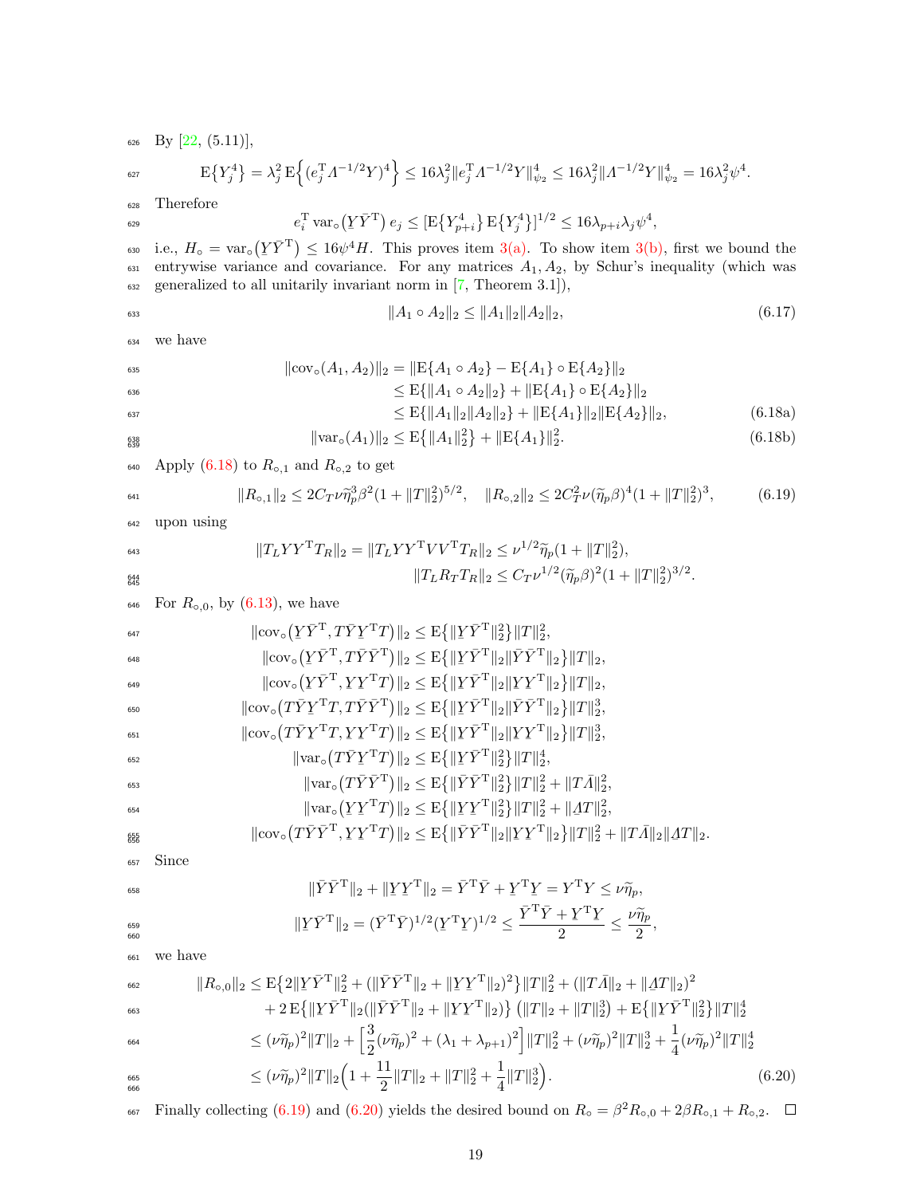By [22, (5.11)],

$$\mathrm{E}\{Y_j^4\} = \lambda_j^2\,\mathrm{E}\Big\{\big(e_j^{\mathrm{T}}\varLambda^{-1/2}Y\big)^4\Big\} \le 16\lambda_j^2\|e_j^{\mathrm{T}}\varLambda^{-1/2}Y\|_{\psi_2}^4 \le 16\lambda_j^2\|\varLambda^{-1/2}Y\|_{\psi_2}^4 = 16\lambda_j^2\psi^4.$$

Therefore

$$e_i^{\mathrm{T}}\operatorname{var}_\circ\big(\underline{Y}\bar{Y}^{\mathrm{T}}\big)\,e_j \le [\mathrm{E}\{Y_{p+i}^4\}\,\mathrm{E}\{Y_j^4\}]^{1/2} \le 16\lambda_{p+i}\lambda_j\psi^4,$$

i.e., $H_\circ = \operatorname{var}_\circ\big(\underline{Y}\bar{Y}^{\mathrm{T}}\big) \le 16\psi^4 H$. This proves item 3(a). To show item 3(b), first we bound the entrywise variance and covariance. For any matrices $A_1, A_2$, by Schur's inequality (which was generalized to all unitarily invariant norm in [7, Theorem 3.1]),

$$\|A_1 \circ A_2\|_2 \le \|A_1\|_2\|A_2\|_2, \tag{6.17}$$

we have

$$\begin{aligned}
\|\operatorname{cov}_\circ(A_1, A_2)\|_2 &= \|\mathrm{E}\{A_1 \circ A_2\} - \mathrm{E}\{A_1\} \circ \mathrm{E}\{A_2\}\|_2 \\
&\le \mathrm{E}\{\|A_1 \circ A_2\|_2\} + \|\mathrm{E}\{A_1\} \circ \mathrm{E}\{A_2\}\|_2 \\
&\le \mathrm{E}\{\|A_1\|_2\|A_2\|_2\} + \|\mathrm{E}\{A_1\}\|_2\|\mathrm{E}\{A_2\}\|_2, &(6.18a)\\
\|\operatorname{var}_\circ(A_1)\|_2 &\le \mathrm{E}\{\|A_1\|_2^2\} + \|\mathrm{E}\{A_1\}\|_2^2. &(6.18b)
\end{aligned}$$

Apply (6.18) to $R_{\circ,1}$ and $R_{\circ,2}$ to get

$$\|R_{\circ,1}\|_2 \le 2C_T\nu\widetilde{\eta}_p^3\beta^2(1+\|T\|_2^2)^{5/2}, \quad \|R_{\circ,2}\|_2 \le 2C_T^2\nu(\widetilde{\eta}_p\beta)^4(1+\|T\|_2^2)^3, \tag{6.19}$$

upon using

$$\begin{aligned}
\|T_L YY^{\mathrm{T}}T_R\|_2 = \|T_L YY^{\mathrm{T}}VV^{\mathrm{T}}T_R\|_2 &\le \nu^{1/2}\widetilde{\eta}_p(1+\|T\|_2^2), \\
\|T_L R_T T_R\|_2 &\le C_T\nu^{1/2}(\widetilde{\eta}_p\beta)^2(1+\|T\|_2^2)^{3/2}.
\end{aligned}$$

For $R_{\circ,0}$, by (6.13), we have

$$\begin{aligned}
\|\operatorname{cov}_\circ\big(\underline{Y}\bar{Y}^{\mathrm{T}}, T\bar{Y}\underline{Y}^{\mathrm{T}}T\big)\|_2 &\le \mathrm{E}\{\|\underline{Y}\bar{Y}^{\mathrm{T}}\|_2^2\}\|T\|_2^2, \\
\|\operatorname{cov}_\circ\big(\underline{Y}\bar{Y}^{\mathrm{T}}, T\bar{Y}\bar{Y}^{\mathrm{T}}\big)\|_2 &\le \mathrm{E}\{\|\underline{Y}\bar{Y}^{\mathrm{T}}\|_2\|\bar{Y}\bar{Y}^{\mathrm{T}}\|_2\}\|T\|_2, \\
\|\operatorname{cov}_\circ\big(\underline{Y}\bar{Y}^{\mathrm{T}}, \underline{Y}\underline{Y}^{\mathrm{T}}T\big)\|_2 &\le \mathrm{E}\{\|\underline{Y}\bar{Y}^{\mathrm{T}}\|_2\|\underline{Y}\underline{Y}^{\mathrm{T}}\|_2\}\|T\|_2, \\
\|\operatorname{cov}_\circ\big(T\bar{Y}\underline{Y}^{\mathrm{T}}T, T\bar{Y}\bar{Y}^{\mathrm{T}}\big)\|_2 &\le \mathrm{E}\{\|\underline{Y}\bar{Y}^{\mathrm{T}}\|_2\|\bar{Y}\bar{Y}^{\mathrm{T}}\|_2\}\|T\|_2^3, \\
\|\operatorname{cov}_\circ\big(T\bar{Y}\underline{Y}^{\mathrm{T}}T, \underline{Y}\underline{Y}^{\mathrm{T}}T\big)\|_2 &\le \mathrm{E}\{\|\underline{Y}\bar{Y}^{\mathrm{T}}\|_2\|\underline{Y}\underline{Y}^{\mathrm{T}}\|_2\}\|T\|_2^3, \\
\|\operatorname{var}_\circ\big(T\bar{Y}\underline{Y}^{\mathrm{T}}T\big)\|_2 &\le \mathrm{E}\{\|\underline{Y}\bar{Y}^{\mathrm{T}}\|_2^2\}\|T\|_2^4, \\
\|\operatorname{var}_\circ\big(T\bar{Y}\bar{Y}^{\mathrm{T}}\big)\|_2 &\le \mathrm{E}\{\|\bar{Y}\bar{Y}^{\mathrm{T}}\|_2^2\}\|T\|_2^2 + \|T\bar{\varLambda}\|_2^2, \\
\|\operatorname{var}_\circ\big(\underline{Y}\underline{Y}^{\mathrm{T}}T\big)\|_2 &\le \mathrm{E}\{\|\underline{Y}\underline{Y}^{\mathrm{T}}\|_2^2\}\|T\|_2^2 + \|\underline{\varLambda}T\|_2^2, \\
\|\operatorname{cov}_\circ\big(T\bar{Y}\bar{Y}^{\mathrm{T}}, \underline{Y}\underline{Y}^{\mathrm{T}}T\big)\|_2 &\le \mathrm{E}\{\|\bar{Y}\bar{Y}^{\mathrm{T}}\|_2\|\underline{Y}\underline{Y}^{\mathrm{T}}\|_2\}\|T\|_2^2 + \|T\bar{\varLambda}\|_2\|\underline{\varLambda}T\|_2.
\end{aligned}$$

Since

$$\begin{aligned}
\|\bar{Y}\bar{Y}^{\mathrm{T}}\|_2 + \|\underline{Y}\underline{Y}^{\mathrm{T}}\|_2 &= \bar{Y}^{\mathrm{T}}\bar{Y} + \underline{Y}^{\mathrm{T}}\underline{Y} = Y^{\mathrm{T}}Y \le \nu\widetilde{\eta}_p, \\
\|\underline{Y}\bar{Y}^{\mathrm{T}}\|_2 = (\bar{Y}^{\mathrm{T}}\bar{Y})^{1/2}(\underline{Y}^{\mathrm{T}}\underline{Y})^{1/2} &\le \frac{\bar{Y}^{\mathrm{T}}\bar{Y} + \underline{Y}^{\mathrm{T}}\underline{Y}}{2} \le \frac{\nu\widetilde{\eta}_p}{2},
\end{aligned}$$

we have

$$\begin{aligned}
\|R_{\circ,0}\|_2 &\le \mathrm{E}\{2\|\underline{Y}\bar{Y}^{\mathrm{T}}\|_2^2 + (\|\bar{Y}\bar{Y}^{\mathrm{T}}\|_2 + \|\underline{Y}\underline{Y}^{\mathrm{T}}\|_2)^2\}\|T\|_2^2 + (\|T\bar{\varLambda}\|_2 + \|\underline{\varLambda}T\|_2)^2 \\
&\quad + 2\,\mathrm{E}\{\|\underline{Y}\bar{Y}^{\mathrm{T}}\|_2(\|\bar{Y}\bar{Y}^{\mathrm{T}}\|_2 + \|\underline{Y}\underline{Y}^{\mathrm{T}}\|_2)\}\left(\|T\|_2 + \|T\|_2^3\right) + \mathrm{E}\{\|\underline{Y}\bar{Y}^{\mathrm{T}}\|_2^2\}\|T\|_2^4 \\
&\le (\nu\widetilde{\eta}_p)^2\|T\|_2 + \Big[\frac{3}{2}(\nu\widetilde{\eta}_p)^2 + (\lambda_1+\lambda_{p+1})^2\Big]\|T\|_2^2 + (\nu\widetilde{\eta}_p)^2\|T\|_2^3 + \frac{1}{4}(\nu\widetilde{\eta}_p)^2\|T\|_2^4 \\
&\le (\nu\widetilde{\eta}_p)^2\|T\|_2\Big(1 + \frac{11}{2}\|T\|_2 + \|T\|_2^2 + \frac{1}{4}\|T\|_2^3\Big). \qquad (6.20)
\end{aligned}$$

Finally collecting (6.19) and (6.20) yields the desired bound on $R_\circ = \beta^2 R_{\circ,0} + 2\beta R_{\circ,1} + R_{\circ,2}$. ∎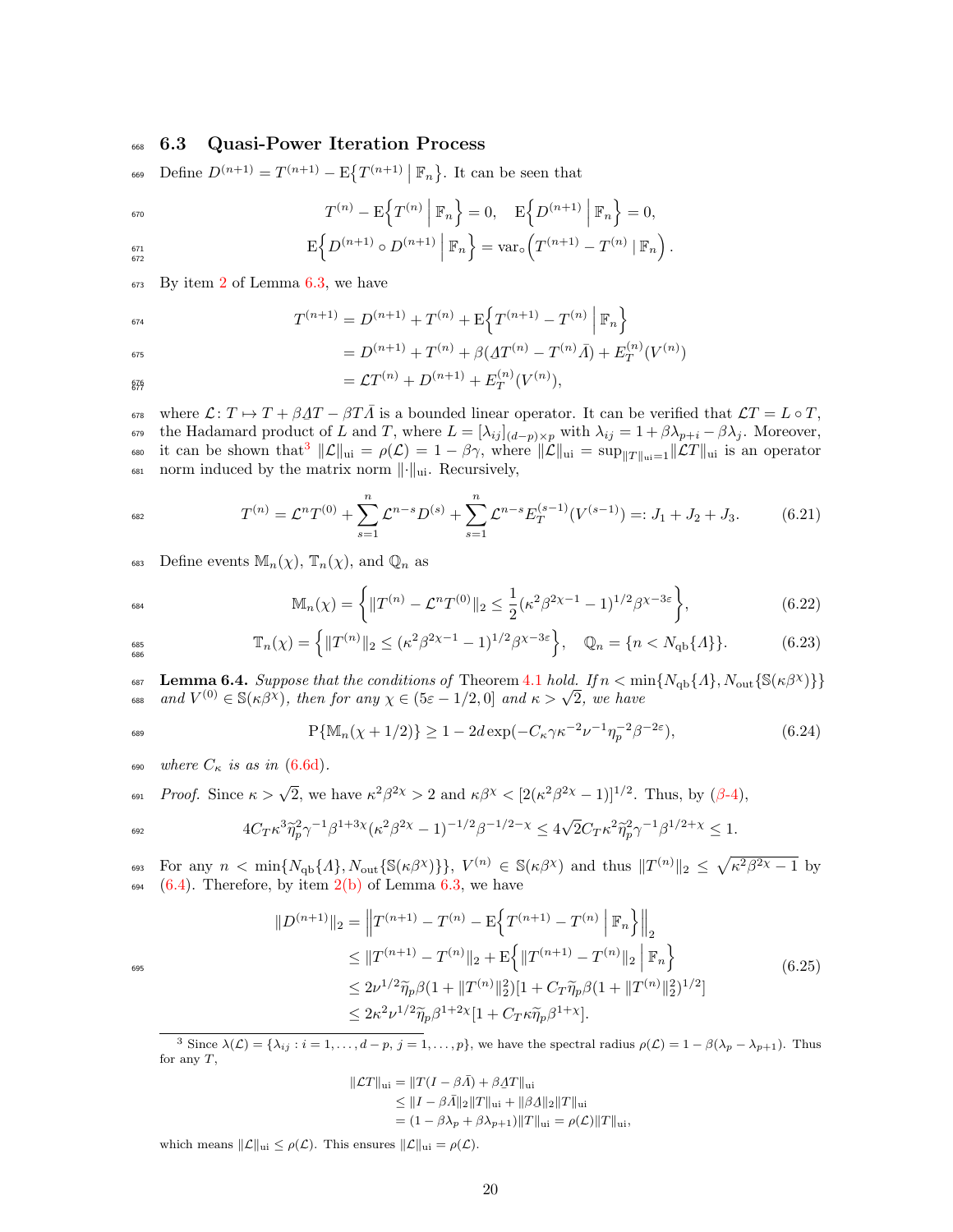### 6.3 Quasi-Power Iteration Process

Define $D^{(n+1)} = T^{(n+1)} - \mathrm{E}\{T^{(n+1)} \mid \mathbb{F}_n\}$. It can be seen that

$$T^{(n)} - \mathrm{E}\Big\{T^{(n)} \Bigm| \mathbb{F}_n\Big\} = 0, \quad \mathrm{E}\Big\{D^{(n+1)} \Bigm| \mathbb{F}_n\Big\} = 0,$$

$$\mathrm{E}\Big\{D^{(n+1)} \circ D^{(n+1)} \Bigm| \mathbb{F}_n\Big\} = \mathrm{var}_\circ\Big(T^{(n+1)} - T^{(n)} \mid \mathbb{F}_n\Big).$$

By item 2 of Lemma 6.3, we have

$$\begin{aligned}
T^{(n+1)} &= D^{(n+1)} + T^{(n)} + \mathrm{E}\Big\{T^{(n+1)} - T^{(n)} \Bigm| \mathbb{F}_n\Big\} \\
&= D^{(n+1)} + T^{(n)} + \beta(\varLambda T^{(n)} - T^{(n)}\bar{\varLambda}) + E_T^{(n)}(V^{(n)}) \\
&= \mathcal{L}T^{(n)} + D^{(n+1)} + E_T^{(n)}(V^{(n)}),
\end{aligned}$$

where $\mathcal{L}\colon T \mapsto T + \beta \varLambda T - \beta T\bar{\varLambda}$ is a bounded linear operator. It can be verified that $\mathcal{L}T = L \circ T$, the Hadamard product of $L$ and $T$, where $L = [\lambda_{ij}]_{(d-p)\times p}$ with $\lambda_{ij} = 1 + \beta\lambda_{p+i} - \beta\lambda_j$. Moreover, it can be shown that[3] $\|\mathcal{L}\|_{\mathrm{ui}} = \rho(\mathcal{L}) = 1 - \beta\gamma$, where $\|\mathcal{L}\|_{\mathrm{ui}} = \sup_{\|T\|_{\mathrm{ui}}=1}\|\mathcal{L}T\|_{\mathrm{ui}}$ is an operator norm induced by the matrix norm $\|\cdot\|_{\mathrm{ui}}$. Recursively,

$$T^{(n)} = \mathcal{L}^n T^{(0)} + \sum_{s=1}^{n} \mathcal{L}^{n-s} D^{(s)} + \sum_{s=1}^{n} \mathcal{L}^{n-s} E_T^{(s-1)}(V^{(s-1)}) =: J_1 + J_2 + J_3. \tag{6.21}$$

Define events $\mathbb{M}_n(\chi)$, $\mathbb{T}_n(\chi)$, and $\mathbb{Q}_n$ as

$$\mathbb{M}_n(\chi) = \Big\{\|T^{(n)} - \mathcal{L}^n T^{(0)}\|_2 \le \frac{1}{2}(\kappa^2\beta^{2\chi-1} - 1)^{1/2}\beta^{\chi-3\varepsilon}\Big\}, \tag{6.22}$$

$$\mathbb{T}_n(\chi) = \Big\{\|T^{(n)}\|_2 \le (\kappa^2\beta^{2\chi-1} - 1)^{1/2}\beta^{\chi-3\varepsilon}\Big\}, \quad \mathbb{Q}_n = \{n < N_{\mathrm{qb}}\{\varLambda\}\}. \tag{6.23}$$

**Lemma 6.4.** *Suppose that the conditions of Theorem 4.1 hold. If $n < \min\{N_{\mathrm{qb}}\{\varLambda\}, N_{\mathrm{out}}\{\mathbb{S}(\kappa\beta^\chi)\}\}$ and $V^{(0)} \in \mathbb{S}(\kappa\beta^\chi)$, then for any $\chi \in (5\varepsilon - 1/2, 0]$ and $\kappa > \sqrt{2}$, we have*

$$\mathrm{P}\{\mathbb{M}_n(\chi + 1/2)\} \ge 1 - 2d\exp(-C_\kappa\gamma\kappa^{-2}\nu^{-1}\eta_p^{-2}\beta^{-2\varepsilon}), \tag{6.24}$$

*where $C_\kappa$ is as in (6.6d).*

*Proof.* Since $\kappa > \sqrt{2}$, we have $\kappa^2\beta^{2\chi} > 2$ and $\kappa\beta^\chi < [2(\kappa^2\beta^{2\chi} - 1)]^{1/2}$. Thus, by ($\beta$-4),

$$4C_T\kappa^3\widetilde{\eta}_p^2\gamma^{-1}\beta^{1+3\chi}(\kappa^2\beta^{2\chi} - 1)^{-1/2}\beta^{-1/2-\chi} \le 4\sqrt{2}C_T\kappa^2\widetilde{\eta}_p^2\gamma^{-1}\beta^{1/2+\chi} \le 1.$$

For any $n < \min\{N_{\mathrm{qb}}\{\varLambda\}, N_{\mathrm{out}}\{\mathbb{S}(\kappa\beta^\chi)\}\}$, $V^{(n)} \in \mathbb{S}(\kappa\beta^\chi)$ and thus $\|T^{(n)}\|_2 \le \sqrt{\kappa^2\beta^{2\chi} - 1}$ by (6.4). Therefore, by item 2(b) of Lemma 6.3, we have

$$\begin{aligned}
\|D^{(n+1)}\|_2 &= \Big\|T^{(n+1)} - T^{(n)} - \mathrm{E}\Big\{T^{(n+1)} - T^{(n)} \Bigm| \mathbb{F}_n\Big\}\Big\|_2 \\
&\le \|T^{(n+1)} - T^{(n)}\|_2 + \mathrm{E}\Big\{\|T^{(n+1)} - T^{(n)}\|_2 \Bigm| \mathbb{F}_n\Big\} \\
&\le 2\nu^{1/2}\widetilde{\eta}_p\beta(1 + \|T^{(n)}\|_2^2)[1 + C_T\widetilde{\eta}_p\beta(1 + \|T^{(n)}\|_2^2)^{1/2}] \\
&\le 2\kappa^2\nu^{1/2}\widetilde{\eta}_p\beta^{1+2\chi}[1 + C_T\kappa\widetilde{\eta}_p\beta^{1+\chi}].
\end{aligned} \tag{6.25}$$

---

[3] Since $\lambda(\mathcal{L}) = \{\lambda_{ij} : i = 1, \dots, d-p,\ j = 1, \dots, p\}$, we have the spectral radius $\rho(\mathcal{L}) = 1 - \beta(\lambda_p - \lambda_{p+1})$. Thus for any $T$,

$$\begin{aligned}
\|\mathcal{L}T\|_{\mathrm{ui}} &= \|T(I - \beta\bar{\varLambda}) + \beta\varLambda T\|_{\mathrm{ui}} \\
&\le \|I - \beta\bar{\varLambda}\|_2\|T\|_{\mathrm{ui}} + \|\beta\varLambda\|_2\|T\|_{\mathrm{ui}} \\
&= (1 - \beta\lambda_p + \beta\lambda_{p+1})\|T\|_{\mathrm{ui}} = \rho(\mathcal{L})\|T\|_{\mathrm{ui}},
\end{aligned}$$

which means $\|\mathcal{L}\|_{\mathrm{ui}} \le \rho(\mathcal{L})$. This ensures $\|\mathcal{L}\|_{\mathrm{ui}} = \rho(\mathcal{L})$.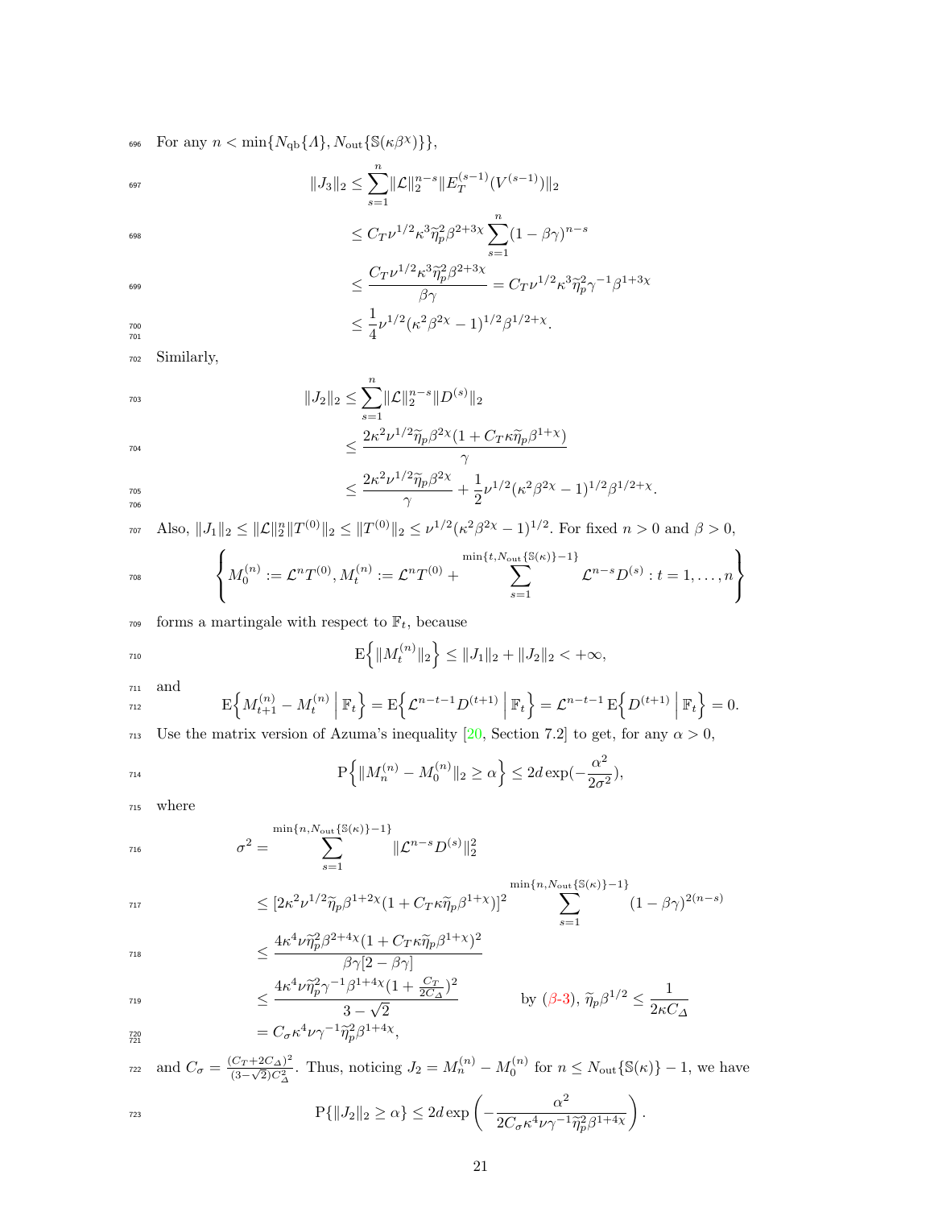For any $n < \min\{N_{\rm qb}\{\varLambda\}, N_{\rm out}\{\mathbb{S}(\kappa\beta^{\chi})\}\}$,

$$
\begin{aligned}
\|J_3\|_2 &\le \sum_{s=1}^{n} \|\mathcal{L}\|_2^{n-s} \|E_T^{(s-1)}(V^{(s-1)})\|_2 \\
&\le C_T \nu^{1/2} \kappa^3 \widetilde{\eta}_p^2 \beta^{2+3\chi} \sum_{s=1}^{n} (1-\beta\gamma)^{n-s} \\
&\le \frac{C_T \nu^{1/2} \kappa^3 \widetilde{\eta}_p^2 \beta^{2+3\chi}}{\beta\gamma} = C_T \nu^{1/2} \kappa^3 \widetilde{\eta}_p^2 \gamma^{-1} \beta^{1+3\chi} \\
&\le \frac{1}{4} \nu^{1/2} (\kappa^2 \beta^{2\chi} - 1)^{1/2} \beta^{1/2+\chi}.
\end{aligned}
$$

Similarly,

$$
\begin{aligned}
\|J_2\|_2 &\le \sum_{s=1}^{n} \|\mathcal{L}\|_2^{n-s} \|D^{(s)}\|_2 \\
&\le \frac{2\kappa^2 \nu^{1/2} \widetilde{\eta}_p \beta^{2\chi} (1 + C_T \kappa \widetilde{\eta}_p \beta^{1+\chi})}{\gamma} \\
&\le \frac{2\kappa^2 \nu^{1/2} \widetilde{\eta}_p \beta^{2\chi}}{\gamma} + \frac{1}{2} \nu^{1/2} (\kappa^2 \beta^{2\chi} - 1)^{1/2} \beta^{1/2+\chi}.
\end{aligned}
$$

Also, $\|J_1\|_2 \le \|\mathcal{L}\|_2^n \|T^{(0)}\|_2 \le \|T^{(0)}\|_2 \le \nu^{1/2}(\kappa^2\beta^{2\chi}-1)^{1/2}$. For fixed $n > 0$ and $\beta > 0$,

$$
\left\{ M_0^{(n)} := \mathcal{L}^n T^{(0)}, M_t^{(n)} := \mathcal{L}^n T^{(0)} + \sum_{s=1}^{\min\{t, N_{\rm out}\{\mathbb{S}(\kappa)\}-1\}} \mathcal{L}^{n-s} D^{(s)} : t = 1, \ldots, n \right\}
$$

forms a martingale with respect to $\mathbb{F}_t$, because

$$
\mathrm{E}\Big\{ \|M_t^{(n)}\|_2 \Big\} \le \|J_1\|_2 + \|J_2\|_2 < +\infty,
$$

and

$$
\mathrm{E}\Big\{ M_{t+1}^{(n)} - M_t^{(n)} \,\Big|\, \mathbb{F}_t \Big\} = \mathrm{E}\Big\{ \mathcal{L}^{n-t-1} D^{(t+1)} \,\Big|\, \mathbb{F}_t \Big\} = \mathcal{L}^{n-t-1}\, \mathrm{E}\Big\{ D^{(t+1)} \,\Big|\, \mathbb{F}_t \Big\} = 0.
$$

Use the matrix version of Azuma's inequality [20, Section 7.2] to get, for any $\alpha > 0$,

$$
\mathrm{P}\Big\{ \|M_n^{(n)} - M_0^{(n)}\|_2 \ge \alpha \Big\} \le 2d \exp(-\frac{\alpha^2}{2\sigma^2}),
$$

where

$$
\begin{aligned}
\sigma^2 &= \sum_{s=1}^{\min\{n, N_{\rm out}\{\mathbb{S}(\kappa)\}-1\}} \|\mathcal{L}^{n-s} D^{(s)}\|_2^2 \\
&\le [2\kappa^2 \nu^{1/2} \widetilde{\eta}_p \beta^{1+2\chi} (1 + C_T \kappa \widetilde{\eta}_p \beta^{1+\chi})]^2 \sum_{s=1}^{\min\{n, N_{\rm out}\{\mathbb{S}(\kappa)\}-1\}} (1-\beta\gamma)^{2(n-s)} \\
&\le \frac{4\kappa^4 \nu \widetilde{\eta}_p^2 \beta^{2+4\chi} (1 + C_T \kappa \widetilde{\eta}_p \beta^{1+\chi})^2}{\beta\gamma[2 - \beta\gamma]} \\
&\le \frac{4\kappa^4 \nu \widetilde{\eta}_p^2 \gamma^{-1} \beta^{1+4\chi} (1 + \frac{C_T}{2C_\varDelta})^2}{3 - \sqrt{2}} \qquad \text{by } (\beta\text{-}3),\ \widetilde{\eta}_p \beta^{1/2} \le \frac{1}{2\kappa C_\varDelta} \\
&= C_\sigma \kappa^4 \nu \gamma^{-1} \widetilde{\eta}_p^2 \beta^{1+4\chi},
\end{aligned}
$$

and $C_\sigma = \frac{(C_T + 2C_\varDelta)^2}{(3-\sqrt{2})C_\varDelta^2}$. Thus, noticing $J_2 = M_n^{(n)} - M_0^{(n)}$ for $n \le N_{\rm out}\{\mathbb{S}(\kappa)\} - 1$, we have

$$
\mathrm{P}\{\|J_2\|_2 \ge \alpha\} \le 2d \exp\left( -\frac{\alpha^2}{2C_\sigma \kappa^4 \nu \gamma^{-1} \widetilde{\eta}_p^2 \beta^{1+4\chi}} \right).
$$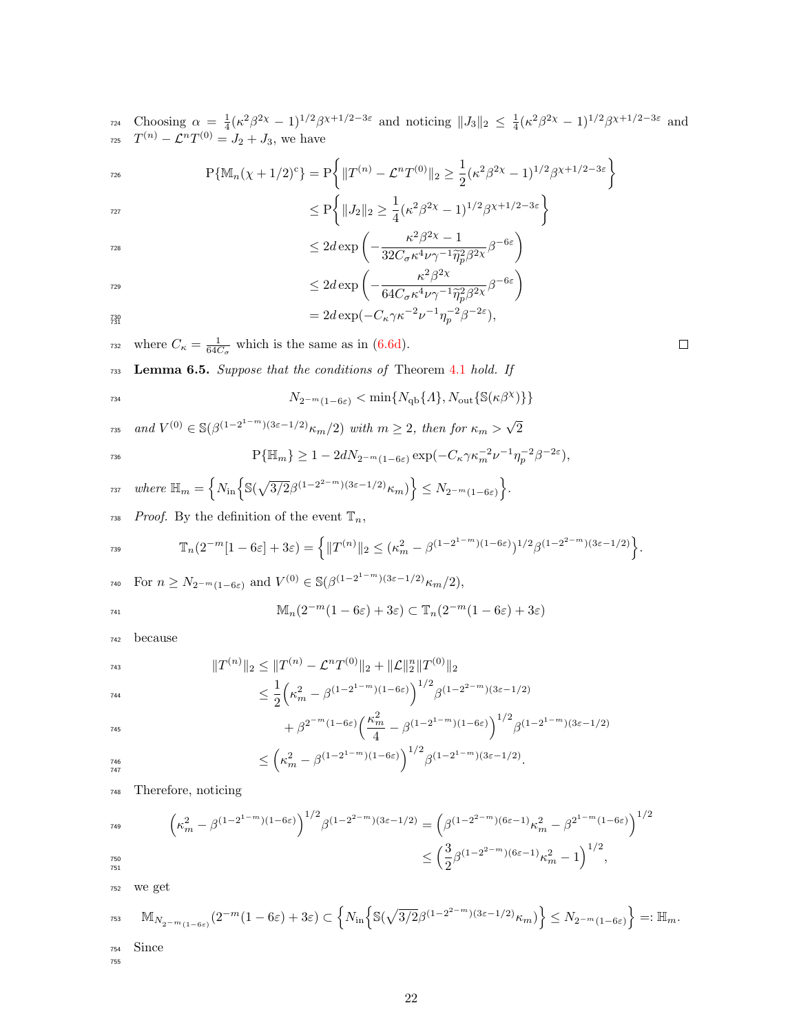Choosing $\alpha = \frac{1}{4}(\kappa^2\beta^{2\chi}-1)^{1/2}\beta^{\chi+1/2-3\varepsilon}$ and noticing $\|J_3\|_2 \le \frac{1}{4}(\kappa^2\beta^{2\chi}-1)^{1/2}\beta^{\chi+1/2-3\varepsilon}$ and $T^{(n)} - \mathcal{L}^n T^{(0)} = J_2 + J_3$, we have

$$
\begin{aligned}
\mathrm{P}\{\mathbb{M}_n(\chi+1/2)^{\mathrm{c}}\} &= \mathrm{P}\bigg\{\|T^{(n)} - \mathcal{L}^n T^{(0)}\|_2 \ge \frac{1}{2}(\kappa^2\beta^{2\chi}-1)^{1/2}\beta^{\chi+1/2-3\varepsilon}\bigg\} \\
&\le \mathrm{P}\bigg\{\|J_2\|_2 \ge \frac{1}{4}(\kappa^2\beta^{2\chi}-1)^{1/2}\beta^{\chi+1/2-3\varepsilon}\bigg\} \\
&\le 2d\exp\left(-\frac{\kappa^2\beta^{2\chi}-1}{32C_\sigma\kappa^4\nu\gamma^{-1}\widetilde{\eta}_p^2\beta^{2\chi}}\beta^{-6\varepsilon}\right) \\
&\le 2d\exp\left(-\frac{\kappa^2\beta^{2\chi}}{64C_\sigma\kappa^4\nu\gamma^{-1}\widetilde{\eta}_p^2\beta^{2\chi}}\beta^{-6\varepsilon}\right) \\
&= 2d\exp(-C_\kappa\gamma\kappa^{-2}\nu^{-1}\eta_p^{-2}\beta^{-2\varepsilon}),
\end{aligned}
$$

where $C_\kappa = \frac{1}{64C_\sigma}$ which is the same as in (6.6d). ∎

**Lemma 6.5.** *Suppose that the conditions of* Theorem 4.1 *hold. If*

$$
N_{2^{-m}(1-6\varepsilon)} < \min\{N_{\mathrm{qb}}\{\Lambda\}, N_{\mathrm{out}}\{\mathbb{S}(\kappa\beta^\chi)\}\}
$$

*and* $V^{(0)} \in \mathbb{S}(\beta^{(1-2^{1-m})(3\varepsilon-1/2)}\kappa_m/2)$ *with* $m\ge 2$, *then for* $\kappa_m > \sqrt{2}$

$$
\mathrm{P}\{\mathbb{H}_m\} \ge 1 - 2dN_{2^{-m}(1-6\varepsilon)}\exp(-C_\kappa\gamma\kappa_m^{-2}\nu^{-1}\eta_p^{-2}\beta^{-2\varepsilon}),
$$

*where* $\mathbb{H}_m = \Big\{N_{\mathrm{in}}\Big\{\mathbb{S}(\sqrt{3/2}\beta^{(1-2^{2-m})(3\varepsilon-1/2)}\kappa_m)\Big\} \le N_{2^{-m}(1-6\varepsilon)}\Big\}$.

*Proof.* By the definition of the event $\mathbb{T}_n$,

$$
\mathbb{T}_n(2^{-m}[1-6\varepsilon]+3\varepsilon) = \Big\{\|T^{(n)}\|_2 \le (\kappa_m^2 - \beta^{(1-2^{1-m})(1-6\varepsilon)})^{1/2}\beta^{(1-2^{2-m})(3\varepsilon-1/2)}\Big\}.
$$

For $n \ge N_{2^{-m}(1-6\varepsilon)}$ and $V^{(0)} \in \mathbb{S}(\beta^{(1-2^{1-m})(3\varepsilon-1/2)}\kappa_m/2)$,

$$
\mathbb{M}_n(2^{-m}(1-6\varepsilon)+3\varepsilon) \subset \mathbb{T}_n(2^{-m}(1-6\varepsilon)+3\varepsilon)
$$

because

$$
\begin{aligned}
\|T^{(n)}\|_2 &\le \|T^{(n)} - \mathcal{L}^n T^{(0)}\|_2 + \|\mathcal{L}\|_2^n\|T^{(0)}\|_2 \\
&\le \frac{1}{2}\Big(\kappa_m^2 - \beta^{(1-2^{1-m})(1-6\varepsilon)}\Big)^{1/2}\beta^{(1-2^{2-m})(3\varepsilon-1/2)} \\
&\quad + \beta^{2^{-m}(1-6\varepsilon)}\Big(\frac{\kappa_m^2}{4} - \beta^{(1-2^{1-m})(1-6\varepsilon)}\Big)^{1/2}\beta^{(1-2^{1-m})(3\varepsilon-1/2)} \\
&\le \Big(\kappa_m^2 - \beta^{(1-2^{1-m})(1-6\varepsilon)}\Big)^{1/2}\beta^{(1-2^{1-m})(3\varepsilon-1/2)}.
\end{aligned}
$$

Therefore, noticing

$$
\begin{aligned}
\Big(\kappa_m^2 - \beta^{(1-2^{1-m})(1-6\varepsilon)}\Big)^{1/2}\beta^{(1-2^{2-m})(3\varepsilon-1/2)} &= \Big(\beta^{(1-2^{2-m})(6\varepsilon-1)}\kappa_m^2 - \beta^{2^{1-m}(1-6\varepsilon)}\Big)^{1/2} \\
&\le \Big(\frac{3}{2}\beta^{(1-2^{2-m})(6\varepsilon-1)}\kappa_m^2 - 1\Big)^{1/2},
\end{aligned}
$$

we get

$$
\mathbb{M}_{N_{2^{-m}(1-6\varepsilon)}}(2^{-m}(1-6\varepsilon)+3\varepsilon) \subset \Big\{N_{\mathrm{in}}\Big\{\mathbb{S}(\sqrt{3/2}\beta^{(1-2^{2-m})(3\varepsilon-1/2)}\kappa_m)\Big\} \le N_{2^{-m}(1-6\varepsilon)}\Big\} =: \mathbb{H}_m.
$$

Since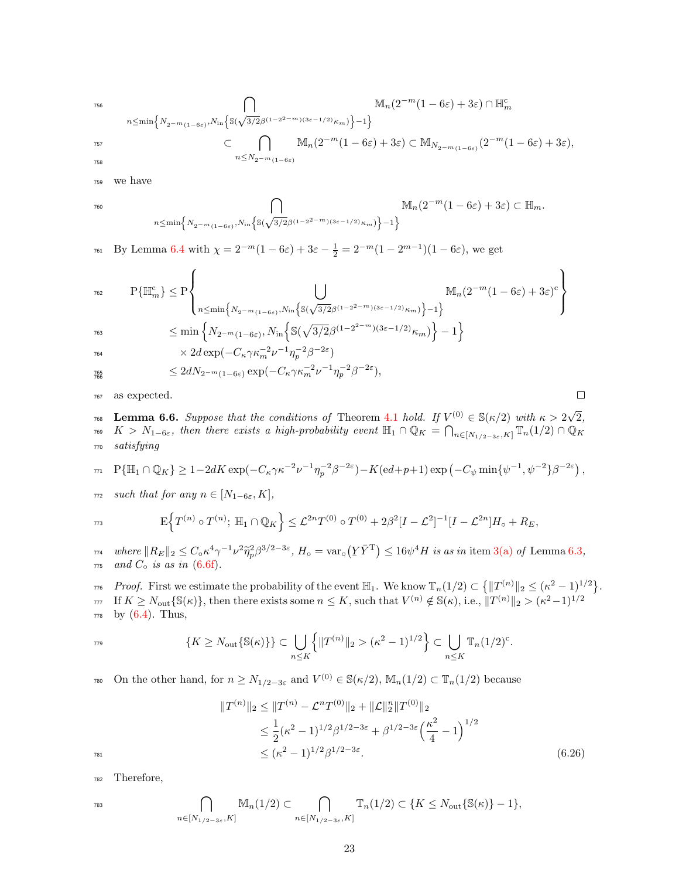$$\bigcap_{n\le \min\left\{N_{2^{-m}(1-6\varepsilon)},N_{\rm in}\left\{\mathbb{S}(\sqrt{3/2}\beta^{(1-2^{2-m})(3\varepsilon-1/2)}\kappa_m)\right\}-1\right\}} \mathbb{M}_n(2^{-m}(1-6\varepsilon)+3\varepsilon)\cap \mathbb{H}_m^{\rm c}$$
$$\subset \bigcap_{n\le N_{2^{-m}(1-6\varepsilon)}} \mathbb{M}_n(2^{-m}(1-6\varepsilon)+3\varepsilon)\subset \mathbb{M}_{N_{2^{-m}(1-6\varepsilon)}}(2^{-m}(1-6\varepsilon)+3\varepsilon),$$

we have

$$\bigcap_{n\le \min\left\{N_{2^{-m}(1-6\varepsilon)},N_{\rm in}\left\{\mathbb{S}(\sqrt{3/2}\beta^{(1-2^{2-m})(3\varepsilon-1/2)}\kappa_m)\right\}-1\right\}} \mathbb{M}_n(2^{-m}(1-6\varepsilon)+3\varepsilon)\subset \mathbb{H}_m.$$

By Lemma 6.4 with $\chi = 2^{-m}(1-6\varepsilon)+3\varepsilon-\frac{1}{2} = 2^{-m}(1-2^{m-1})(1-6\varepsilon)$, we get

$$\begin{aligned}
\mathrm{P}\{\mathbb{H}_m^{\rm c}\} &\le \mathrm{P}\left\{\bigcup_{n\le \min\left\{N_{2^{-m}(1-6\varepsilon)},N_{\rm in}\left\{\mathbb{S}(\sqrt{3/2}\beta^{(1-2^{2-m})(3\varepsilon-1/2)}\kappa_m)\right\}-1\right\}} \mathbb{M}_n(2^{-m}(1-6\varepsilon)+3\varepsilon)^{\rm c}\right\}\\
&\le \min\left\{N_{2^{-m}(1-6\varepsilon)},N_{\rm in}\left\{\mathbb{S}(\sqrt{3/2}\beta^{(1-2^{2-m})(3\varepsilon-1/2)}\kappa_m)\right\}-1\right\}\\
&\quad\times 2d\exp(-C_\kappa\gamma\kappa_m^{-2}\nu^{-1}\eta_p^{-2}\beta^{-2\varepsilon})\\
&\le 2dN_{2^{-m}(1-6\varepsilon)}\exp(-C_\kappa\gamma\kappa_m^{-2}\nu^{-1}\eta_p^{-2}\beta^{-2\varepsilon}),
\end{aligned}$$

as expected. □

**Lemma 6.6.** *Suppose that the conditions of* Theorem 4.1 *hold. If* $V^{(0)}\in\mathbb{S}(\kappa/2)$ *with* $\kappa>2\sqrt{2}$, $K>N_{1-6\varepsilon}$, *then there exists a high-probability event* $\mathbb{H}_1\cap\mathbb{Q}_K = \bigcap_{n\in[N_{1/2-3\varepsilon},K]}\mathbb{T}_n(1/2)\cap\mathbb{Q}_K$ *satisfying*

$$\mathrm{P}\{\mathbb{H}_1\cap\mathbb{Q}_K\}\ge 1-2dK\exp(-C_\kappa\gamma\kappa^{-2}\nu^{-1}\eta_p^{-2}\beta^{-2\varepsilon})-K(\mathrm{e}d+p+1)\exp\left(-C_\psi\min\{\psi^{-1},\psi^{-2}\}\beta^{-2\varepsilon}\right),$$

*such that for any* $n\in[N_{1-6\varepsilon},K]$,

$$\mathrm{E}\Big\{T^{(n)}\circ T^{(n)};\ \mathbb{H}_1\cap\mathbb{Q}_K\Big\}\le \mathcal{L}^{2n}T^{(0)}\circ T^{(0)} + 2\beta^2[I-\mathcal{L}^2]^{-1}[I-\mathcal{L}^{2n}]H_\circ + R_E,$$

*where* $\|R_E\|_2\le C_\circ\kappa^4\gamma^{-1}\nu^2\tilde{\eta}_p^2\beta^{3/2-3\varepsilon}$, $H_\circ = \mathrm{var}_\circ(\underline{Y}\bar{Y}^{\rm T})\le 16\psi^4 H$ *is as in* item 3(a) *of* Lemma 6.3, *and* $C_\circ$ *is as in* (6.6f).

*Proof.* First we estimate the probability of the event $\mathbb{H}_1$. We know $\mathbb{T}_n(1/2)\subset\left\{\|T^{(n)}\|_2\le(\kappa^2-1)^{1/2}\right\}$. If $K\ge N_{\rm out}\{\mathbb{S}(\kappa)\}$, then there exists some $n\le K$, such that $V^{(n)}\notin\mathbb{S}(\kappa)$, i.e., $\|T^{(n)}\|_2>(\kappa^2-1)^{1/2}$ by (6.4). Thus,

$$\{K\ge N_{\rm out}\{\mathbb{S}(\kappa)\}\}\subset\bigcup_{n\le K}\left\{\|T^{(n)}\|_2>(\kappa^2-1)^{1/2}\right\}\subset\bigcup_{n\le K}\mathbb{T}_n(1/2)^{\rm c}.$$

On the other hand, for $n\ge N_{1/2-3\varepsilon}$ and $V^{(0)}\in\mathbb{S}(\kappa/2)$, $\mathbb{M}_n(1/2)\subset\mathbb{T}_n(1/2)$ because

$$\begin{aligned}
\|T^{(n)}\|_2 &\le \|T^{(n)}-\mathcal{L}^nT^{(0)}\|_2 + \|\mathcal{L}\|_2^n\|T^{(0)}\|_2\\
&\le \frac{1}{2}(\kappa^2-1)^{1/2}\beta^{1/2-3\varepsilon} + \beta^{1/2-3\varepsilon}\Big(\frac{\kappa^2}{4}-1\Big)^{1/2}\\
&\le (\kappa^2-1)^{1/2}\beta^{1/2-3\varepsilon}.
\end{aligned}\tag{6.26}$$

Therefore,

$$\bigcap_{n\in[N_{1/2-3\varepsilon},K]}\mathbb{M}_n(1/2)\subset\bigcap_{n\in[N_{1/2-3\varepsilon},K]}\mathbb{T}_n(1/2)\subset\{K\le N_{\rm out}\{\mathbb{S}(\kappa)\}-1\},$$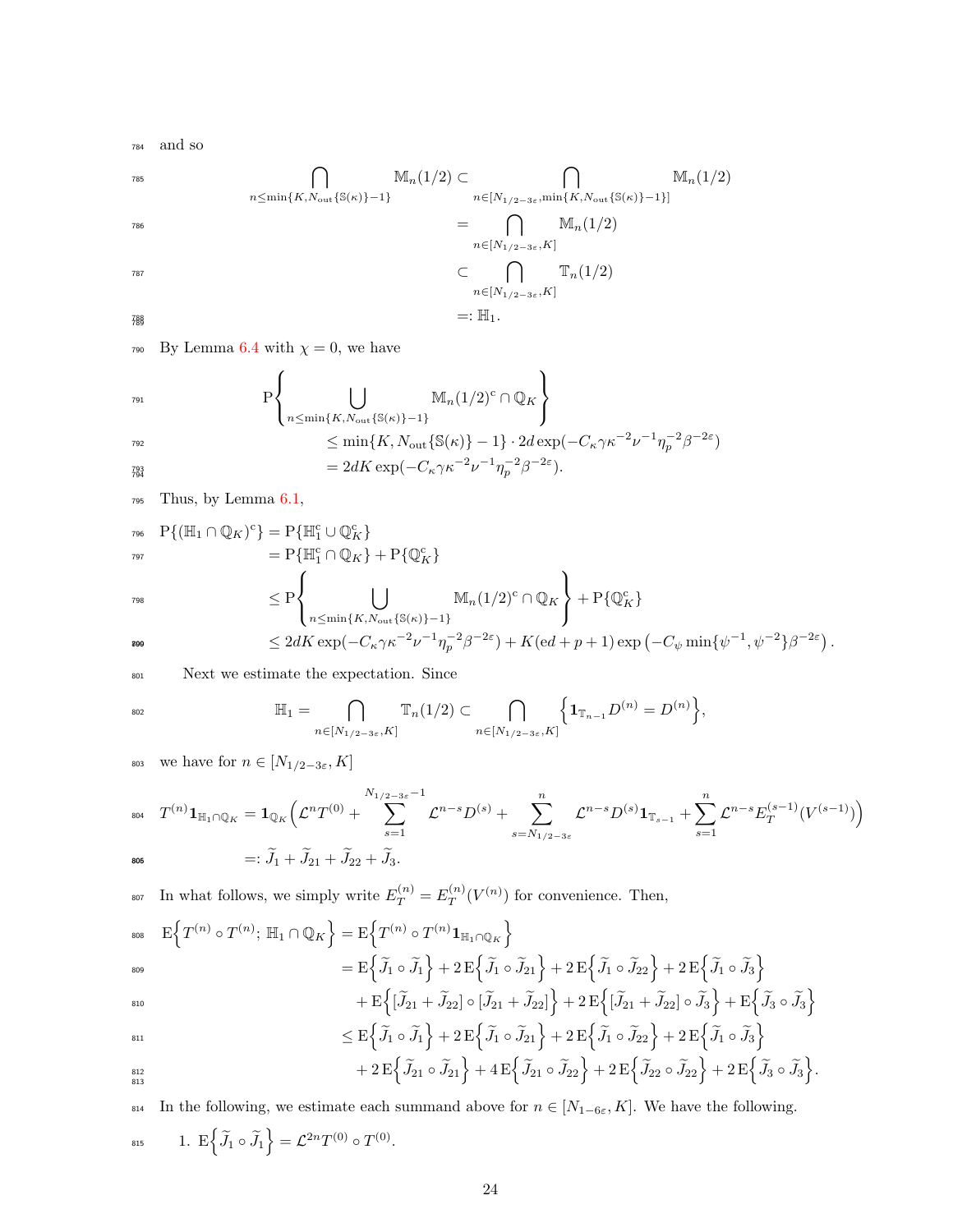and so

$$
\begin{aligned}
\bigcap_{n\le \min\{K, N_{\mathrm{out}}\{\mathbb{S}(\kappa)\}-1\}} \mathbb{M}_n(1/2) &\subset \bigcap_{n\in[N_{1/2-3\varepsilon}, \min\{K, N_{\mathrm{out}}\{\mathbb{S}(\kappa)\}-1\}]} \mathbb{M}_n(1/2)\\
&= \bigcap_{n\in[N_{1/2-3\varepsilon}, K]} \mathbb{M}_n(1/2)\\
&\subset \bigcap_{n\in[N_{1/2-3\varepsilon}, K]} \mathbb{T}_n(1/2)\\
&=: \mathbb{H}_1.
\end{aligned}
$$

By Lemma 6.4 with $\chi = 0$, we have

$$
\begin{aligned}
&\mathrm{P}\Bigg\{\bigcup_{n\le \min\{K, N_{\mathrm{out}}\{\mathbb{S}(\kappa)\}-1\}} \mathbb{M}_n(1/2)^{\mathrm{c}} \cap \mathbb{Q}_K\Bigg\}\\
&\qquad\le \min\{K, N_{\mathrm{out}}\{\mathbb{S}(\kappa)\}-1\}\cdot 2d\exp(-C_\kappa\gamma\kappa^{-2}\nu^{-1}\eta_p^{-2}\beta^{-2\varepsilon})\\
&\qquad= 2dK\exp(-C_\kappa\gamma\kappa^{-2}\nu^{-1}\eta_p^{-2}\beta^{-2\varepsilon}).
\end{aligned}
$$

Thus, by Lemma 6.1,

$$
\begin{aligned}
\mathrm{P}\{(\mathbb{H}_1\cap\mathbb{Q}_K)^{\mathrm{c}}\} &= \mathrm{P}\{\mathbb{H}_1^{\mathrm{c}}\cup\mathbb{Q}_K^{\mathrm{c}}\}\\
&= \mathrm{P}\{\mathbb{H}_1^{\mathrm{c}}\cap\mathbb{Q}_K\} + \mathrm{P}\{\mathbb{Q}_K^{\mathrm{c}}\}\\
&\le \mathrm{P}\Bigg\{\bigcup_{n\le \min\{K, N_{\mathrm{out}}\{\mathbb{S}(\kappa)\}-1\}} \mathbb{M}_n(1/2)^{\mathrm{c}}\cap\mathbb{Q}_K\Bigg\} + \mathrm{P}\{\mathbb{Q}_K^{\mathrm{c}}\}\\
&\le 2dK\exp(-C_\kappa\gamma\kappa^{-2}\nu^{-1}\eta_p^{-2}\beta^{-2\varepsilon}) + K(\mathrm{e}d+p+1)\exp\left(-C_\psi\min\{\psi^{-1},\psi^{-2}\}\beta^{-2\varepsilon}\right).
\end{aligned}
$$

Next we estimate the expectation. Since

$$
\mathbb{H}_1 = \bigcap_{n\in[N_{1/2-3\varepsilon}, K]} \mathbb{T}_n(1/2) \subset \bigcap_{n\in[N_{1/2-3\varepsilon}, K]} \Big\{\mathbf{1}_{\mathbb{T}_{n-1}} D^{(n)} = D^{(n)}\Big\},
$$

we have for $n\in[N_{1/2-3\varepsilon}, K]$

$$
\begin{aligned}
T^{(n)}\mathbf{1}_{\mathbb{H}_1\cap\mathbb{Q}_K} &= \mathbf{1}_{\mathbb{Q}_K}\Big(\mathcal{L}^n T^{(0)} + \sum_{s=1}^{N_{1/2-3\varepsilon}-1}\mathcal{L}^{n-s}D^{(s)} + \sum_{s=N_{1/2-3\varepsilon}}^{n}\mathcal{L}^{n-s}D^{(s)}\mathbf{1}_{\mathbb{T}_{s-1}} + \sum_{s=1}^{n}\mathcal{L}^{n-s}E_T^{(s-1)}(V^{(s-1)})\Big)\\
&=: \widetilde{J}_1 + \widetilde{J}_{21} + \widetilde{J}_{22} + \widetilde{J}_3.
\end{aligned}
$$

In what follows, we simply write $E_T^{(n)} = E_T^{(n)}(V^{(n)})$ for convenience. Then,

$$
\begin{aligned}
\mathrm{E}\Big\{T^{(n)}\circ T^{(n)};\, \mathbb{H}_1\cap\mathbb{Q}_K\Big\} &= \mathrm{E}\Big\{T^{(n)}\circ T^{(n)}\mathbf{1}_{\mathbb{H}_1\cap\mathbb{Q}_K}\Big\}\\
&= \mathrm{E}\Big\{\widetilde{J}_1\circ\widetilde{J}_1\Big\} + 2\,\mathrm{E}\Big\{\widetilde{J}_1\circ\widetilde{J}_{21}\Big\} + 2\,\mathrm{E}\Big\{\widetilde{J}_1\circ\widetilde{J}_{22}\Big\} + 2\,\mathrm{E}\Big\{\widetilde{J}_1\circ\widetilde{J}_3\Big\}\\
&\quad + \mathrm{E}\Big\{[\widetilde{J}_{21}+\widetilde{J}_{22}]\circ[\widetilde{J}_{21}+\widetilde{J}_{22}]\Big\} + 2\,\mathrm{E}\Big\{[\widetilde{J}_{21}+\widetilde{J}_{22}]\circ\widetilde{J}_3\Big\} + \mathrm{E}\Big\{\widetilde{J}_3\circ\widetilde{J}_3\Big\}\\
&\le \mathrm{E}\Big\{\widetilde{J}_1\circ\widetilde{J}_1\Big\} + 2\,\mathrm{E}\Big\{\widetilde{J}_1\circ\widetilde{J}_{21}\Big\} + 2\,\mathrm{E}\Big\{\widetilde{J}_1\circ\widetilde{J}_{22}\Big\} + 2\,\mathrm{E}\Big\{\widetilde{J}_1\circ\widetilde{J}_3\Big\}\\
&\quad + 2\,\mathrm{E}\Big\{\widetilde{J}_{21}\circ\widetilde{J}_{21}\Big\} + 4\,\mathrm{E}\Big\{\widetilde{J}_{21}\circ\widetilde{J}_{22}\Big\} + 2\,\mathrm{E}\Big\{\widetilde{J}_{22}\circ\widetilde{J}_{22}\Big\} + 2\,\mathrm{E}\Big\{\widetilde{J}_3\circ\widetilde{J}_3\Big\}.
\end{aligned}
$$

In the following, we estimate each summand above for $n\in[N_{1-6\varepsilon}, K]$. We have the following.

1. $\mathrm{E}\Big\{\widetilde{J}_1\circ\widetilde{J}_1\Big\} = \mathcal{L}^{2n}T^{(0)}\circ T^{(0)}$.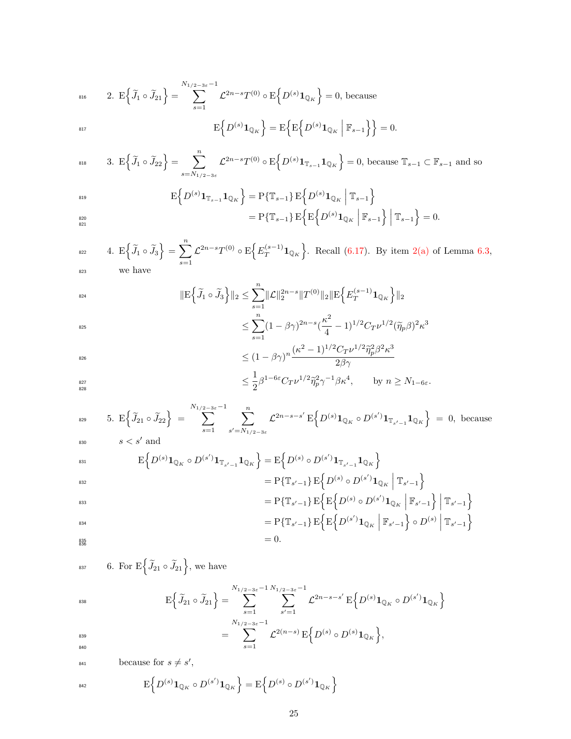2. $\mathrm{E}\Big\{\widetilde{J}_1 \circ \widetilde{J}_{21}\Big\} = \sum_{s=1}^{N_{1/2-3\varepsilon}-1} \mathcal{L}^{2n-s} T^{(0)} \circ \mathrm{E}\Big\{D^{(s)} \mathbf{1}_{\mathbb{Q}_K}\Big\} = 0$, because

$$\mathrm{E}\Big\{D^{(s)} \mathbf{1}_{\mathbb{Q}_K}\Big\} = \mathrm{E}\Big\{\mathrm{E}\Big\{D^{(s)} \mathbf{1}_{\mathbb{Q}_K} \,\Big|\, \mathbb{F}_{s-1}\Big\}\Big\} = 0.$$

3. $\mathrm{E}\Big\{\widetilde{J}_1 \circ \widetilde{J}_{22}\Big\} = \sum_{s=N_{1/2-3\varepsilon}}^{n} \mathcal{L}^{2n-s} T^{(0)} \circ \mathrm{E}\Big\{D^{(s)} \mathbf{1}_{\mathbb{T}_{s-1}} \mathbf{1}_{\mathbb{Q}_K}\Big\} = 0$, because $\mathbb{T}_{s-1} \subset \mathbb{F}_{s-1}$ and so

$$
\begin{aligned}
\mathrm{E}\Big\{D^{(s)} \mathbf{1}_{\mathbb{T}_{s-1}} \mathbf{1}_{\mathbb{Q}_K}\Big\} &= \mathrm{P}\{\mathbb{T}_{s-1}\}\, \mathrm{E}\Big\{D^{(s)} \mathbf{1}_{\mathbb{Q}_K} \,\Big|\, \mathbb{T}_{s-1}\Big\} \\
&= \mathrm{P}\{\mathbb{T}_{s-1}\}\, \mathrm{E}\Big\{\mathrm{E}\Big\{D^{(s)} \mathbf{1}_{\mathbb{Q}_K} \,\Big|\, \mathbb{F}_{s-1}\Big\} \,\Big|\, \mathbb{T}_{s-1}\Big\} = 0.
\end{aligned}
$$

4. $\mathrm{E}\Big\{\widetilde{J}_1 \circ \widetilde{J}_3\Big\} = \sum_{s=1}^{n} \mathcal{L}^{2n-s} T^{(0)} \circ \mathrm{E}\Big\{E_T^{(s-1)} \mathbf{1}_{\mathbb{Q}_K}\Big\}$. Recall (6.17). By item 2(a) of Lemma 6.3, we have

$$
\begin{aligned}
\|\mathrm{E}\Big\{\widetilde{J}_1 \circ \widetilde{J}_3\Big\}\|_2 &\le \sum_{s=1}^{n} \|\mathcal{L}\|_2^{2n-s} \|T^{(0)}\|_2 \|\mathrm{E}\Big\{E_T^{(s-1)} \mathbf{1}_{\mathbb{Q}_K}\Big\}\|_2 \\
&\le \sum_{s=1}^{n} (1-\beta\gamma)^{2n-s} (\frac{\kappa^2}{4} - 1)^{1/2} C_T \nu^{1/2} (\widetilde{\eta}_p \beta)^2 \kappa^3 \\
&\le (1-\beta\gamma)^n \frac{(\kappa^2-1)^{1/2} C_T \nu^{1/2} \widetilde{\eta}_p^2 \beta^2 \kappa^3}{2\beta\gamma} \\
&\le \frac{1}{2} \beta^{1-6\varepsilon} C_T \nu^{1/2} \widetilde{\eta}_p^2 \gamma^{-1} \beta \kappa^4, \qquad \text{by } n \ge N_{1-6\varepsilon}.
\end{aligned}
$$

5. $\mathrm{E}\Big\{\widetilde{J}_{21} \circ \widetilde{J}_{22}\Big\} = \sum_{s=1}^{N_{1/2-3\varepsilon}-1} \sum_{s'=N_{1/2-3\varepsilon}}^{n} \mathcal{L}^{2n-s-s'}\, \mathrm{E}\Big\{D^{(s)} \mathbf{1}_{\mathbb{Q}_K} \circ D^{(s')} \mathbf{1}_{\mathbb{T}_{s'-1}} \mathbf{1}_{\mathbb{Q}_K}\Big\} = 0$, because $s < s'$ and

$$
\begin{aligned}
\mathrm{E}\Big\{D^{(s)} \mathbf{1}_{\mathbb{Q}_K} \circ D^{(s')} \mathbf{1}_{\mathbb{T}_{s'-1}} \mathbf{1}_{\mathbb{Q}_K}\Big\} &= \mathrm{E}\Big\{D^{(s)} \circ D^{(s')} \mathbf{1}_{\mathbb{T}_{s'-1}} \mathbf{1}_{\mathbb{Q}_K}\Big\} \\
&= \mathrm{P}\{\mathbb{T}_{s'-1}\}\, \mathrm{E}\Big\{D^{(s)} \circ D^{(s')} \mathbf{1}_{\mathbb{Q}_K} \,\Big|\, \mathbb{T}_{s'-1}\Big\} \\
&= \mathrm{P}\{\mathbb{T}_{s'-1}\}\, \mathrm{E}\Big\{\mathrm{E}\Big\{D^{(s)} \circ D^{(s')} \mathbf{1}_{\mathbb{Q}_K} \,\Big|\, \mathbb{F}_{s'-1}\Big\} \,\Big|\, \mathbb{T}_{s'-1}\Big\} \\
&= \mathrm{P}\{\mathbb{T}_{s'-1}\}\, \mathrm{E}\Big\{\mathrm{E}\Big\{D^{(s')} \mathbf{1}_{\mathbb{Q}_K} \,\Big|\, \mathbb{F}_{s'-1}\Big\} \circ D^{(s)} \,\Big|\, \mathbb{T}_{s'-1}\Big\} \\
&= 0.
\end{aligned}
$$

6. For $\mathrm{E}\Big\{\widetilde{J}_{21} \circ \widetilde{J}_{21}\Big\}$, we have

$$
\begin{aligned}
\mathrm{E}\Big\{\widetilde{J}_{21} \circ \widetilde{J}_{21}\Big\} &= \sum_{s=1}^{N_{1/2-3\varepsilon}-1} \sum_{s'=1}^{N_{1/2-3\varepsilon}-1} \mathcal{L}^{2n-s-s'}\, \mathrm{E}\Big\{D^{(s)} \mathbf{1}_{\mathbb{Q}_K} \circ D^{(s')} \mathbf{1}_{\mathbb{Q}_K}\Big\} \\
&= \sum_{s=1}^{N_{1/2-3\varepsilon}-1} \mathcal{L}^{2(n-s)}\, \mathrm{E}\Big\{D^{(s)} \circ D^{(s)} \mathbf{1}_{\mathbb{Q}_K}\Big\},
\end{aligned}
$$

because for $s \ne s'$,

$$\mathrm{E}\Big\{D^{(s)} \mathbf{1}_{\mathbb{Q}_K} \circ D^{(s')} \mathbf{1}_{\mathbb{Q}_K}\Big\} = \mathrm{E}\Big\{D^{(s)} \circ D^{(s')} \mathbf{1}_{\mathbb{Q}_K}\Big\}$$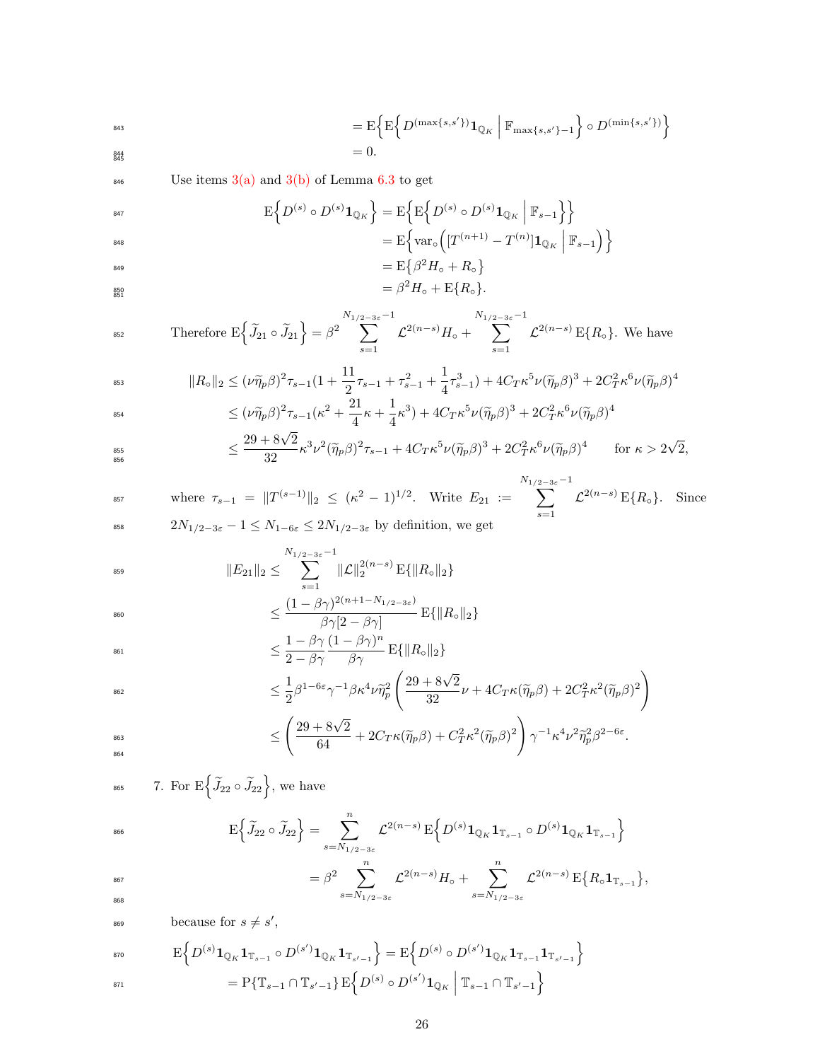$$= \mathrm{E}\Big\{\mathrm{E}\Big\{D^{(\max\{s,s'\})}\mathbf{1}_{\mathbb{Q}_K}\;\Big|\;\mathbb{F}_{\max\{s,s'\}-1}\Big\}\circ D^{(\min\{s,s'\})}\Big\}$$
$$= 0.$$

Use items 3(a) and 3(b) of Lemma 6.3 to get

$$\begin{aligned}
\mathrm{E}\Big\{D^{(s)}\circ D^{(s)}\mathbf{1}_{\mathbb{Q}_K}\Big\} &= \mathrm{E}\Big\{\mathrm{E}\Big\{D^{(s)}\circ D^{(s)}\mathbf{1}_{\mathbb{Q}_K}\;\Big|\;\mathbb{F}_{s-1}\Big\}\Big\}\\
&= \mathrm{E}\Big\{\mathrm{var}_\circ\Big([T^{(n+1)}-T^{(n)}]\mathbf{1}_{\mathbb{Q}_K}\;\Big|\;\mathbb{F}_{s-1}\Big)\Big\}\\
&= \mathrm{E}\big\{\beta^2 H_\circ + R_\circ\big\}\\
&= \beta^2 H_\circ + \mathrm{E}\{R_\circ\}.
\end{aligned}$$

Therefore $\mathrm{E}\Big\{\widetilde{J}_{21}\circ\widetilde{J}_{21}\Big\} = \beta^2\sum_{s=1}^{N_{1/2-3\varepsilon}-1}\mathcal{L}^{2(n-s)}H_\circ + \sum_{s=1}^{N_{1/2-3\varepsilon}-1}\mathcal{L}^{2(n-s)}\,\mathrm{E}\{R_\circ\}$. We have

$$\begin{aligned}
\|R_\circ\|_2 &\le (\nu\widetilde{\eta}_p\beta)^2\tau_{s-1}\big(1+\tfrac{11}{2}\tau_{s-1}+\tau_{s-1}^2+\tfrac{1}{4}\tau_{s-1}^3\big) + 4C_T\kappa^5\nu(\widetilde{\eta}_p\beta)^3 + 2C_T^2\kappa^6\nu(\widetilde{\eta}_p\beta)^4\\
&\le (\nu\widetilde{\eta}_p\beta)^2\tau_{s-1}\big(\kappa^2+\tfrac{21}{4}\kappa+\tfrac{1}{4}\kappa^3\big) + 4C_T\kappa^5\nu(\widetilde{\eta}_p\beta)^3 + 2C_T^2\kappa^6\nu(\widetilde{\eta}_p\beta)^4\\
&\le \frac{29+8\sqrt{2}}{32}\kappa^3\nu^2(\widetilde{\eta}_p\beta)^2\tau_{s-1} + 4C_T\kappa^5\nu(\widetilde{\eta}_p\beta)^3 + 2C_T^2\kappa^6\nu(\widetilde{\eta}_p\beta)^4 \qquad \text{for } \kappa>2\sqrt{2},
\end{aligned}$$

where $\tau_{s-1} = \|T^{(s-1)}\|_2 \le (\kappa^2-1)^{1/2}$. Write $E_{21} := \sum_{s=1}^{N_{1/2-3\varepsilon}-1}\mathcal{L}^{2(n-s)}\,\mathrm{E}\{R_\circ\}$. Since $2N_{1/2-3\varepsilon}-1\le N_{1-6\varepsilon}\le 2N_{1/2-3\varepsilon}$ by definition, we get

$$\begin{aligned}
\|E_{21}\|_2 &\le \sum_{s=1}^{N_{1/2-3\varepsilon}-1}\|\mathcal{L}\|_2^{2(n-s)}\,\mathrm{E}\{\|R_\circ\|_2\}\\
&\le \frac{(1-\beta\gamma)^{2(n+1-N_{1/2-3\varepsilon})}}{\beta\gamma[2-\beta\gamma]}\,\mathrm{E}\{\|R_\circ\|_2\}\\
&\le \frac{1-\beta\gamma}{2-\beta\gamma}\,\frac{(1-\beta\gamma)^n}{\beta\gamma}\,\mathrm{E}\{\|R_\circ\|_2\}\\
&\le \frac{1}{2}\beta^{1-6\varepsilon}\gamma^{-1}\beta\kappa^4\nu\widetilde{\eta}_p^2\left(\frac{29+8\sqrt{2}}{32}\nu + 4C_T\kappa(\widetilde{\eta}_p\beta) + 2C_T^2\kappa^2(\widetilde{\eta}_p\beta)^2\right)\\
&\le \left(\frac{29+8\sqrt{2}}{64} + 2C_T\kappa(\widetilde{\eta}_p\beta) + C_T^2\kappa^2(\widetilde{\eta}_p\beta)^2\right)\gamma^{-1}\kappa^4\nu^2\widetilde{\eta}_p^2\beta^{2-6\varepsilon}.
\end{aligned}$$

7. For $\mathrm{E}\Big\{\widetilde{J}_{22}\circ\widetilde{J}_{22}\Big\}$, we have

$$\begin{aligned}
\mathrm{E}\Big\{\widetilde{J}_{22}\circ\widetilde{J}_{22}\Big\} &= \sum_{s=N_{1/2-3\varepsilon}}^{n}\mathcal{L}^{2(n-s)}\,\mathrm{E}\Big\{D^{(s)}\mathbf{1}_{\mathbb{Q}_K}\mathbf{1}_{\mathbb{T}_{s-1}}\circ D^{(s)}\mathbf{1}_{\mathbb{Q}_K}\mathbf{1}_{\mathbb{T}_{s-1}}\Big\}\\
&= \beta^2\sum_{s=N_{1/2-3\varepsilon}}^{n}\mathcal{L}^{2(n-s)}H_\circ + \sum_{s=N_{1/2-3\varepsilon}}^{n}\mathcal{L}^{2(n-s)}\,\mathrm{E}\big\{R_\circ\mathbf{1}_{\mathbb{T}_{s-1}}\big\},
\end{aligned}$$

because for $s\ne s'$,

$$\begin{aligned}
\mathrm{E}\Big\{D^{(s)}\mathbf{1}_{\mathbb{Q}_K}\mathbf{1}_{\mathbb{T}_{s-1}}\circ D^{(s')}\mathbf{1}_{\mathbb{Q}_K}\mathbf{1}_{\mathbb{T}_{s'-1}}\Big\} &= \mathrm{E}\Big\{D^{(s)}\circ D^{(s')}\mathbf{1}_{\mathbb{Q}_K}\mathbf{1}_{\mathbb{T}_{s-1}}\mathbf{1}_{\mathbb{T}_{s'-1}}\Big\}\\
&= \mathrm{P}\{\mathbb{T}_{s-1}\cap\mathbb{T}_{s'-1}\}\,\mathrm{E}\Big\{D^{(s)}\circ D^{(s')}\mathbf{1}_{\mathbb{Q}_K}\;\Big|\;\mathbb{T}_{s-1}\cap\mathbb{T}_{s'-1}\Big\}
\end{aligned}$$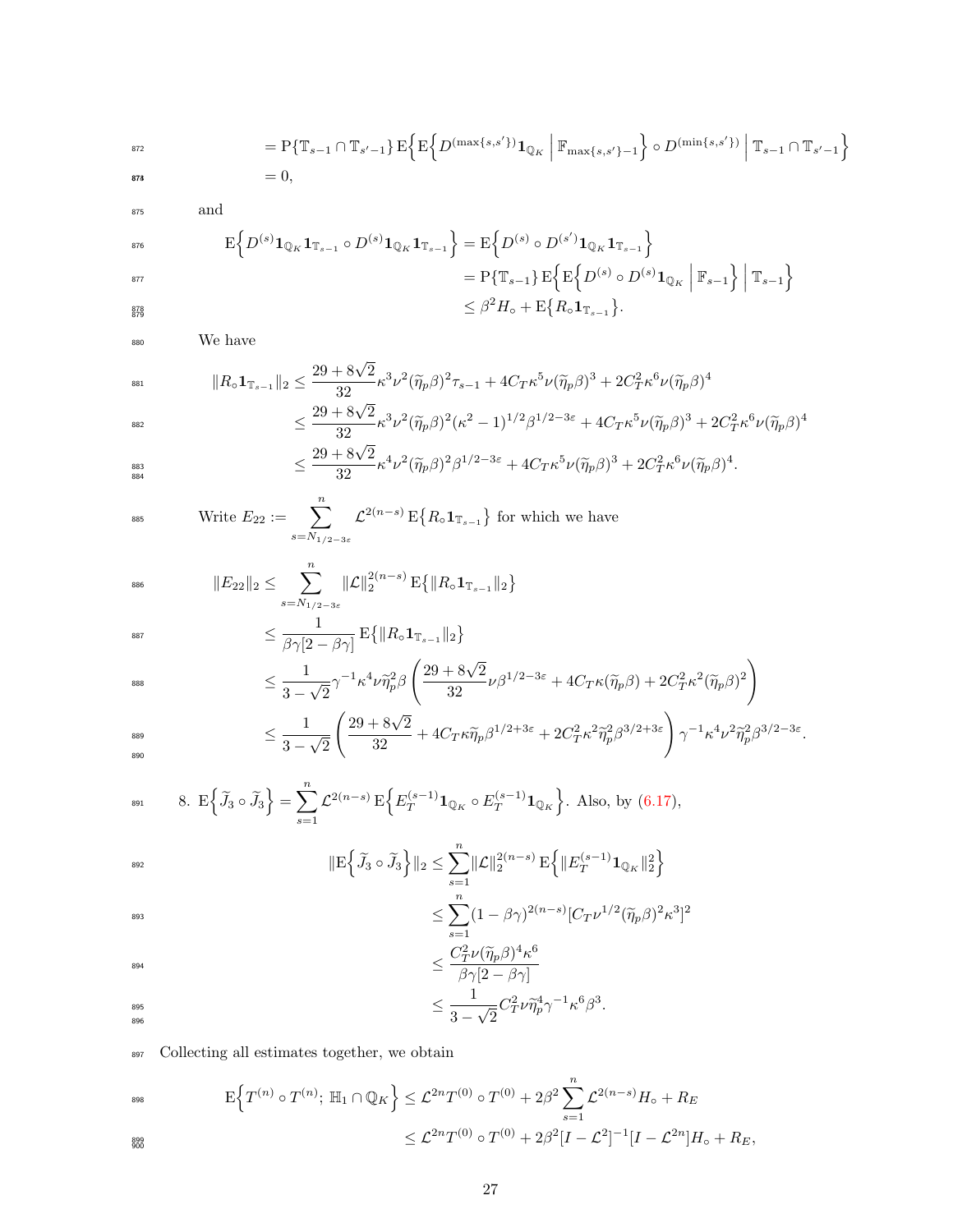$$
= \mathrm{P}\{\mathbb{T}_{s-1} \cap \mathbb{T}_{s'-1}\} \,\mathrm{E}\Big\{\mathrm{E}\Big\{D^{(\max\{s,s'\})}\mathbf{1}_{\mathbb{Q}_K} \,\Big|\, \mathbb{F}_{\max\{s,s'\}-1}\Big\} \circ D^{(\min\{s,s'\})} \,\Big|\, \mathbb{T}_{s-1} \cap \mathbb{T}_{s'-1}\Big\}
$$

$$
= 0,
$$

and

$$
\begin{aligned}
\mathrm{E}\Big\{D^{(s)}\mathbf{1}_{\mathbb{Q}_K}\mathbf{1}_{\mathbb{T}_{s-1}} \circ D^{(s)}\mathbf{1}_{\mathbb{Q}_K}\mathbf{1}_{\mathbb{T}_{s-1}}\Big\} &= \mathrm{E}\Big\{D^{(s)} \circ D^{(s')}\mathbf{1}_{\mathbb{Q}_K}\mathbf{1}_{\mathbb{T}_{s-1}}\Big\} \\
&= \mathrm{P}\{\mathbb{T}_{s-1}\} \,\mathrm{E}\Big\{\mathrm{E}\Big\{D^{(s)} \circ D^{(s)}\mathbf{1}_{\mathbb{Q}_K} \,\Big|\, \mathbb{F}_{s-1}\Big\} \,\Big|\, \mathbb{T}_{s-1}\Big\} \\
&\le \beta^2 H_\circ + \mathrm{E}\big\{R_\circ \mathbf{1}_{\mathbb{T}_{s-1}}\big\}.
\end{aligned}
$$

We have

$$
\begin{aligned}
\|R_\circ \mathbf{1}_{\mathbb{T}_{s-1}}\|_2 &\le \frac{29+8\sqrt{2}}{32}\kappa^3\nu^2(\widetilde{\eta}_p\beta)^2\tau_{s-1} + 4C_T\kappa^5\nu(\widetilde{\eta}_p\beta)^3 + 2C_T^2\kappa^6\nu(\widetilde{\eta}_p\beta)^4 \\
&\le \frac{29+8\sqrt{2}}{32}\kappa^3\nu^2(\widetilde{\eta}_p\beta)^2(\kappa^2-1)^{1/2}\beta^{1/2-3\varepsilon} + 4C_T\kappa^5\nu(\widetilde{\eta}_p\beta)^3 + 2C_T^2\kappa^6\nu(\widetilde{\eta}_p\beta)^4 \\
&\le \frac{29+8\sqrt{2}}{32}\kappa^4\nu^2(\widetilde{\eta}_p\beta)^2\beta^{1/2-3\varepsilon} + 4C_T\kappa^5\nu(\widetilde{\eta}_p\beta)^3 + 2C_T^2\kappa^6\nu(\widetilde{\eta}_p\beta)^4.
\end{aligned}
$$

Write $E_{22} := \displaystyle\sum_{s=N_{1/2-3\varepsilon}}^{n} \mathcal{L}^{2(n-s)}\,\mathrm{E}\big\{R_\circ \mathbf{1}_{\mathbb{T}_{s-1}}\big\}$ for which we have

$$
\begin{aligned}
\|E_{22}\|_2 &\le \sum_{s=N_{1/2-3\varepsilon}}^{n} \|\mathcal{L}\|_2^{2(n-s)}\,\mathrm{E}\big\{\|R_\circ \mathbf{1}_{\mathbb{T}_{s-1}}\|_2\big\} \\
&\le \frac{1}{\beta\gamma[2-\beta\gamma]}\,\mathrm{E}\big\{\|R_\circ \mathbf{1}_{\mathbb{T}_{s-1}}\|_2\big\} \\
&\le \frac{1}{3-\sqrt{2}}\gamma^{-1}\kappa^4\nu\widetilde{\eta}_p^2\beta\left(\frac{29+8\sqrt{2}}{32}\nu\beta^{1/2-3\varepsilon} + 4C_T\kappa(\widetilde{\eta}_p\beta) + 2C_T^2\kappa^2(\widetilde{\eta}_p\beta)^2\right) \\
&\le \frac{1}{3-\sqrt{2}}\left(\frac{29+8\sqrt{2}}{32} + 4C_T\kappa\widetilde{\eta}_p\beta^{1/2+3\varepsilon} + 2C_T^2\kappa^2\widetilde{\eta}_p^2\beta^{3/2+3\varepsilon}\right)\gamma^{-1}\kappa^4\nu^2\widetilde{\eta}_p^2\beta^{3/2-3\varepsilon}.
\end{aligned}
$$

8. $\mathrm{E}\Big\{\widetilde{J}_3 \circ \widetilde{J}_3\Big\} = \displaystyle\sum_{s=1}^{n} \mathcal{L}^{2(n-s)}\,\mathrm{E}\Big\{E_T^{(s-1)}\mathbf{1}_{\mathbb{Q}_K} \circ E_T^{(s-1)}\mathbf{1}_{\mathbb{Q}_K}\Big\}$. Also, by (6.17),

$$
\begin{aligned}
\|\mathrm{E}\Big\{\widetilde{J}_3 \circ \widetilde{J}_3\Big\}\|_2 &\le \sum_{s=1}^{n}\|\mathcal{L}\|_2^{2(n-s)}\,\mathrm{E}\Big\{\|E_T^{(s-1)}\mathbf{1}_{\mathbb{Q}_K}\|_2^2\Big\} \\
&\le \sum_{s=1}^{n}(1-\beta\gamma)^{2(n-s)}[C_T\nu^{1/2}(\widetilde{\eta}_p\beta)^2\kappa^3]^2 \\
&\le \frac{C_T^2\nu(\widetilde{\eta}_p\beta)^4\kappa^6}{\beta\gamma[2-\beta\gamma]} \\
&\le \frac{1}{3-\sqrt{2}}C_T^2\nu\widetilde{\eta}_p^4\gamma^{-1}\kappa^6\beta^3.
\end{aligned}
$$

Collecting all estimates together, we obtain

$$
\begin{aligned}
\mathrm{E}\Big\{T^{(n)} \circ T^{(n)};\ \mathbb{H}_1 \cap \mathbb{Q}_K\Big\} &\le \mathcal{L}^{2n}T^{(0)} \circ T^{(0)} + 2\beta^2\sum_{s=1}^{n}\mathcal{L}^{2(n-s)}H_\circ + R_E \\
&\le \mathcal{L}^{2n}T^{(0)} \circ T^{(0)} + 2\beta^2[I-\mathcal{L}^2]^{-1}[I-\mathcal{L}^{2n}]H_\circ + R_E,
\end{aligned}
$$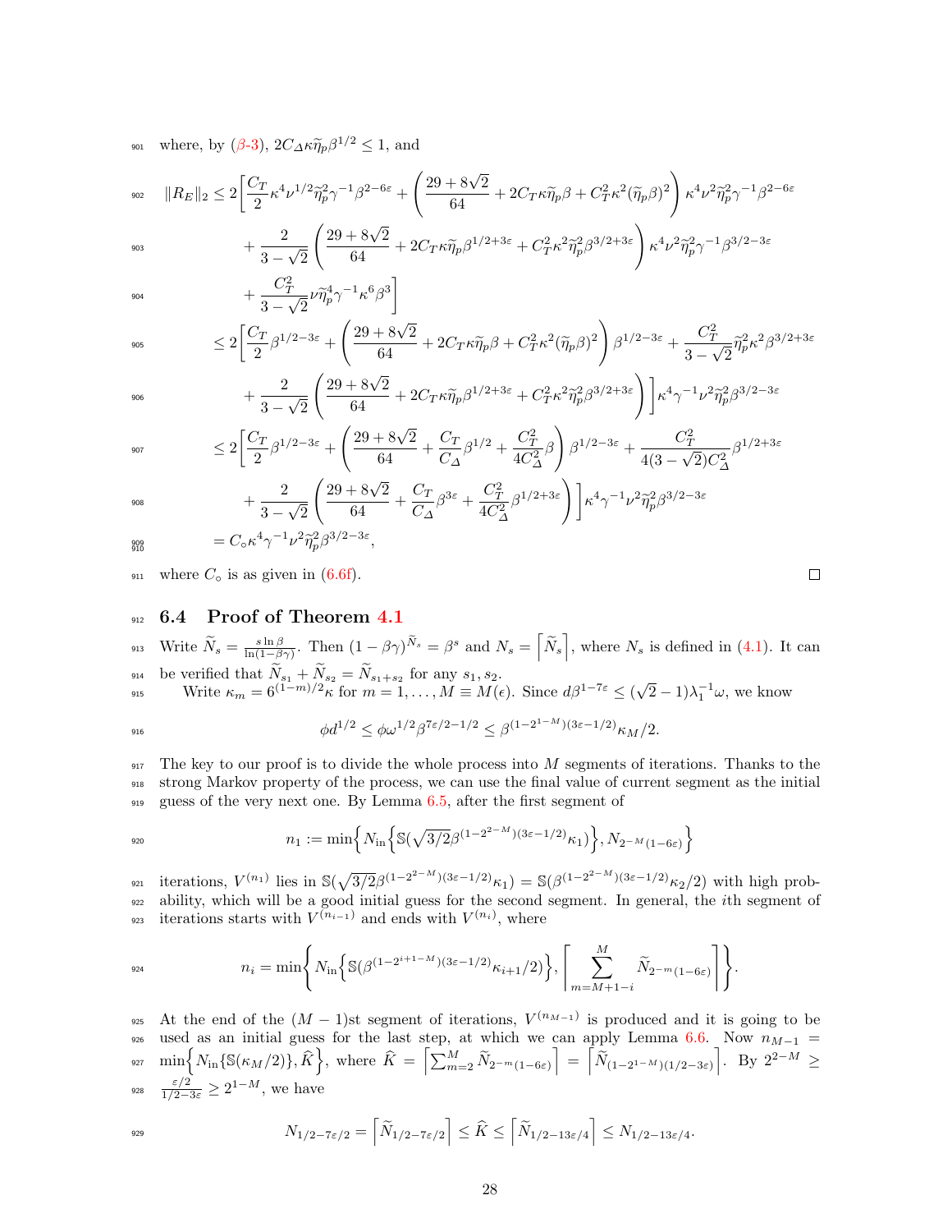where, by ($\beta$-3), $2C_\Delta\kappa\widetilde{\eta}_p\beta^{1/2} \le 1$, and

$$
\begin{aligned}
\|R_E\|_2 &\le 2\bigg[\frac{C_T}{2}\kappa^4\nu^{1/2}\widetilde{\eta}_p^2\gamma^{-1}\beta^{2-6\varepsilon} + \left(\frac{29+8\sqrt{2}}{64} + 2C_T\kappa\widetilde{\eta}_p\beta + C_T^2\kappa^2(\widetilde{\eta}_p\beta)^2\right)\kappa^4\nu^2\widetilde{\eta}_p^2\gamma^{-1}\beta^{2-6\varepsilon} \\
&\quad + \frac{2}{3-\sqrt{2}}\left(\frac{29+8\sqrt{2}}{64} + 2C_T\kappa\widetilde{\eta}_p\beta^{1/2+3\varepsilon} + C_T^2\kappa^2\widetilde{\eta}_p^2\beta^{3/2+3\varepsilon}\right)\kappa^4\nu^2\widetilde{\eta}_p^2\gamma^{-1}\beta^{3/2-3\varepsilon} \\
&\quad + \frac{C_T^2}{3-\sqrt{2}}\nu\widetilde{\eta}_p^4\gamma^{-1}\kappa^6\beta^3\bigg] \\
&\le 2\bigg[\frac{C_T}{2}\beta^{1/2-3\varepsilon} + \left(\frac{29+8\sqrt{2}}{64} + 2C_T\kappa\widetilde{\eta}_p\beta + C_T^2\kappa^2(\widetilde{\eta}_p\beta)^2\right)\beta^{1/2-3\varepsilon} + \frac{C_T^2}{3-\sqrt{2}}\widetilde{\eta}_p^2\kappa^2\beta^{3/2+3\varepsilon} \\
&\quad + \frac{2}{3-\sqrt{2}}\left(\frac{29+8\sqrt{2}}{64} + 2C_T\kappa\widetilde{\eta}_p\beta^{1/2+3\varepsilon} + C_T^2\kappa^2\widetilde{\eta}_p^2\beta^{3/2+3\varepsilon}\right)\bigg]\kappa^4\gamma^{-1}\nu^2\widetilde{\eta}_p^2\beta^{3/2-3\varepsilon} \\
&\le 2\bigg[\frac{C_T}{2}\beta^{1/2-3\varepsilon} + \left(\frac{29+8\sqrt{2}}{64} + \frac{C_T}{C_\Delta}\beta^{1/2} + \frac{C_T^2}{4C_\Delta^2}\beta\right)\beta^{1/2-3\varepsilon} + \frac{C_T^2}{4(3-\sqrt{2})C_\Delta^2}\beta^{1/2+3\varepsilon} \\
&\quad + \frac{2}{3-\sqrt{2}}\left(\frac{29+8\sqrt{2}}{64} + \frac{C_T}{C_\Delta}\beta^{3\varepsilon} + \frac{C_T^2}{4C_\Delta^2}\beta^{1/2+3\varepsilon}\right)\bigg]\kappa^4\gamma^{-1}\nu^2\widetilde{\eta}_p^2\beta^{3/2-3\varepsilon} \\
&= C_\circ\kappa^4\gamma^{-1}\nu^2\widetilde{\eta}_p^2\beta^{3/2-3\varepsilon},
\end{aligned}
$$

where $C_\circ$ is as given in (6.6f). □

### 6.4 Proof of Theorem 4.1

Write $\widetilde{N}_s = \frac{s\ln\beta}{\ln(1-\beta\gamma)}$. Then $(1-\beta\gamma)^{\widetilde{N}_s} = \beta^s$ and $N_s = \left\lceil\widetilde{N}_s\right\rceil$, where $N_s$ is defined in (4.1). It can be verified that $\widetilde{N}_{s_1} + \widetilde{N}_{s_2} = \widetilde{N}_{s_1+s_2}$ for any $s_1, s_2$.

Write $\kappa_m = 6^{(1-m)/2}\kappa$ for $m = 1,\dots,M \equiv M(\epsilon)$. Since $d\beta^{1-7\varepsilon} \le (\sqrt{2}-1)\lambda_1^{-1}\omega$, we know

$$
\phi d^{1/2} \le \phi\omega^{1/2}\beta^{7\varepsilon/2-1/2} \le \beta^{(1-2^{1-M})(3\varepsilon-1/2)}\kappa_M/2.
$$

The key to our proof is to divide the whole process into $M$ segments of iterations. Thanks to the strong Markov property of the process, we can use the final value of current segment as the initial guess of the very next one. By Lemma 6.5, after the first segment of

$$
n_1 := \min\Big\{N_{\rm in}\Big\{\mathbb{S}(\sqrt{3/2}\beta^{(1-2^{2-M})(3\varepsilon-1/2)}\kappa_1)\Big\}, N_{2^{-M}(1-6\varepsilon)}\Big\}
$$

iterations, $V^{(n_1)}$ lies in $\mathbb{S}(\sqrt{3/2}\beta^{(1-2^{2-M})(3\varepsilon-1/2)}\kappa_1) = \mathbb{S}(\beta^{(1-2^{2-M})(3\varepsilon-1/2)}\kappa_2/2)$ with high probability, which will be a good initial guess for the second segment. In general, the $i$th segment of iterations starts with $V^{(n_{i-1})}$ and ends with $V^{(n_i)}$, where

$$
n_i = \min\Bigg\{N_{\rm in}\Big\{\mathbb{S}(\beta^{(1-2^{i+1-M})(3\varepsilon-1/2)}\kappa_{i+1}/2)\Big\}, \left\lceil\sum_{m=M+1-i}^{M}\widetilde{N}_{2^{-m}(1-6\varepsilon)}\right\rceil\Bigg\}.
$$

At the end of the $(M-1)$st segment of iterations, $V^{(n_{M-1})}$ is produced and it is going to be used as an initial guess for the last step, at which we can apply Lemma 6.6. Now $n_{M-1} = \min\Big\{N_{\rm in}\{\mathbb{S}(\kappa_M/2)\}, \widehat{K}\Big\}$, where $\widehat{K} = \left\lceil\sum_{m=2}^{M}\widetilde{N}_{2^{-m}(1-6\varepsilon)}\right\rceil = \left\lceil\widetilde{N}_{(1-2^{1-M})(1/2-3\varepsilon)}\right\rceil$. By $2^{2-M} \ge \frac{\varepsilon/2}{1/2-3\varepsilon} \ge 2^{1-M}$, we have

$$
N_{1/2-7\varepsilon/2} = \left\lceil\widetilde{N}_{1/2-7\varepsilon/2}\right\rceil \le \widehat{K} \le \left\lceil\widetilde{N}_{1/2-13\varepsilon/4}\right\rceil \le N_{1/2-13\varepsilon/4}.
$$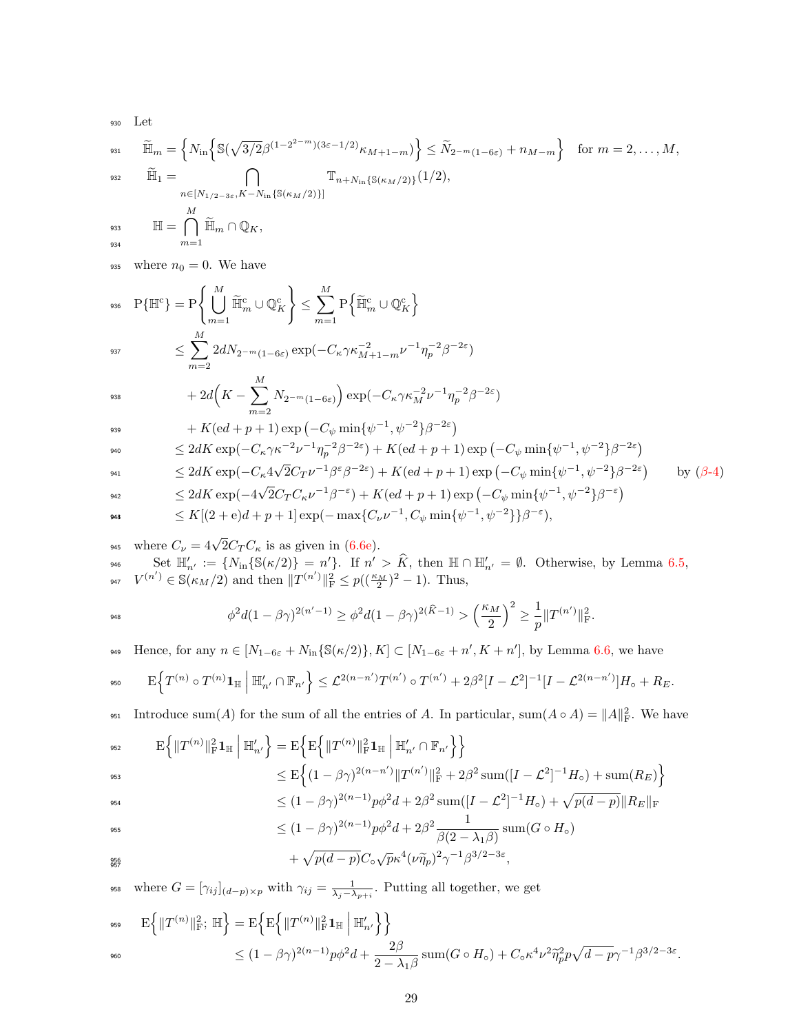Let

$$
\begin{aligned}
\widetilde{\mathbb{H}}_m &= \Big\{ N_{\rm in}\Big\{\mathbb{S}(\sqrt{3/2}\beta^{(1-2^{2-m})(3\varepsilon-1/2)}\kappa_{M+1-m})\Big\} \le \widetilde{N}_{2^{-m}(1-6\varepsilon)} + n_{M-m} \Big\} \quad \text{for } m = 2,\dots,M,\\
\widetilde{\mathbb{H}}_1 &= \bigcap_{n\in[N_{1/2-3\varepsilon},K-N_{\rm in}\{\mathbb{S}(\kappa_M/2)\}]} \mathbb{T}_{n+N_{\rm in}\{\mathbb{S}(\kappa_M/2)\}}(1/2),\\
\mathbb{H} &= \bigcap_{m=1}^{M} \widetilde{\mathbb{H}}_m \cap \mathbb{Q}_K,
\end{aligned}
$$

where $n_0 = 0$. We have

$$
\begin{aligned}
\mathrm{P}\{\mathbb{H}^{\rm c}\} &= \mathrm{P}\Big\{\bigcup_{m=1}^{M} \widetilde{\mathbb{H}}_m^{\rm c} \cup \mathbb{Q}_K^{\rm c}\Big\} \le \sum_{m=1}^{M} \mathrm{P}\Big\{\widetilde{\mathbb{H}}_m^{\rm c} \cup \mathbb{Q}_K^{\rm c}\Big\}\\
&\le \sum_{m=2}^{M} 2dN_{2^{-m}(1-6\varepsilon)} \exp(-C_\kappa \gamma \kappa_{M+1-m}^{-2} \nu^{-1}\eta_p^{-2}\beta^{-2\varepsilon})\\
&\quad + 2d\Big(K - \sum_{m=2}^{M} N_{2^{-m}(1-6\varepsilon)}\Big) \exp(-C_\kappa \gamma \kappa_M^{-2} \nu^{-1}\eta_p^{-2}\beta^{-2\varepsilon})\\
&\quad + K(\mathrm{e}d+p+1)\exp\big(-C_\psi \min\{\psi^{-1},\psi^{-2}\}\beta^{-2\varepsilon}\big)\\
&\le 2dK \exp(-C_\kappa\gamma\kappa^{-2}\nu^{-1}\eta_p^{-2}\beta^{-2\varepsilon}) + K(\mathrm{e}d+p+1)\exp\big(-C_\psi \min\{\psi^{-1},\psi^{-2}\}\beta^{-2\varepsilon}\big)\\
&\le 2dK \exp(-C_\kappa 4\sqrt{2}C_T\nu^{-1}\beta^{\varepsilon}\beta^{-2\varepsilon}) + K(\mathrm{e}d+p+1)\exp\big(-C_\psi \min\{\psi^{-1},\psi^{-2}\}\beta^{-2\varepsilon}\big) \qquad \text{by } (\beta\text{-}4)\\
&\le 2dK \exp(-4\sqrt{2}C_T C_\kappa\nu^{-1}\beta^{-\varepsilon}) + K(\mathrm{e}d+p+1)\exp\big(-C_\psi \min\{\psi^{-1},\psi^{-2}\}\beta^{-\varepsilon}\big)\\
&\le K[(2+\mathrm{e})d+p+1]\exp(-\max\{C_\nu\nu^{-1}, C_\psi\min\{\psi^{-1},\psi^{-2}\}\}\beta^{-\varepsilon}),
\end{aligned}
$$

where $C_\nu = 4\sqrt{2}C_T C_\kappa$ is as given in (6.6e).

Set $\mathbb{H}'_{n'} := \{N_{\rm in}\{\mathbb{S}(\kappa/2)\} = n'\}$. If $n' > \widehat{K}$, then $\mathbb{H}\cap\mathbb{H}'_{n'} = \emptyset$. Otherwise, by Lemma 6.5, $V^{(n')} \in \mathbb{S}(\kappa_M/2)$ and then $\|T^{(n')}\|_{\rm F}^2 \le p((\frac{\kappa_M}{2})^2 - 1)$. Thus,

$$
\phi^2 d(1-\beta\gamma)^{2(n'-1)} \ge \phi^2 d(1-\beta\gamma)^{2(\widehat{K}-1)} > \Big(\frac{\kappa_M}{2}\Big)^2 \ge \frac{1}{p}\|T^{(n')}\|_{\rm F}^2.
$$

Hence, for any $n \in [N_{1-6\varepsilon} + N_{\rm in}\{\mathbb{S}(\kappa/2)\}, K] \subset [N_{1-6\varepsilon}+n', K+n']$, by Lemma 6.6, we have

$$
\mathrm{E}\Big\{T^{(n)}\circ T^{(n)}\mathbf{1}_{\mathbb{H}} \,\Big|\, \mathbb{H}'_{n'}\cap\mathbb{F}_{n'}\Big\} \le \mathcal{L}^{2(n-n')}T^{(n')}\circ T^{(n')} + 2\beta^2[I-\mathcal{L}^2]^{-1}[I-\mathcal{L}^{2(n-n')}]H_\circ + R_E.
$$

Introduce $\mathrm{sum}(A)$ for the sum of all the entries of $A$. In particular, $\mathrm{sum}(A\circ A) = \|A\|_{\rm F}^2$. We have

$$
\begin{aligned}
\mathrm{E}\Big\{\|T^{(n)}\|_{\rm F}^2\mathbf{1}_{\mathbb{H}} \,\Big|\, \mathbb{H}'_{n'}\Big\} &= \mathrm{E}\Big\{\mathrm{E}\Big\{\|T^{(n)}\|_{\rm F}^2\mathbf{1}_{\mathbb{H}} \,\Big|\, \mathbb{H}'_{n'}\cap\mathbb{F}_{n'}\Big\}\Big\}\\
&\le \mathrm{E}\Big\{(1-\beta\gamma)^{2(n-n')}\|T^{(n')}\|_{\rm F}^2 + 2\beta^2\,\mathrm{sum}([I-\mathcal{L}^2]^{-1}H_\circ) + \mathrm{sum}(R_E)\Big\}\\
&\le (1-\beta\gamma)^{2(n-1)}p\phi^2 d + 2\beta^2\,\mathrm{sum}([I-\mathcal{L}^2]^{-1}H_\circ) + \sqrt{p(d-p)}\|R_E\|_{\rm F}\\
&\le (1-\beta\gamma)^{2(n-1)}p\phi^2 d + 2\beta^2\frac{1}{\beta(2-\lambda_1\beta)}\mathrm{sum}(G\circ H_\circ)\\
&\quad + \sqrt{p(d-p)}C_\circ\sqrt{p}\kappa^4(\nu\widetilde{\eta}_p)^2\gamma^{-1}\beta^{3/2-3\varepsilon},
\end{aligned}
$$

where $G = [\gamma_{ij}]_{(d-p)\times p}$ with $\gamma_{ij} = \frac{1}{\lambda_j - \lambda_{p+i}}$. Putting all together, we get

$$
\begin{aligned}
\mathrm{E}\Big\{\|T^{(n)}\|_{\rm F}^2;\ \mathbb{H}\Big\} &= \mathrm{E}\Big\{\mathrm{E}\Big\{\|T^{(n)}\|_{\rm F}^2\mathbf{1}_{\mathbb{H}} \,\Big|\, \mathbb{H}'_{n'}\Big\}\Big\}\\
&\le (1-\beta\gamma)^{2(n-1)}p\phi^2 d + \frac{2\beta}{2-\lambda_1\beta}\mathrm{sum}(G\circ H_\circ) + C_\circ\kappa^4\nu^2\widetilde{\eta}_p^2 p\sqrt{d-p}\gamma^{-1}\beta^{3/2-3\varepsilon}.
\end{aligned}
$$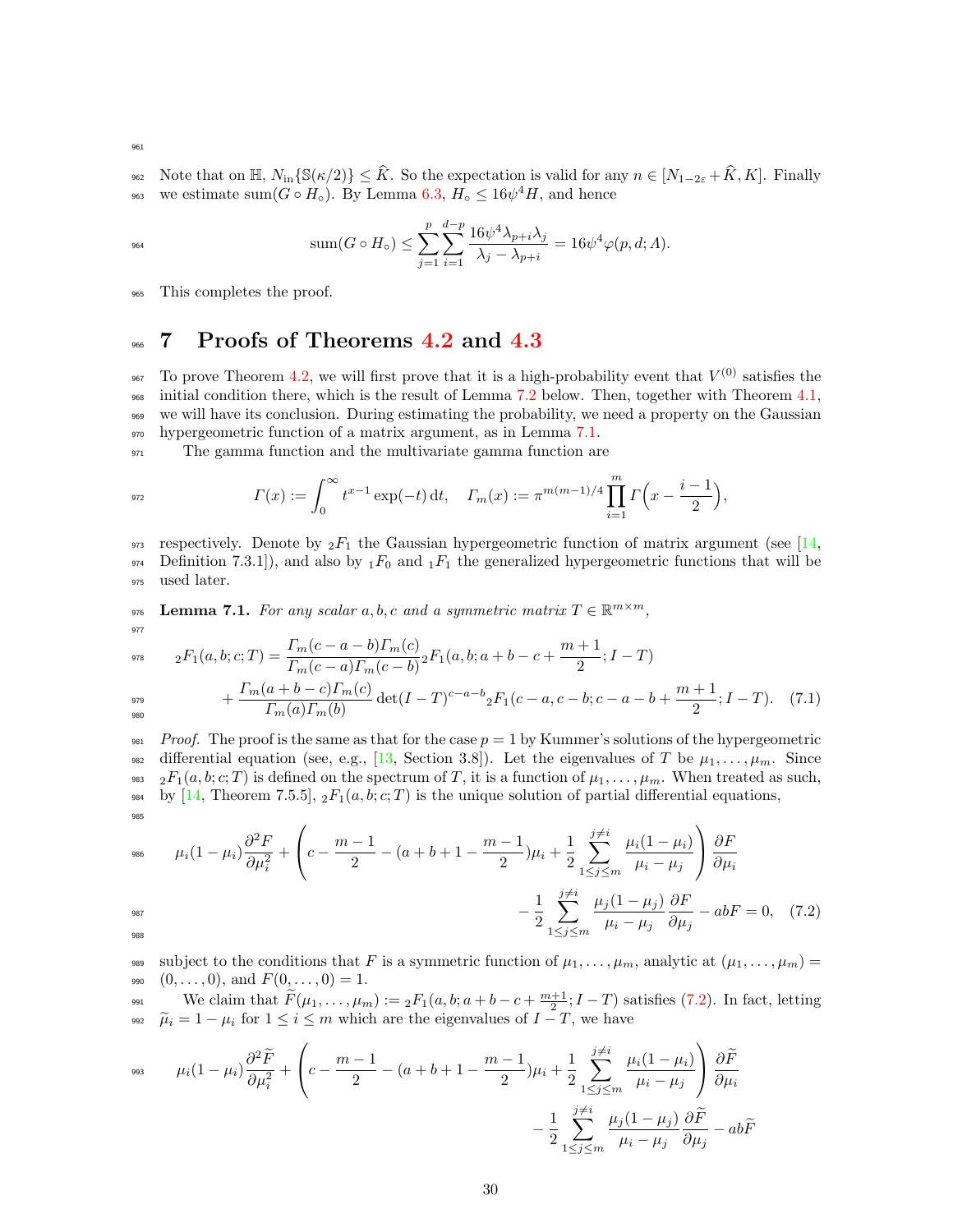Note that on $\mathbb{H}$, $N_{\rm in}\{\mathbb{S}(\kappa/2)\} \le \widehat{K}$. So the expectation is valid for any $n \in [N_{1-2\varepsilon} + \widehat{K}, K]$. Finally we estimate $\operatorname{sum}(G \circ H_\circ)$. By Lemma 6.3, $H_\circ \le 16\psi^4 H$, and hence

$$
\operatorname{sum}(G \circ H_\circ) \le \sum_{j=1}^{p} \sum_{i=1}^{d-p} \frac{16\psi^4 \lambda_{p+i}\lambda_j}{\lambda_j - \lambda_{p+i}} = 16\psi^4 \varphi(p, d; \Lambda).
$$

This completes the proof.

# 7 Proofs of Theorems 4.2 and 4.3

To prove Theorem 4.2, we will first prove that it is a high-probability event that $V^{(0)}$ satisfies the initial condition there, which is the result of Lemma 7.2 below. Then, together with Theorem 4.1, we will have its conclusion. During estimating the probability, we need a property on the Gaussian hypergeometric function of a matrix argument, as in Lemma 7.1.

The gamma function and the multivariate gamma function are

$$
\Gamma(x) := \int_0^\infty t^{x-1} \exp(-t)\, \mathrm{d}t, \quad \Gamma_m(x) := \pi^{m(m-1)/4} \prod_{i=1}^{m} \Gamma\Big(x - \frac{i-1}{2}\Big),
$$

respectively. Denote by ${}_2F_1$ the Gaussian hypergeometric function of matrix argument (see [14, Definition 7.3.1]), and also by ${}_1F_0$ and ${}_1F_1$ the generalized hypergeometric functions that will be used later.

**Lemma 7.1.** *For any scalar $a, b, c$ and a symmetric matrix $T \in \mathbb{R}^{m\times m}$,*

$$
\begin{aligned}
{}_2F_1(a, b; c; T) &= \frac{\Gamma_m(c-a-b)\Gamma_m(c)}{\Gamma_m(c-a)\Gamma_m(c-b)} {}_2F_1(a, b; a+b-c+\frac{m+1}{2}; I-T) \\
&\quad + \frac{\Gamma_m(a+b-c)\Gamma_m(c)}{\Gamma_m(a)\Gamma_m(b)} \det(I-T)^{c-a-b} {}_2F_1(c-a, c-b; c-a-b+\frac{m+1}{2}; I-T). \quad (7.1)
\end{aligned}
$$

*Proof.* The proof is the same as that for the case $p = 1$ by Kummer's solutions of the hypergeometric differential equation (see, e.g., [13, Section 3.8]). Let the eigenvalues of $T$ be $\mu_1, \dots, \mu_m$. Since ${}_2F_1(a, b; c; T)$ is defined on the spectrum of $T$, it is a function of $\mu_1, \dots, \mu_m$. When treated as such, by [14, Theorem 7.5.5], ${}_2F_1(a, b; c; T)$ is the unique solution of partial differential equations,

$$
\begin{aligned}
\mu_i(1-\mu_i)\frac{\partial^2 F}{\partial \mu_i^2} + \left( c - \frac{m-1}{2} - (a+b+1-\frac{m-1}{2})\mu_i + \frac{1}{2}\sum_{1\le j\le m}^{j\ne i} \frac{\mu_i(1-\mu_i)}{\mu_i - \mu_j} \right) \frac{\partial F}{\partial \mu_i} \\
- \frac{1}{2}\sum_{1\le j\le m}^{j\ne i} \frac{\mu_j(1-\mu_j)}{\mu_i - \mu_j}\frac{\partial F}{\partial \mu_j} - abF = 0, \quad (7.2)
\end{aligned}
$$

subject to the conditions that $F$ is a symmetric function of $\mu_1, \dots, \mu_m$, analytic at $(\mu_1, \dots, \mu_m) = (0, \dots, 0)$, and $F(0, \dots, 0) = 1$.

We claim that $\widetilde{F}(\mu_1, \dots, \mu_m) := {}_2F_1(a, b; a+b-c+\frac{m+1}{2}; I-T)$ satisfies (7.2). In fact, letting $\widetilde{\mu}_i = 1 - \mu_i$ for $1 \le i \le m$ which are the eigenvalues of $I - T$, we have

$$
\begin{aligned}
\mu_i(1-\mu_i)\frac{\partial^2 \widetilde{F}}{\partial \mu_i^2} + \left( c - \frac{m-1}{2} - (a+b+1-\frac{m-1}{2})\mu_i + \frac{1}{2}\sum_{1\le j\le m}^{j\ne i} \frac{\mu_i(1-\mu_i)}{\mu_i - \mu_j} \right) \frac{\partial \widetilde{F}}{\partial \mu_i} \\
- \frac{1}{2}\sum_{1\le j\le m}^{j\ne i} \frac{\mu_j(1-\mu_j)}{\mu_i - \mu_j}\frac{\partial \widetilde{F}}{\partial \mu_j} - ab\widetilde{F}
\end{aligned}
$$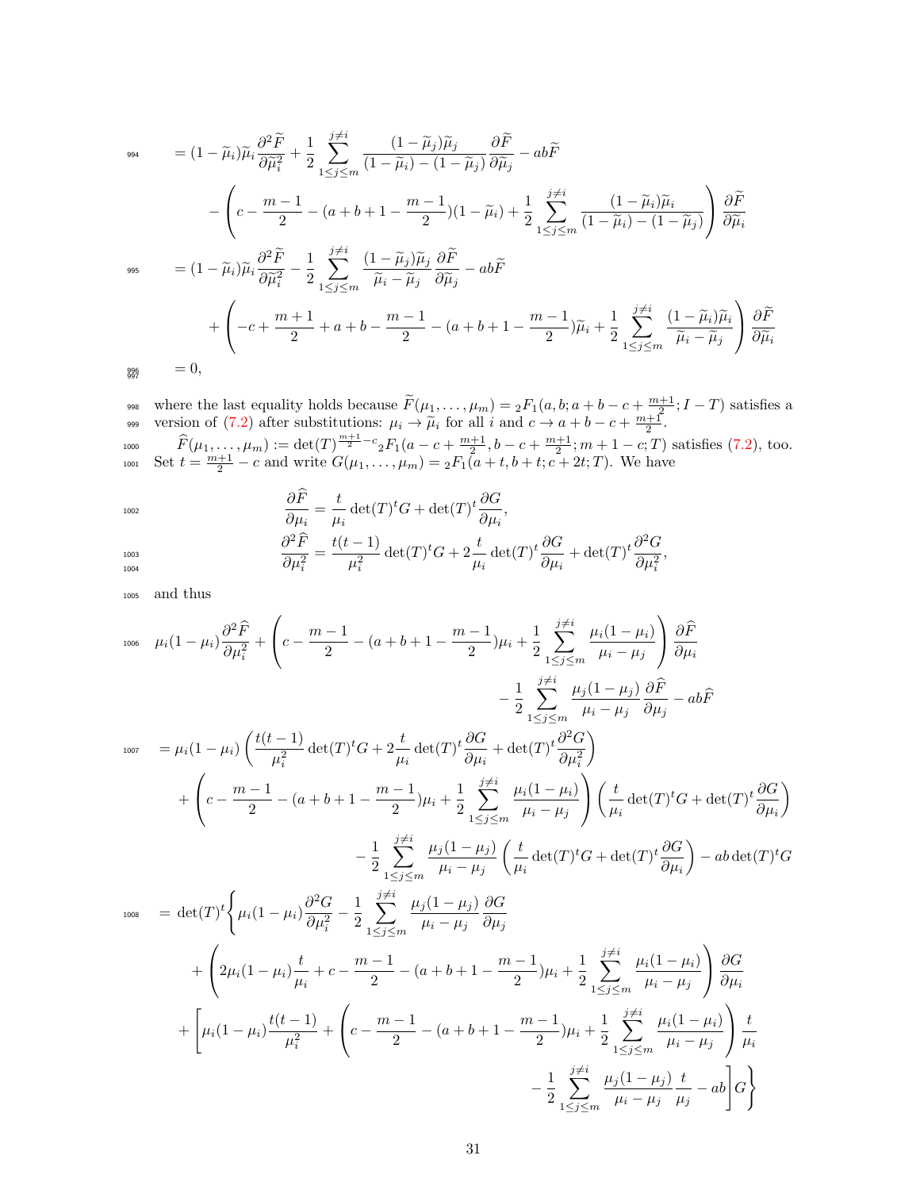$$
\begin{aligned}
&= (1-\widetilde{\mu}_i)\widetilde{\mu}_i \frac{\partial^2 \widetilde{F}}{\partial \widetilde{\mu}_i^2} + \frac{1}{2}\sum_{1\le j\le m}^{j\neq i} \frac{(1-\widetilde{\mu}_j)\widetilde{\mu}_j}{(1-\widetilde{\mu}_i)-(1-\widetilde{\mu}_j)} \frac{\partial \widetilde{F}}{\partial \widetilde{\mu}_j} - ab\widetilde{F} \\
&\quad - \left( c - \frac{m-1}{2} - (a+b+1-\frac{m-1}{2})(1-\widetilde{\mu}_i) + \frac{1}{2}\sum_{1\le j\le m}^{j\neq i} \frac{(1-\widetilde{\mu}_i)\widetilde{\mu}_i}{(1-\widetilde{\mu}_i)-(1-\widetilde{\mu}_j)} \right) \frac{\partial \widetilde{F}}{\partial \widetilde{\mu}_i} \\
&= (1-\widetilde{\mu}_i)\widetilde{\mu}_i \frac{\partial^2 \widetilde{F}}{\partial \widetilde{\mu}_i^2} - \frac{1}{2}\sum_{1\le j\le m}^{j\neq i} \frac{(1-\widetilde{\mu}_j)\widetilde{\mu}_j}{\widetilde{\mu}_i-\widetilde{\mu}_j} \frac{\partial \widetilde{F}}{\partial \widetilde{\mu}_j} - ab\widetilde{F} \\
&\quad + \left( -c + \frac{m+1}{2} + a + b - \frac{m-1}{2} - (a+b+1-\frac{m-1}{2})\widetilde{\mu}_i + \frac{1}{2}\sum_{1\le j\le m}^{j\neq i} \frac{(1-\widetilde{\mu}_i)\widetilde{\mu}_i}{\widetilde{\mu}_i-\widetilde{\mu}_j} \right) \frac{\partial \widetilde{F}}{\partial \widetilde{\mu}_i} \\
&= 0,
\end{aligned}
$$

where the last equality holds because $\widetilde{F}(\mu_1,\dots,\mu_m) = {}_2F_1(a,b;a+b-c+\frac{m+1}{2};I-T)$ satisfies a version of (7.2) after substitutions: $\mu_i \to \widetilde{\mu}_i$ for all $i$ and $c \to a+b-c+\frac{m+1}{2}$.

$\widehat{F}(\mu_1,\dots,\mu_m) := \det(T)^{\frac{m+1}{2}-c}{}_2F_1(a-c+\frac{m+1}{2}, b-c+\frac{m+1}{2}; m+1-c; T)$ satisfies (7.2), too. Set $t = \frac{m+1}{2} - c$ and write $G(\mu_1,\dots,\mu_m) = {}_2F_1(a+t, b+t; c+2t; T)$. We have

$$
\begin{aligned}
\frac{\partial \widehat{F}}{\partial \mu_i} &= \frac{t}{\mu_i}\det(T)^t G + \det(T)^t \frac{\partial G}{\partial \mu_i}, \\
\frac{\partial^2 \widehat{F}}{\partial \mu_i^2} &= \frac{t(t-1)}{\mu_i^2}\det(T)^t G + 2\frac{t}{\mu_i}\det(T)^t \frac{\partial G}{\partial \mu_i} + \det(T)^t \frac{\partial^2 G}{\partial \mu_i^2},
\end{aligned}
$$

and thus

$$
\begin{aligned}
&\mu_i(1-\mu_i)\frac{\partial^2 \widehat{F}}{\partial \mu_i^2} + \left( c - \frac{m-1}{2} - (a+b+1-\frac{m-1}{2})\mu_i + \frac{1}{2}\sum_{1\le j\le m}^{j\neq i} \frac{\mu_i(1-\mu_i)}{\mu_i-\mu_j} \right) \frac{\partial \widehat{F}}{\partial \mu_i} \\
&\qquad\qquad - \frac{1}{2}\sum_{1\le j\le m}^{j\neq i} \frac{\mu_j(1-\mu_j)}{\mu_i-\mu_j}\frac{\partial \widehat{F}}{\partial \mu_j} - ab\widehat{F} \\
&= \mu_i(1-\mu_i)\left( \frac{t(t-1)}{\mu_i^2}\det(T)^t G + 2\frac{t}{\mu_i}\det(T)^t\frac{\partial G}{\partial \mu_i} + \det(T)^t \frac{\partial^2 G}{\partial \mu_i^2} \right) \\
&\quad + \left( c - \frac{m-1}{2} - (a+b+1-\frac{m-1}{2})\mu_i + \frac{1}{2}\sum_{1\le j\le m}^{j\neq i} \frac{\mu_i(1-\mu_i)}{\mu_i-\mu_j} \right)\left( \frac{t}{\mu_i}\det(T)^t G + \det(T)^t \frac{\partial G}{\partial \mu_i} \right) \\
&\qquad - \frac{1}{2}\sum_{1\le j\le m}^{j\neq i} \frac{\mu_j(1-\mu_j)}{\mu_i-\mu_j}\left( \frac{t}{\mu_i}\det(T)^t G + \det(T)^t \frac{\partial G}{\partial \mu_i} \right) - ab\det(T)^t G \\
&= \det(T)^t \Bigg\{ \mu_i(1-\mu_i)\frac{\partial^2 G}{\partial \mu_i^2} - \frac{1}{2}\sum_{1\le j\le m}^{j\neq i} \frac{\mu_j(1-\mu_j)}{\mu_i-\mu_j}\frac{\partial G}{\partial \mu_j} \\
&\quad + \left( 2\mu_i(1-\mu_i)\frac{t}{\mu_i} + c - \frac{m-1}{2} - (a+b+1-\frac{m-1}{2})\mu_i + \frac{1}{2}\sum_{1\le j\le m}^{j\neq i} \frac{\mu_i(1-\mu_i)}{\mu_i-\mu_j} \right)\frac{\partial G}{\partial \mu_i} \\
&\quad + \Bigg[ \mu_i(1-\mu_i)\frac{t(t-1)}{\mu_i^2} + \left( c - \frac{m-1}{2} - (a+b+1-\frac{m-1}{2})\mu_i + \frac{1}{2}\sum_{1\le j\le m}^{j\neq i} \frac{\mu_i(1-\mu_i)}{\mu_i-\mu_j} \right)\frac{t}{\mu_i} \\
&\qquad - \frac{1}{2}\sum_{1\le j\le m}^{j\neq i} \frac{\mu_j(1-\mu_j)}{\mu_i-\mu_j}\frac{t}{\mu_j} - ab \Bigg] G \Bigg\}
\end{aligned}
$$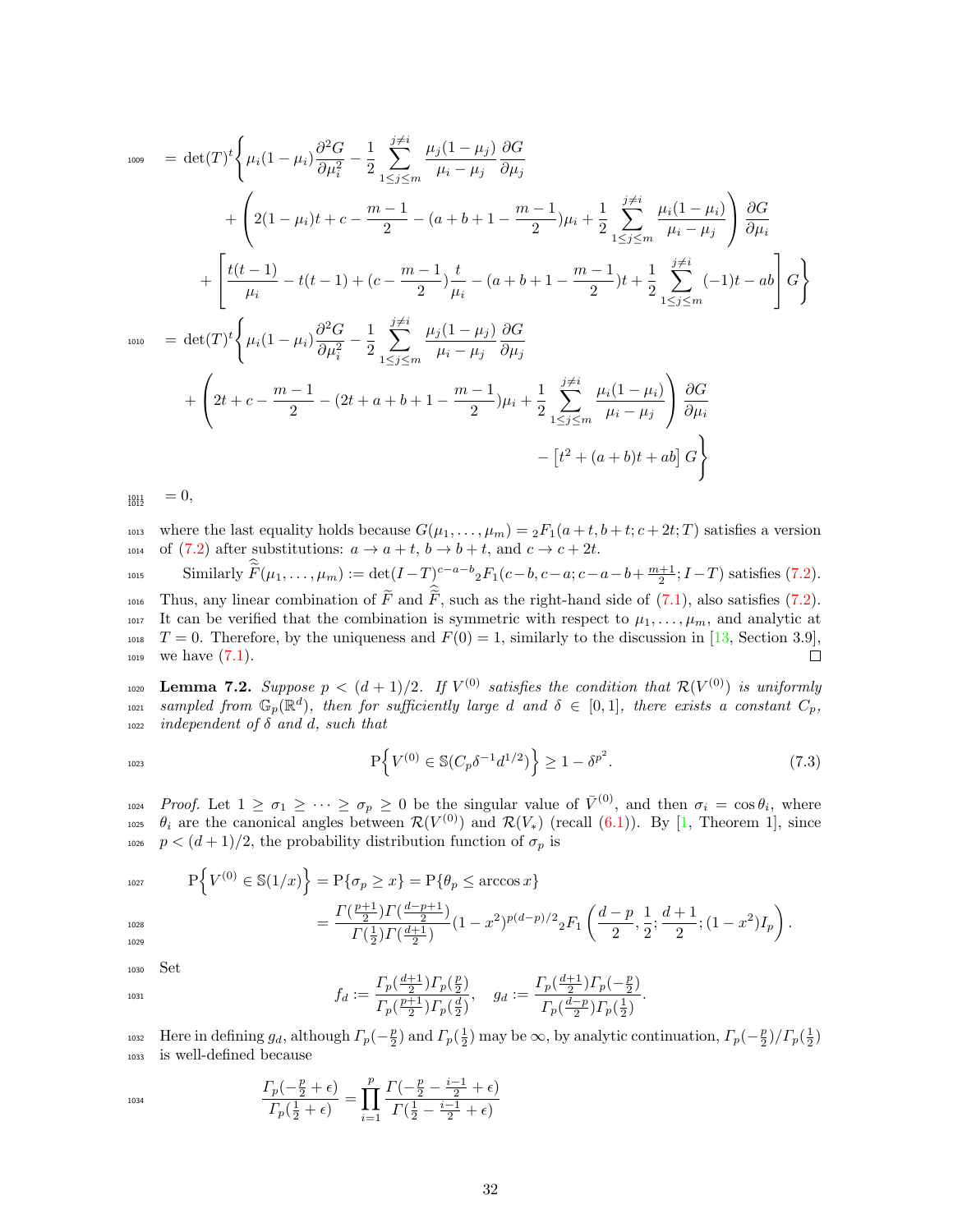$$
\begin{aligned}
&= \det(T)^t \Bigg\{ \mu_i(1-\mu_i)\frac{\partial^2 G}{\partial \mu_i^2} - \frac{1}{2}\sum_{1\le j\le m}^{j\neq i} \frac{\mu_j(1-\mu_j)}{\mu_i-\mu_j}\frac{\partial G}{\partial \mu_j} \\
&\quad + \left(2(1-\mu_i)t + c - \frac{m-1}{2} - (a+b+1-\frac{m-1}{2})\mu_i + \frac{1}{2}\sum_{1\le j\le m}^{j\neq i}\frac{\mu_i(1-\mu_i)}{\mu_i-\mu_j}\right)\frac{\partial G}{\partial \mu_i} \\
&\quad + \left[\frac{t(t-1)}{\mu_i} - t(t-1) + (c-\frac{m-1}{2})\frac{t}{\mu_i} - (a+b+1-\frac{m-1}{2})t + \frac{1}{2}\sum_{1\le j\le m}^{j\neq i}(-1)t - ab\right] G \Bigg\} \\
&= \det(T)^t \Bigg\{ \mu_i(1-\mu_i)\frac{\partial^2 G}{\partial \mu_i^2} - \frac{1}{2}\sum_{1\le j\le m}^{j\neq i} \frac{\mu_j(1-\mu_j)}{\mu_i-\mu_j}\frac{\partial G}{\partial \mu_j} \\
&\quad + \left(2t + c - \frac{m-1}{2} - (2t+a+b+1-\frac{m-1}{2})\mu_i + \frac{1}{2}\sum_{1\le j\le m}^{j\neq i}\frac{\mu_i(1-\mu_i)}{\mu_i-\mu_j}\right)\frac{\partial G}{\partial \mu_i} \\
&\quad - \left[t^2 + (a+b)t + ab\right] G \Bigg\} \\
&= 0,
\end{aligned}
$$

where the last equality holds because $G(\mu_1,\dots,\mu_m) = {}_2F_1(a+t, b+t; c+2t; T)$ satisfies a version of (7.2) after substitutions: $a \to a+t$, $b \to b+t$, and $c \to c+2t$.

Similarly $\widetilde{\widetilde{F}}(\mu_1,\dots,\mu_m) := \det(I-T)^{c-a-b}{}_2F_1(c-b, c-a; c-a-b+\frac{m+1}{2}; I-T)$ satisfies (7.2). Thus, any linear combination of $\widetilde{F}$ and $\widetilde{\widetilde{F}}$, such as the right-hand side of (7.1), also satisfies (7.2). It can be verified that the combination is symmetric with respect to $\mu_1,\dots,\mu_m$, and analytic at $T=0$. Therefore, by the uniqueness and $F(0)=1$, similarly to the discussion in [13, Section 3.9], we have (7.1). $\square$

**Lemma 7.2.** *Suppose $p < (d+1)/2$. If $V^{(0)}$ satisfies the condition that $\mathcal{R}(V^{(0)})$ is uniformly sampled from $\mathbb{G}_p(\mathbb{R}^d)$, then for sufficiently large $d$ and $\delta \in [0,1]$, there exists a constant $C_p$, independent of $\delta$ and $d$, such that*

$$
\mathrm{P}\Big\{ V^{(0)} \in \mathbb{S}(C_p \delta^{-1} d^{1/2}) \Big\} \ge 1 - \delta^{p^2}. \tag{7.3}
$$

*Proof.* Let $1 \ge \sigma_1 \ge \dots \ge \sigma_p \ge 0$ be the singular value of $\bar{V}^{(0)}$, and then $\sigma_i = \cos\theta_i$, where $\theta_i$ are the canonical angles between $\mathcal{R}(V^{(0)})$ and $\mathcal{R}(V_*)$ (recall (6.1)). By [1, Theorem 1], since $p < (d+1)/2$, the probability distribution function of $\sigma_p$ is

$$
\begin{aligned}
\mathrm{P}\Big\{ V^{(0)} \in \mathbb{S}(1/x) \Big\} &= \mathrm{P}\{\sigma_p \ge x\} = \mathrm{P}\{\theta_p \le \arccos x\} \\
&= \frac{\Gamma(\frac{p+1}{2})\Gamma(\frac{d-p+1}{2})}{\Gamma(\frac{1}{2})\Gamma(\frac{d+1}{2})}(1-x^2)^{p(d-p)/2}{}_2F_1\left(\frac{d-p}{2}, \frac{1}{2}; \frac{d+1}{2}; (1-x^2)I_p\right).
\end{aligned}
$$

Set

$$
f_d := \frac{\Gamma_p(\frac{d+1}{2})\Gamma_p(\frac{p}{2})}{\Gamma_p(\frac{p+1}{2})\Gamma_p(\frac{d}{2})}, \quad g_d := \frac{\Gamma_p(\frac{d+1}{2})\Gamma_p(-\frac{p}{2})}{\Gamma_p(\frac{d-p}{2})\Gamma_p(\frac{1}{2})}.
$$

Here in defining $g_d$, although $\Gamma_p(-\frac{p}{2})$ and $\Gamma_p(\frac{1}{2})$ may be $\infty$, by analytic continuation, $\Gamma_p(-\frac{p}{2})/\Gamma_p(\frac{1}{2})$ is well-defined because

$$
\frac{\Gamma_p(-\frac{p}{2}+\epsilon)}{\Gamma_p(\frac{1}{2}+\epsilon)} = \prod_{i=1}^{p}\frac{\Gamma(-\frac{p}{2}-\frac{i-1}{2}+\epsilon)}{\Gamma(\frac{1}{2}-\frac{i-1}{2}+\epsilon)}
$$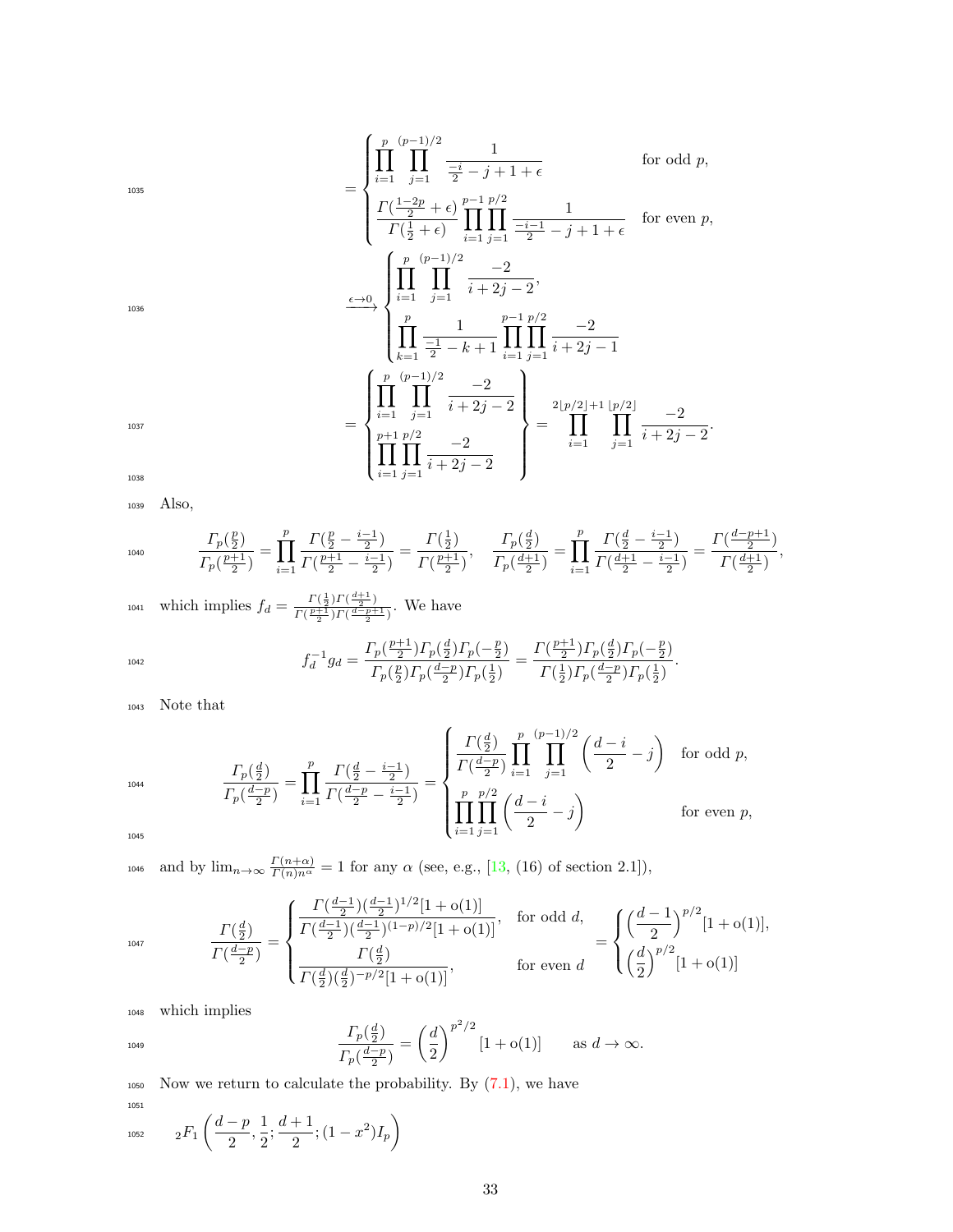$$
= \begin{cases} \displaystyle\prod_{i=1}^{p} \prod_{j=1}^{(p-1)/2} \frac{1}{\frac{-i}{2} - j + 1 + \epsilon} & \text{for odd } p, \\ \displaystyle\frac{\Gamma(\frac{1-2p}{2} + \epsilon)}{\Gamma(\frac{1}{2} + \epsilon)} \prod_{i=1}^{p-1} \prod_{j=1}^{p/2} \frac{1}{\frac{-i-1}{2} - j + 1 + \epsilon} & \text{for even } p, \end{cases}
$$

$$
\xrightarrow{\epsilon \to 0} \begin{cases} \displaystyle\prod_{i=1}^{p} \prod_{j=1}^{(p-1)/2} \frac{-2}{i + 2j - 2}, \\ \displaystyle\prod_{k=1}^{p} \frac{1}{\frac{-1}{2} - k + 1} \prod_{i=1}^{p-1} \prod_{j=1}^{p/2} \frac{-2}{i + 2j - 1} \end{cases}
$$

$$
= \begin{Bmatrix} \displaystyle\prod_{i=1}^{p} \prod_{j=1}^{(p-1)/2} \frac{-2}{i + 2j - 2} \\ \displaystyle\prod_{i=1}^{p+1} \prod_{j=1}^{p/2} \frac{-2}{i + 2j - 2} \end{Bmatrix} = \prod_{i=1}^{2\lfloor p/2 \rfloor + 1} \prod_{j=1}^{\lfloor p/2 \rfloor} \frac{-2}{i + 2j - 2}.
$$

Also,

$$
\frac{\Gamma_p(\frac{p}{2})}{\Gamma_p(\frac{p+1}{2})} = \prod_{i=1}^{p} \frac{\Gamma(\frac{p}{2} - \frac{i-1}{2})}{\Gamma(\frac{p+1}{2} - \frac{i-1}{2})} = \frac{\Gamma(\frac{1}{2})}{\Gamma(\frac{p+1}{2})}, \quad \frac{\Gamma_p(\frac{d}{2})}{\Gamma_p(\frac{d+1}{2})} = \prod_{i=1}^{p} \frac{\Gamma(\frac{d}{2} - \frac{i-1}{2})}{\Gamma(\frac{d+1}{2} - \frac{i-1}{2})} = \frac{\Gamma(\frac{d-p+1}{2})}{\Gamma(\frac{d+1}{2})},
$$

which implies $f_d = \frac{\Gamma(\frac{1}{2})\Gamma(\frac{d+1}{2})}{\Gamma(\frac{p+1}{2})\Gamma(\frac{d-p+1}{2})}$. We have

$$
f_d^{-1} g_d = \frac{\Gamma_p(\frac{p+1}{2})\Gamma_p(\frac{d}{2})\Gamma_p(-\frac{p}{2})}{\Gamma_p(\frac{p}{2})\Gamma_p(\frac{d-p}{2})\Gamma_p(\frac{1}{2})} = \frac{\Gamma(\frac{p+1}{2})\Gamma_p(\frac{d}{2})\Gamma_p(-\frac{p}{2})}{\Gamma(\frac{1}{2})\Gamma_p(\frac{d-p}{2})\Gamma_p(\frac{1}{2})}.
$$

Note that

$$
\frac{\Gamma_p(\frac{d}{2})}{\Gamma_p(\frac{d-p}{2})} = \prod_{i=1}^{p} \frac{\Gamma(\frac{d}{2} - \frac{i-1}{2})}{\Gamma(\frac{d-p}{2} - \frac{i-1}{2})} = \begin{cases} \displaystyle\frac{\Gamma(\frac{d}{2})}{\Gamma(\frac{d-p}{2})} \prod_{i=1}^{p} \prod_{j=1}^{(p-1)/2} \left( \frac{d-i}{2} - j \right) & \text{for odd } p, \\ \displaystyle\prod_{i=1}^{p} \prod_{j=1}^{p/2} \left( \frac{d-i}{2} - j \right) & \text{for even } p, \end{cases}
$$

and by $\lim_{n \to \infty} \frac{\Gamma(n+\alpha)}{\Gamma(n) n^\alpha} = 1$ for any $\alpha$ (see, e.g., [13, (16) of section 2.1]),

$$
\frac{\Gamma(\frac{d}{2})}{\Gamma(\frac{d-p}{2})} = \begin{cases} \displaystyle\frac{\Gamma(\frac{d-1}{2})(\frac{d-1}{2})^{1/2}[1 + \mathrm{o}(1)]}{\Gamma(\frac{d-1}{2})(\frac{d-1}{2})^{(1-p)/2}[1 + \mathrm{o}(1)]}, & \text{for odd } d, \\ \displaystyle\frac{\Gamma(\frac{d}{2})}{\Gamma(\frac{d}{2})(\frac{d}{2})^{-p/2}[1 + \mathrm{o}(1)]}, & \text{for even } d \end{cases} = \begin{cases} \left(\frac{d-1}{2}\right)^{p/2} [1 + \mathrm{o}(1)], \\ \left(\frac{d}{2}\right)^{p/2} [1 + \mathrm{o}(1)] \end{cases}
$$

which implies

$$
\frac{\Gamma_p(\frac{d}{2})}{\Gamma_p(\frac{d-p}{2})} = \left(\frac{d}{2}\right)^{p^2/2} [1 + \mathrm{o}(1)] \qquad \text{as } d \to \infty.
$$

Now we return to calculate the probability. By (7.1), we have

$$
{}_2F_1 \left( \frac{d-p}{2}, \frac{1}{2}; \frac{d+1}{2}; (1-x^2) I_p \right)
$$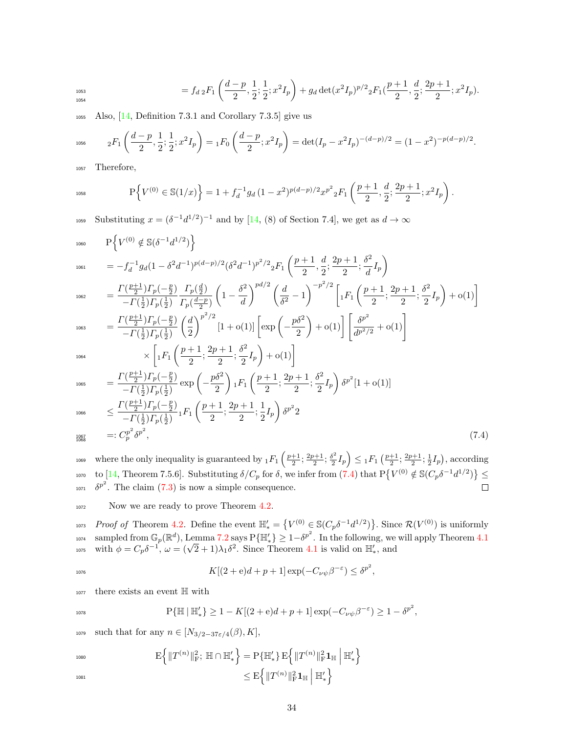$$= f_d \, {}_2F_1\left(\frac{d-p}{2}, \frac{1}{2}; \frac{1}{2}; x^2 I_p\right) + g_d \det(x^2 I_p)^{p/2} {}_2F_1\left(\frac{p+1}{2}, \frac{d}{2}; \frac{2p+1}{2}; x^2 I_p\right).$$

Also, [14, Definition 7.3.1 and Corollary 7.3.5] give us

$${}_2F_1\left(\frac{d-p}{2}, \frac{1}{2}; \frac{1}{2}; x^2 I_p\right) = {}_1F_0\left(\frac{d-p}{2}; x^2 I_p\right) = \det(I_p - x^2 I_p)^{-(d-p)/2} = (1-x^2)^{-p(d-p)/2}.$$

Therefore,

$$\mathrm{P}\Big\{V^{(0)} \in \mathbb{S}(1/x)\Big\} = 1 + f_d^{-1} g_d \,(1-x^2)^{p(d-p)/2} x^{p^2} {}_2F_1\left(\frac{p+1}{2}, \frac{d}{2}; \frac{2p+1}{2}; x^2 I_p\right).$$

Substituting $x = (\delta^{-1} d^{1/2})^{-1}$ and by [14, (8) of Section 7.4], we get as $d \to \infty$

$$
\begin{aligned}
&\mathrm{P}\Big\{V^{(0)} \notin \mathbb{S}(\delta^{-1} d^{1/2})\Big\} \\
&= -f_d^{-1} g_d (1 - \delta^2 d^{-1})^{p(d-p)/2} (\delta^2 d^{-1})^{p^2/2} {}_2F_1\left(\frac{p+1}{2}, \frac{d}{2}; \frac{2p+1}{2}; \frac{\delta^2}{d} I_p\right) \\
&= \frac{\Gamma(\frac{p+1}{2}) \Gamma_p(-\frac{p}{2})}{-\Gamma(\frac{1}{2}) \Gamma_p(\frac{1}{2})} \frac{\Gamma_p(\frac{d}{2})}{\Gamma_p(\frac{d-p}{2})} \left(1 - \frac{\delta^2}{d}\right)^{pd/2} \left(\frac{d}{\delta^2} - 1\right)^{-p^2/2} \left[{}_1F_1\left(\frac{p+1}{2}; \frac{2p+1}{2}; \frac{\delta^2}{2} I_p\right) + \mathrm{o}(1)\right] \\
&= \frac{\Gamma(\frac{p+1}{2}) \Gamma_p(-\frac{p}{2})}{-\Gamma(\frac{1}{2}) \Gamma_p(\frac{1}{2})} \left(\frac{d}{2}\right)^{p^2/2} [1 + \mathrm{o}(1)] \left[\exp\left(-\frac{p\delta^2}{2}\right) + \mathrm{o}(1)\right] \left[\frac{\delta^{p^2}}{d^{p^2/2}} + \mathrm{o}(1)\right] \\
&\qquad \times \left[{}_1F_1\left(\frac{p+1}{2}; \frac{2p+1}{2}; \frac{\delta^2}{2} I_p\right) + \mathrm{o}(1)\right] \\
&= \frac{\Gamma(\frac{p+1}{2}) \Gamma_p(-\frac{p}{2})}{-\Gamma(\frac{1}{2}) \Gamma_p(\frac{1}{2})} \exp\left(-\frac{p\delta^2}{2}\right) {}_1F_1\left(\frac{p+1}{2}; \frac{2p+1}{2}; \frac{\delta^2}{2} I_p\right) \delta^{p^2} [1 + \mathrm{o}(1)] \\
&\le \frac{\Gamma(\frac{p+1}{2}) \Gamma_p(-\frac{p}{2})}{-\Gamma(\frac{1}{2}) \Gamma_p(\frac{1}{2})} {}_1F_1\left(\frac{p+1}{2}; \frac{2p+1}{2}; \frac{1}{2} I_p\right) \delta^{p^2} 2 \\
&=: C_p^{p^2} \delta^{p^2}, 
\end{aligned}
\tag{7.4}
$$

where the only inequality is guaranteed by ${}_1F_1\left(\frac{p+1}{2}; \frac{2p+1}{2}; \frac{\delta^2}{2} I_p\right) \le {}_1F_1\left(\frac{p+1}{2}; \frac{2p+1}{2}; \frac{1}{2} I_p\right)$, according to [14, Theorem 7.5.6]. Substituting $\delta/C_p$ for $\delta$, we infer from (7.4) that $\mathrm{P}\big\{V^{(0)} \notin \mathbb{S}(C_p \delta^{-1} d^{1/2})\big\} \le \delta^{p^2}$. The claim (7.3) is now a simple consequence. ∎

Now we are ready to prove Theorem 4.2.

*Proof of* Theorem 4.2. Define the event $\mathbb{H}'_* = \big\{V^{(0)} \in \mathbb{S}(C_p \delta^{-1} d^{1/2})\big\}$. Since $\mathcal{R}(V^{(0)})$ is uniformly sampled from $\mathbb{G}_p(\mathbb{R}^d)$, Lemma 7.2 says $\mathrm{P}\{\mathbb{H}'_*\} \ge 1 - \delta^{p^2}$. In the following, we will apply Theorem 4.1 with $\phi = C_p \delta^{-1}$, $\omega = (\sqrt{2}+1)\lambda_1 \delta^2$. Since Theorem 4.1 is valid on $\mathbb{H}'_*$, and

$$K[(2+\mathrm{e})d + p + 1] \exp(-C_{\nu\psi} \beta^{-\varepsilon}) \le \delta^{p^2},$$

there exists an event $\mathbb{H}$ with

$$\mathrm{P}\{\mathbb{H} \mid \mathbb{H}'_*\} \ge 1 - K[(2+\mathrm{e})d + p + 1] \exp(-C_{\nu\psi} \beta^{-\varepsilon}) \ge 1 - \delta^{p^2},$$

such that for any $n \in [N_{3/2 - 37\varepsilon/4}(\beta), K]$,

$$
\begin{aligned}
\mathrm{E}\Big\{\|T^{(n)}\|_{\mathrm{F}}^2;\ \mathbb{H} \cap \mathbb{H}'_*\Big\} &= \mathrm{P}\{\mathbb{H}'_*\}\, \mathrm{E}\Big\{\|T^{(n)}\|_{\mathrm{F}}^2 \mathbf{1}_{\mathbb{H}} \,\Big|\, \mathbb{H}'_*\Big\} \\
&\le \mathrm{E}\Big\{\|T^{(n)}\|_{\mathrm{F}}^2 \mathbf{1}_{\mathbb{H}} \,\Big|\, \mathbb{H}'_*\Big\}
\end{aligned}
$$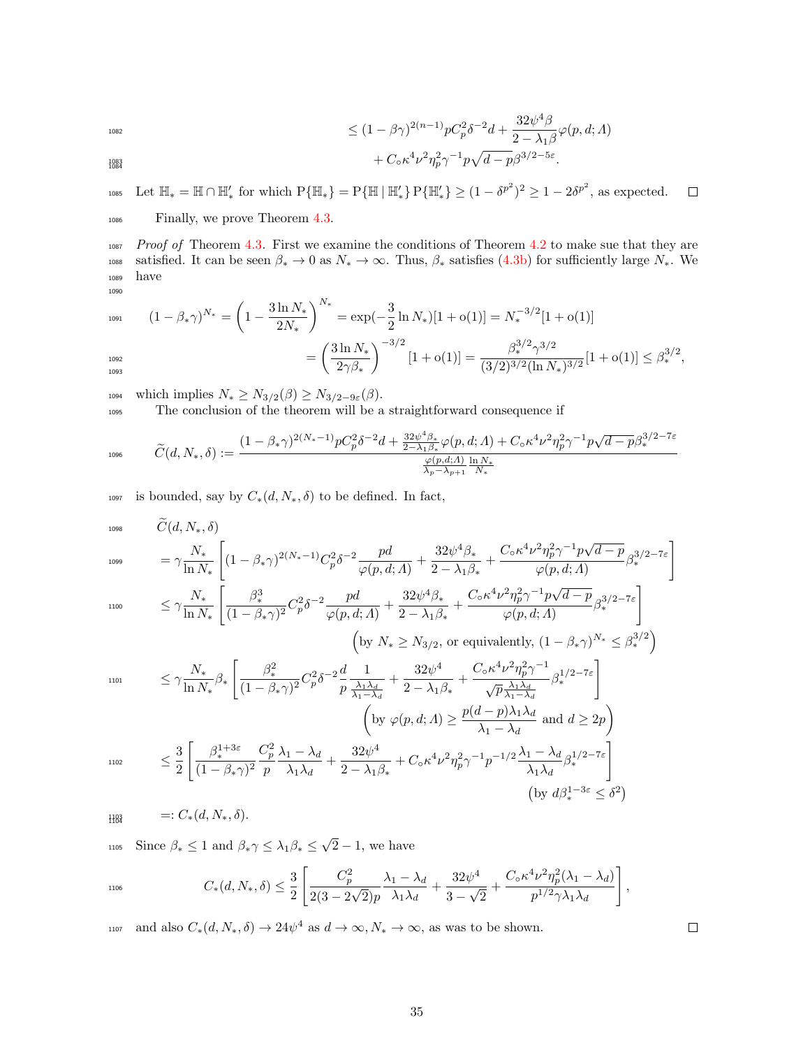$$
\begin{aligned}
&\leq (1-\beta\gamma)^{2(n-1)} p C_p^2 \delta^{-2} d + \frac{32\psi^4 \beta}{2-\lambda_1\beta}\varphi(p,d;\varLambda) \\
&\quad + C_\circ \kappa^4 \nu^2 \eta_p^2 \gamma^{-1} p\sqrt{d-p}\,\beta^{3/2-5\varepsilon}.
\end{aligned}
$$

Let $\mathbb{H}_* = \mathbb{H} \cap \mathbb{H}'_*$ for which $\mathrm{P}\{\mathbb{H}_*\} = \mathrm{P}\{\mathbb{H} \mid \mathbb{H}'_*\}\,\mathrm{P}\{\mathbb{H}'_*\} \geq (1-\delta^{p^2})^2 \geq 1 - 2\delta^{p^2}$, as expected. $\square$

Finally, we prove Theorem 4.3.

*Proof of* Theorem 4.3. First we examine the conditions of Theorem 4.2 to make sue that they are satisfied. It can be seen $\beta_* \to 0$ as $N_* \to \infty$. Thus, $\beta_*$ satisfies (4.3b) for sufficiently large $N_*$. We have

$$
\begin{aligned}
(1-\beta_*\gamma)^{N_*} &= \left(1 - \frac{3\ln N_*}{2N_*}\right)^{N_*} = \exp(-\frac{3}{2}\ln N_*)[1+\mathrm{o}(1)] = N_*^{-3/2}[1+\mathrm{o}(1)] \\
&= \left(\frac{3\ln N_*}{2\gamma\beta_*}\right)^{-3/2}[1+\mathrm{o}(1)] = \frac{\beta_*^{3/2}\gamma^{3/2}}{(3/2)^{3/2}(\ln N_*)^{3/2}}[1+\mathrm{o}(1)] \leq \beta_*^{3/2},
\end{aligned}
$$

which implies $N_* \geq N_{3/2}(\beta) \geq N_{3/2-9\varepsilon}(\beta)$.

The conclusion of the theorem will be a straightforward consequence if

$$
\widetilde{C}(d,N_*,\delta) := \frac{(1-\beta_*\gamma)^{2(N_*-1)} p C_p^2 \delta^{-2} d + \frac{32\psi^4\beta_*}{2-\lambda_1\beta_*}\varphi(p,d;\varLambda) + C_\circ \kappa^4\nu^2\eta_p^2\gamma^{-1}p\sqrt{d-p}\,\beta_*^{3/2-7\varepsilon}}{\frac{\varphi(p,d;\varLambda)}{\lambda_p-\lambda_{p+1}}\frac{\ln N_*}{N_*}}
$$

is bounded, say by $C_*(d,N_*,\delta)$ to be defined. In fact,

$$
\begin{aligned}
&\widetilde{C}(d,N_*,\delta) \\
&= \gamma\frac{N_*}{\ln N_*}\left[(1-\beta_*\gamma)^{2(N_*-1)} C_p^2\delta^{-2}\frac{pd}{\varphi(p,d;\varLambda)} + \frac{32\psi^4\beta_*}{2-\lambda_1\beta_*} + \frac{C_\circ\kappa^4\nu^2\eta_p^2\gamma^{-1}p\sqrt{d-p}}{\varphi(p,d;\varLambda)}\beta_*^{3/2-7\varepsilon}\right] \\
&\leq \gamma\frac{N_*}{\ln N_*}\left[\frac{\beta_*^3}{(1-\beta_*\gamma)^2} C_p^2\delta^{-2}\frac{pd}{\varphi(p,d;\varLambda)} + \frac{32\psi^4\beta_*}{2-\lambda_1\beta_*} + \frac{C_\circ\kappa^4\nu^2\eta_p^2\gamma^{-1}p\sqrt{d-p}}{\varphi(p,d;\varLambda)}\beta_*^{3/2-7\varepsilon}\right] \\
&\qquad\qquad \Big(\text{by } N_* \geq N_{3/2}, \text{ or equivalently, } (1-\beta_*\gamma)^{N_*} \leq \beta_*^{3/2}\Big) \\
&\leq \gamma\frac{N_*}{\ln N_*}\beta_*\left[\frac{\beta_*^2}{(1-\beta_*\gamma)^2} C_p^2\delta^{-2}\frac{d}{p}\frac{1}{\frac{\lambda_1\lambda_d}{\lambda_1-\lambda_d}} + \frac{32\psi^4}{2-\lambda_1\beta_*} + \frac{C_\circ\kappa^4\nu^2\eta_p^2\gamma^{-1}}{\sqrt{p}\frac{\lambda_1\lambda_d}{\lambda_1-\lambda_d}}\beta_*^{1/2-7\varepsilon}\right] \\
&\qquad\qquad \left(\text{by } \varphi(p,d;\varLambda) \geq \frac{p(d-p)\lambda_1\lambda_d}{\lambda_1-\lambda_d} \text{ and } d \geq 2p\right) \\
&\leq \frac{3}{2}\left[\frac{\beta_*^{1+3\varepsilon}}{(1-\beta_*\gamma)^2}\frac{C_p^2}{p}\frac{\lambda_1-\lambda_d}{\lambda_1\lambda_d} + \frac{32\psi^4}{2-\lambda_1\beta_*} + C_\circ\kappa^4\nu^2\eta_p^2\gamma^{-1}p^{-1/2}\frac{\lambda_1-\lambda_d}{\lambda_1\lambda_d}\beta_*^{1/2-7\varepsilon}\right] \\
&\qquad\qquad \big(\text{by } d\beta_*^{1-3\varepsilon} \leq \delta^2\big) \\
&=: C_*(d,N_*,\delta).
\end{aligned}
$$

Since $\beta_* \leq 1$ and $\beta_*\gamma \leq \lambda_1\beta_* \leq \sqrt{2}-1$, we have

$$
C_*(d,N_*,\delta) \leq \frac{3}{2}\left[\frac{C_p^2}{2(3-2\sqrt{2})p}\frac{\lambda_1-\lambda_d}{\lambda_1\lambda_d} + \frac{32\psi^4}{3-\sqrt{2}} + \frac{C_\circ\kappa^4\nu^2\eta_p^2(\lambda_1-\lambda_d)}{p^{1/2}\gamma\lambda_1\lambda_d}\right],
$$

and also $C_*(d,N_*,\delta) \to 24\psi^4$ as $d \to \infty, N_* \to \infty$, as was to be shown. $\square$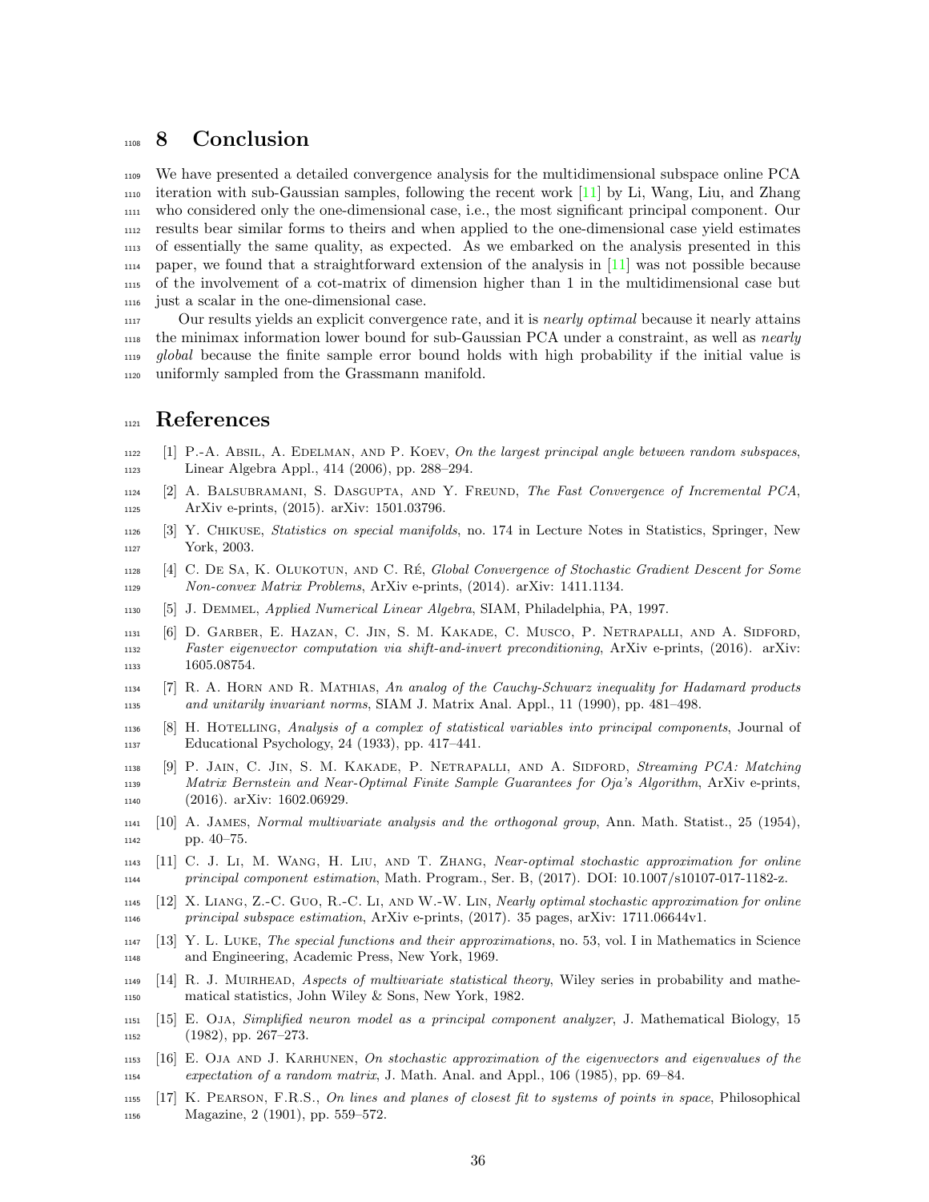## 8 Conclusion

We have presented a detailed convergence analysis for the multidimensional subspace online PCA iteration with sub-Gaussian samples, following the recent work [11] by Li, Wang, Liu, and Zhang who considered only the one-dimensional case, i.e., the most significant principal component. Our results bear similar forms to theirs and when applied to the one-dimensional case yield estimates of essentially the same quality, as expected. As we embarked on the analysis presented in this paper, we found that a straightforward extension of the analysis in [11] was not possible because of the involvement of a cot-matrix of dimension higher than 1 in the multidimensional case but just a scalar in the one-dimensional case.

Our results yields an explicit convergence rate, and it is *nearly optimal* because it nearly attains the minimax information lower bound for sub-Gaussian PCA under a constraint, as well as *nearly global* because the finite sample error bound holds with high probability if the initial value is uniformly sampled from the Grassmann manifold.

## References

[1] P.-A. Absil, A. Edelman, and P. Koev, *On the largest principal angle between random subspaces*, Linear Algebra Appl., 414 (2006), pp. 288–294.

[2] A. Balsubramani, S. Dasgupta, and Y. Freund, *The Fast Convergence of Incremental PCA*, ArXiv e-prints, (2015). arXiv: 1501.03796.

[3] Y. Chikuse, *Statistics on special manifolds*, no. 174 in Lecture Notes in Statistics, Springer, New York, 2003.

[4] C. De Sa, K. Olukotun, and C. Ré, *Global Convergence of Stochastic Gradient Descent for Some Non-convex Matrix Problems*, ArXiv e-prints, (2014). arXiv: 1411.1134.

[5] J. Demmel, *Applied Numerical Linear Algebra*, SIAM, Philadelphia, PA, 1997.

[6] D. Garber, E. Hazan, C. Jin, S. M. Kakade, C. Musco, P. Netrapalli, and A. Sidford, *Faster eigenvector computation via shift-and-invert preconditioning*, ArXiv e-prints, (2016). arXiv: 1605.08754.

[7] R. A. Horn and R. Mathias, *An analog of the Cauchy-Schwarz inequality for Hadamard products and unitarily invariant norms*, SIAM J. Matrix Anal. Appl., 11 (1990), pp. 481–498.

[8] H. Hotelling, *Analysis of a complex of statistical variables into principal components*, Journal of Educational Psychology, 24 (1933), pp. 417–441.

[9] P. Jain, C. Jin, S. M. Kakade, P. Netrapalli, and A. Sidford, *Streaming PCA: Matching Matrix Bernstein and Near-Optimal Finite Sample Guarantees for Oja's Algorithm*, ArXiv e-prints, (2016). arXiv: 1602.06929.

[10] A. James, *Normal multivariate analysis and the orthogonal group*, Ann. Math. Statist., 25 (1954), pp. 40–75.

[11] C. J. Li, M. Wang, H. Liu, and T. Zhang, *Near-optimal stochastic approximation for online principal component estimation*, Math. Program., Ser. B, (2017). DOI: 10.1007/s10107-017-1182-z.

[12] X. Liang, Z.-C. Guo, R.-C. Li, and W.-W. Lin, *Nearly optimal stochastic approximation for online principal subspace estimation*, ArXiv e-prints, (2017). 35 pages, arXiv: 1711.06644v1.

[13] Y. L. Luke, *The special functions and their approximations*, no. 53, vol. I in Mathematics in Science and Engineering, Academic Press, New York, 1969.

[14] R. J. Muirhead, *Aspects of multivariate statistical theory*, Wiley series in probability and mathematical statistics, John Wiley & Sons, New York, 1982.

[15] E. Oja, *Simplified neuron model as a principal component analyzer*, J. Mathematical Biology, 15 (1982), pp. 267–273.

[16] E. Oja and J. Karhunen, *On stochastic approximation of the eigenvectors and eigenvalues of the expectation of a random matrix*, J. Math. Anal. and Appl., 106 (1985), pp. 69–84.

[17] K. Pearson, F.R.S., *On lines and planes of closest fit to systems of points in space*, Philosophical Magazine, 2 (1901), pp. 559–572.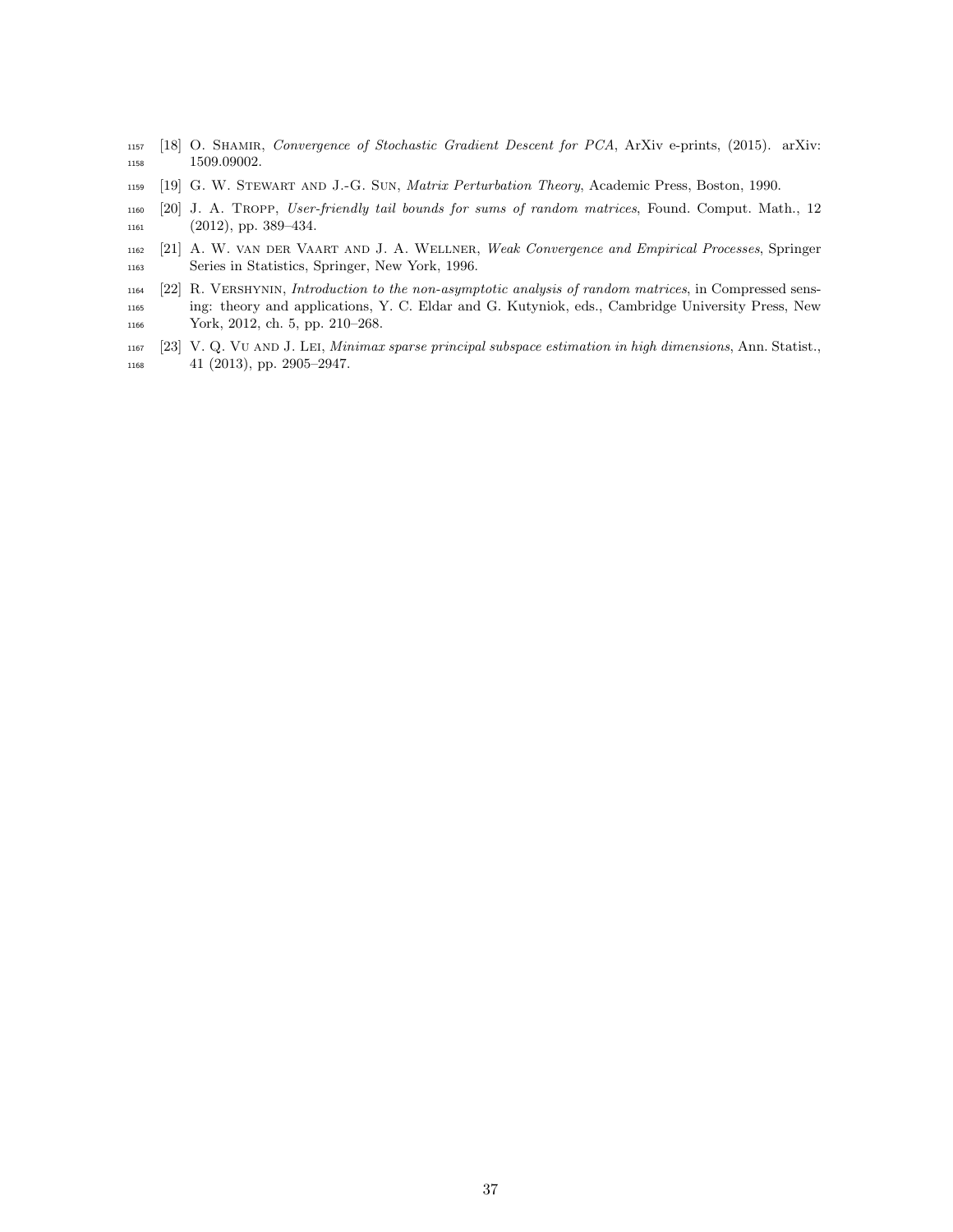[18] O. Shamir, *Convergence of Stochastic Gradient Descent for PCA*, ArXiv e-prints, (2015). arXiv: 1509.09002.

[19] G. W. Stewart and J.-G. Sun, *Matrix Perturbation Theory*, Academic Press, Boston, 1990.

[20] J. A. Tropp, *User-friendly tail bounds for sums of random matrices*, Found. Comput. Math., 12 (2012), pp. 389–434.

[21] A. W. van der Vaart and J. A. Wellner, *Weak Convergence and Empirical Processes*, Springer Series in Statistics, Springer, New York, 1996.

[22] R. Vershynin, *Introduction to the non-asymptotic analysis of random matrices*, in Compressed sensing: theory and applications, Y. C. Eldar and G. Kutyniok, eds., Cambridge University Press, New York, 2012, ch. 5, pp. 210–268.

[23] V. Q. Vu and J. Lei, *Minimax sparse principal subspace estimation in high dimensions*, Ann. Statist., 41 (2013), pp. 2905–2947.